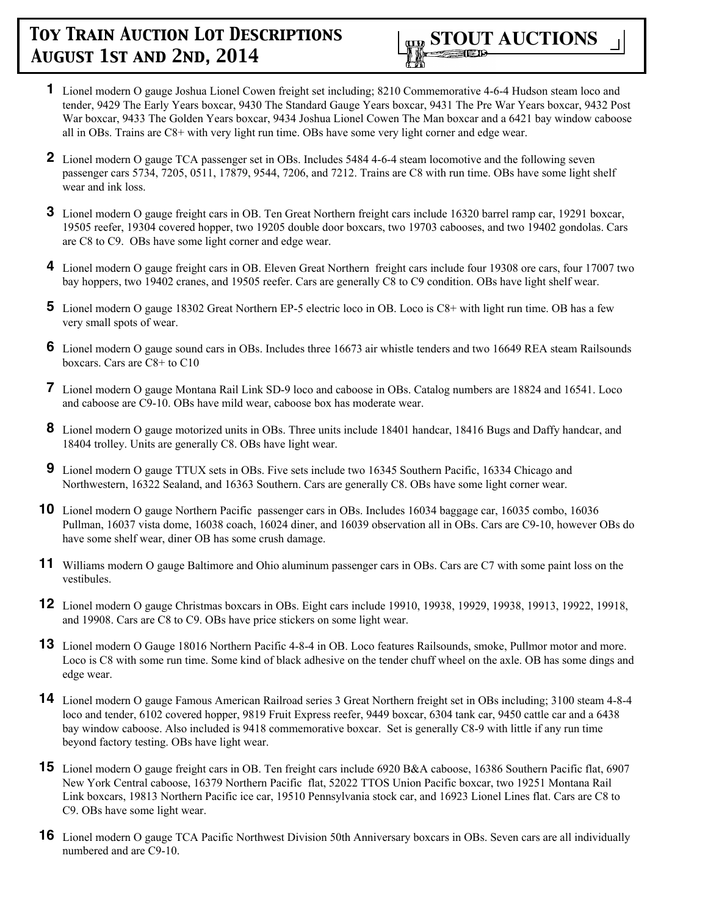# Toy Train Auction Lot Descriptions August 1st and 2nd, 2014

## STOUT AUCTIONS

**1** Lionel modern O gauge Joshua Lionel Cowen freight set including; 8210 Commemorative 4-6-4 Hudson steam loco and tender, 9429 The Early Years boxcar, 9430 The Standard Gauge Years boxcar, 9431 The Pre War Years boxcar, 9432 Post War boxcar, 9433 The Golden Years boxcar, 9434 Joshua Lionel Cowen The Man boxcar and a 6421 bay window caboose all in OBs. Trains are C8+ with very light run time. OBs have some very light corner and edge wear.

**2** Lionel modern O gauge TCA passenger set in OBs. Includes 5484 4-6-4 steam locomotive and the following seven passenger cars 5734, 7205, 0511, 17879, 9544, 7206, and 7212. Trains are C8 with run time. OBs have some light shelf wear and ink loss.

**3** Lionel modern O gauge freight cars in OB. Ten Great Northern freight cars include 16320 barrel ramp car, 19291 boxcar, 19505 reefer, 19304 covered hopper, two 19205 double door boxcars, two 19703 cabooses, and two 19402 gondolas. Cars are C8 to C9. OBs have some light corner and edge wear.

**4** Lionel modern O gauge freight cars in OB. Eleven Great Northern freight cars include four 19308 ore cars, four 17007 two bay hoppers, two 19402 cranes, and 19505 reefer. Cars are generally C8 to C9 condition. OBs have light shelf wear.

**5** Lionel modern O gauge 18302 Great Northern EP-5 electric loco in OB. Loco is C8+ with light run time. OB has a few very small spots of wear.

**6** Lionel modern O gauge sound cars in OBs. Includes three 16673 air whistle tenders and two 16649 REA steam Railsounds boxcars. Cars are C8+ to C10

**7** Lionel modern O gauge Montana Rail Link SD-9 loco and caboose in OBs. Catalog numbers are 18824 and 16541. Loco and caboose are C9-10. OBs have mild wear, caboose box has moderate wear.

**8** Lionel modern O gauge motorized units in OBs. Three units include 18401 handcar, 18416 Bugs and Daffy handcar, and 18404 trolley. Units are generally C8. OBs have light wear.

**9** Lionel modern O gauge TTUX sets in OBs. Five sets include two 16345 Southern Pacific, 16334 Chicago and Northwestern, 16322 Sealand, and 16363 Southern. Cars are generally C8. OBs have some light corner wear.

**10** Lionel modern O gauge Northern Pacific passenger cars in OBs. Includes 16034 baggage car, 16035 combo, 16036 Pullman, 16037 vista dome, 16038 coach, 16024 diner, and 16039 observation all in OBs. Cars are C9-10, however OBs do have some shelf wear, diner OB has some crush damage.

**11** Williams modern O gauge Baltimore and Ohio aluminum passenger cars in OBs. Cars are C7 with some paint loss on the vestibules.

**12** Lionel modern O gauge Christmas boxcars in OBs. Eight cars include 19910, 19938, 19929, 19938, 19913, 19922, 19918, and 19908. Cars are C8 to C9. OBs have price stickers on some light wear.

**13** Lionel modern O Gauge 18016 Northern Pacific 4-8-4 in OB. Loco features Railsounds, smoke, Pullmor motor and more. Loco is C8 with some run time. Some kind of black adhesive on the tender chuff wheel on the axle. OB has some dings and edge wear.

**14** Lionel modern O gauge Famous American Railroad series 3 Great Northern freight set in OBs including; 3100 steam 4-8-4 loco and tender, 6102 covered hopper, 9819 Fruit Express reefer, 9449 boxcar, 6304 tank car, 9450 cattle car and a 6438 bay window caboose. Also included is 9418 commemorative boxcar. Set is generally C8-9 with little if any run time beyond factory testing. OBs have light wear.

**15** Lionel modern O gauge freight cars in OB. Ten freight cars include 6920 B&A caboose, 16386 Southern Pacific flat, 6907 New York Central caboose, 16379 Northern Pacific flat, 52022 TTOS Union Pacific boxcar, two 19251 Montana Rail Link boxcars, 19813 Northern Pacific ice car, 19510 Pennsylvania stock car, and 16923 Lionel Lines flat. Cars are C8 to C9. OBs have some light wear.

**16** Lionel modern O gauge TCA Pacific Northwest Division 50th Anniversary boxcars in OBs. Seven cars are all individually numbered and are C9-10.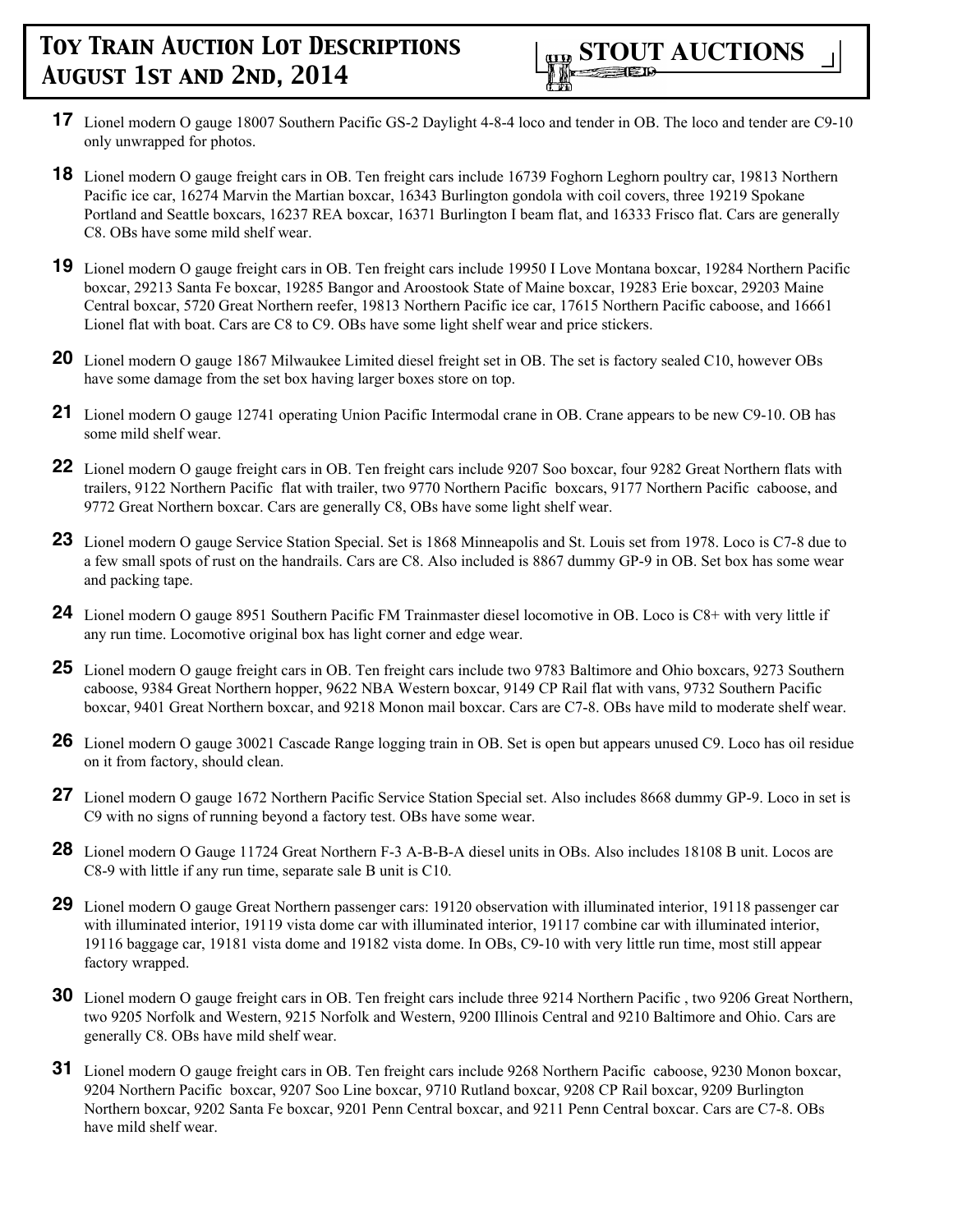**17** Lionel modern O gauge 18007 Southern Pacific GS-2 Daylight 4-8-4 loco and tender in OB. The loco and tender are C9-10 only unwrapped for photos.

**18** Lionel modern O gauge freight cars in OB. Ten freight cars include 16739 Foghorn Leghorn poultry car, 19813 Northern Pacific ice car, 16274 Marvin the Martian boxcar, 16343 Burlington gondola with coil covers, three 19219 Spokane Portland and Seattle boxcars, 16237 REA boxcar, 16371 Burlington I beam flat, and 16333 Frisco flat. Cars are generally C8. OBs have some mild shelf wear.

**19** Lionel modern O gauge freight cars in OB. Ten freight cars include 19950 I Love Montana boxcar, 19284 Northern Pacific boxcar, 29213 Santa Fe boxcar, 19285 Bangor and Aroostook State of Maine boxcar, 19283 Erie boxcar, 29203 Maine Central boxcar, 5720 Great Northern reefer, 19813 Northern Pacific ice car, 17615 Northern Pacific caboose, and 16661 Lionel flat with boat. Cars are C8 to C9. OBs have some light shelf wear and price stickers.

**20** Lionel modern O gauge 1867 Milwaukee Limited diesel freight set in OB. The set is factory sealed C10, however OBs have some damage from the set box having larger boxes store on top.

**21** Lionel modern O gauge 12741 operating Union Pacific Intermodal crane in OB. Crane appears to be new C9-10. OB has some mild shelf wear.

**22** Lionel modern O gauge freight cars in OB. Ten freight cars include 9207 Soo boxcar, four 9282 Great Northern flats with trailers, 9122 Northern Pacific flat with trailer, two 9770 Northern Pacific boxcars, 9177 Northern Pacific caboose, and 9772 Great Northern boxcar. Cars are generally C8, OBs have some light shelf wear.

**23** Lionel modern O gauge Service Station Special. Set is 1868 Minneapolis and St. Louis set from 1978. Loco is C7-8 due to a few small spots of rust on the handrails. Cars are C8. Also included is 8867 dummy GP-9 in OB. Set box has some wear and packing tape.

**24** Lionel modern O gauge 8951 Southern Pacific FM Trainmaster diesel locomotive in OB. Loco is C8+ with very little if any run time. Locomotive original box has light corner and edge wear.

**25** Lionel modern O gauge freight cars in OB. Ten freight cars include two 9783 Baltimore and Ohio boxcars, 9273 Southern caboose, 9384 Great Northern hopper, 9622 NBA Western boxcar, 9149 CP Rail flat with vans, 9732 Southern Pacific boxcar, 9401 Great Northern boxcar, and 9218 Monon mail boxcar. Cars are C7-8. OBs have mild to moderate shelf wear.

**26** Lionel modern O gauge 30021 Cascade Range logging train in OB. Set is open but appears unused C9. Loco has oil residue on it from factory, should clean.

**27** Lionel modern O gauge 1672 Northern Pacific Service Station Special set. Also includes 8668 dummy GP-9. Loco in set is C9 with no signs of running beyond a factory test. OBs have some wear.

**28** Lionel modern O Gauge 11724 Great Northern F-3 A-B-B-A diesel units in OBs. Also includes 18108 B unit. Locos are C8-9 with little if any run time, separate sale B unit is C10.

**29** Lionel modern O gauge Great Northern passenger cars: 19120 observation with illuminated interior, 19118 passenger car with illuminated interior, 19119 vista dome car with illuminated interior, 19117 combine car with illuminated interior, 19116 baggage car, 19181 vista dome and 19182 vista dome. In OBs, C9-10 with very little run time, most still appear factory wrapped.

**30** Lionel modern O gauge freight cars in OB. Ten freight cars include three 9214 Northern Pacific , two 9206 Great Northern, two 9205 Norfolk and Western, 9215 Norfolk and Western, 9200 Illinois Central and 9210 Baltimore and Ohio. Cars are generally C8. OBs have mild shelf wear.

**31** Lionel modern O gauge freight cars in OB. Ten freight cars include 9268 Northern Pacific caboose, 9230 Monon boxcar, 9204 Northern Pacific boxcar, 9207 Soo Line boxcar, 9710 Rutland boxcar, 9208 CP Rail boxcar, 9209 Burlington Northern boxcar, 9202 Santa Fe boxcar, 9201 Penn Central boxcar, and 9211 Penn Central boxcar. Cars are C7-8. OBs have mild shelf wear.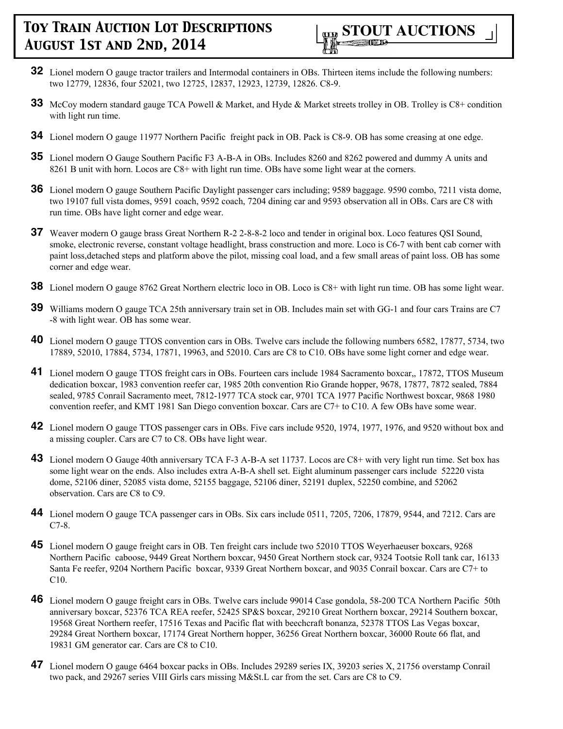**32** Lionel modern O gauge tractor trailers and Intermodal containers in OBs. Thirteen items include the following numbers: two 12779, 12836, four 52021, two 12725, 12837, 12923, 12739, 12826. C8-9.

**33** McCoy modern standard gauge TCA Powell & Market, and Hyde & Market streets trolley in OB. Trolley is C8+ condition with light run time.

**34** Lionel modern O gauge 11977 Northern Pacific freight pack in OB. Pack is C8-9. OB has some creasing at one edge.

**35** Lionel modern O Gauge Southern Pacific F3 A-B-A in OBs. Includes 8260 and 8262 powered and dummy A units and 8261 B unit with horn. Locos are C8+ with light run time. OBs have some light wear at the corners.

**36** Lionel modern O gauge Southern Pacific Daylight passenger cars including; 9589 baggage. 9590 combo, 7211 vista dome, two 19107 full vista domes, 9591 coach, 9592 coach, 7204 dining car and 9593 observation all in OBs. Cars are C8 with run time. OBs have light corner and edge wear.

**37** Weaver modern O gauge brass Great Northern R-2 2-8-8-2 loco and tender in original box. Loco features QSI Sound, smoke, electronic reverse, constant voltage headlight, brass construction and more. Loco is C6-7 with bent cab corner with paint loss,detached steps and platform above the pilot, missing coal load, and a few small areas of paint loss. OB has some corner and edge wear.

**38** Lionel modern O gauge 8762 Great Northern electric loco in OB. Loco is C8+ with light run time. OB has some light wear.

**39** Williams modern O gauge TCA 25th anniversary train set in OB. Includes main set with GG-1 and four cars Trains are C7 -8 with light wear. OB has some wear.

**40** Lionel modern O gauge TTOS convention cars in OBs. Twelve cars include the following numbers 6582, 17877, 5734, two 17889, 52010, 17884, 5734, 17871, 19963, and 52010. Cars are C8 to C10. OBs have some light corner and edge wear.

**41** Lionel modern O gauge TTOS freight cars in OBs. Fourteen cars include 1984 Sacramento boxcar,, 17872, TTOS Museum dedication boxcar, 1983 convention reefer car, 1985 20th convention Rio Grande hopper, 9678, 17877, 7872 sealed, 7884 sealed, 9785 Conrail Sacramento meet, 7812-1977 TCA stock car, 9701 TCA 1977 Pacific Northwest boxcar, 9868 1980 convention reefer, and KMT 1981 San Diego convention boxcar. Cars are C7+ to C10. A few OBs have some wear.

**42** Lionel modern O gauge TTOS passenger cars in OBs. Five cars include 9520, 1974, 1977, 1976, and 9520 without box and a missing coupler. Cars are C7 to C8. OBs have light wear.

**43** Lionel modern O Gauge 40th anniversary TCA F-3 A-B-A set 11737. Locos are C8+ with very light run time. Set box has some light wear on the ends. Also includes extra A-B-A shell set. Eight aluminum passenger cars include 52220 vista dome, 52106 diner, 52085 vista dome, 52155 baggage, 52106 diner, 52191 duplex, 52250 combine, and 52062 observation. Cars are C8 to C9.

**44** Lionel modern O gauge TCA passenger cars in OBs. Six cars include 0511, 7205, 7206, 17879, 9544, and 7212. Cars are C7-8.

**45** Lionel modern O gauge freight cars in OB. Ten freight cars include two 52010 TTOS Weyerhaeuser boxcars, 9268 Northern Pacific caboose, 9449 Great Northern boxcar, 9450 Great Northern stock car, 9324 Tootsie Roll tank car, 16133 Santa Fe reefer, 9204 Northern Pacific boxcar, 9339 Great Northern boxcar, and 9035 Conrail boxcar. Cars are C7+ to C10.

**46** Lionel modern O gauge freight cars in OBs. Twelve cars include 99014 Case gondola, 58-200 TCA Northern Pacific 50th anniversary boxcar, 52376 TCA REA reefer, 52425 SP&S boxcar, 29210 Great Northern boxcar, 29214 Southern boxcar, 19568 Great Northern reefer, 17516 Texas and Pacific flat with beechcraft bonanza, 52378 TTOS Las Vegas boxcar, 29284 Great Northern boxcar, 17174 Great Northern hopper, 36256 Great Northern boxcar, 36000 Route 66 flat, and 19831 GM generator car. Cars are C8 to C10.

**47** Lionel modern O gauge 6464 boxcar packs in OBs. Includes 29289 series IX, 39203 series X, 21756 overstamp Conrail two pack, and 29267 series VIII Girls cars missing M&St.L car from the set. Cars are C8 to C9.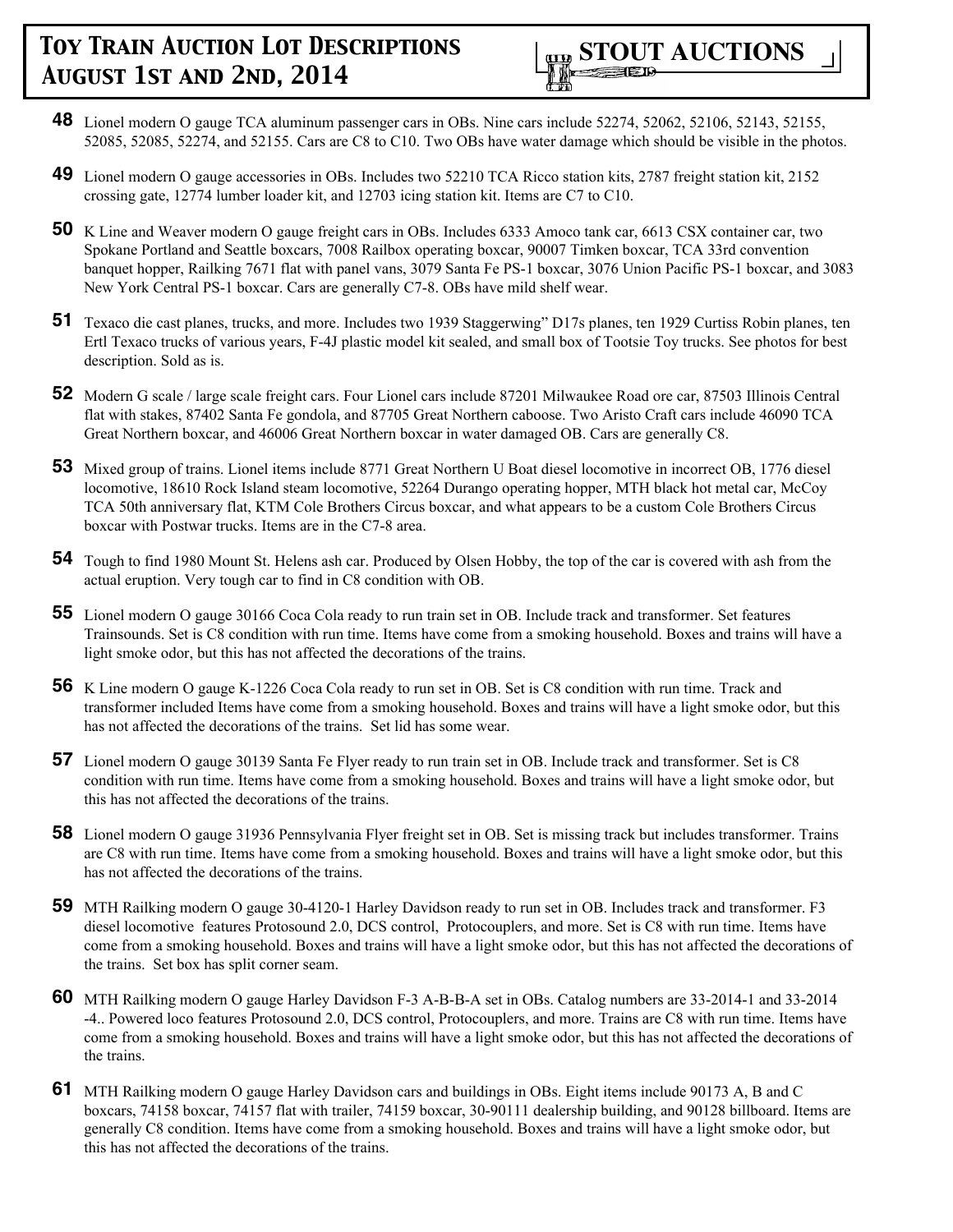**48** Lionel modern O gauge TCA aluminum passenger cars in OBs. Nine cars include 52274, 52062, 52106, 52143, 52155, 52085, 52085, 52274, and 52155. Cars are C8 to C10. Two OBs have water damage which should be visible in the photos.

**49** Lionel modern O gauge accessories in OBs. Includes two 52210 TCA Ricco station kits, 2787 freight station kit, 2152 crossing gate, 12774 lumber loader kit, and 12703 icing station kit. Items are C7 to C10.

**50** K Line and Weaver modern O gauge freight cars in OBs. Includes 6333 Amoco tank car, 6613 CSX container car, two Spokane Portland and Seattle boxcars, 7008 Railbox operating boxcar, 90007 Timken boxcar, TCA 33rd convention banquet hopper, Railking 7671 flat with panel vans, 3079 Santa Fe PS-1 boxcar, 3076 Union Pacific PS-1 boxcar, and 3083 New York Central PS-1 boxcar. Cars are generally C7-8. OBs have mild shelf wear.

**51** Texaco die cast planes, trucks, and more. Includes two 1939 Staggerwing" D17s planes, ten 1929 Curtiss Robin planes, ten Ertl Texaco trucks of various years, F-4J plastic model kit sealed, and small box of Tootsie Toy trucks. See photos for best description. Sold as is.

**52** Modern G scale / large scale freight cars. Four Lionel cars include 87201 Milwaukee Road ore car, 87503 Illinois Central flat with stakes, 87402 Santa Fe gondola, and 87705 Great Northern caboose. Two Aristo Craft cars include 46090 TCA Great Northern boxcar, and 46006 Great Northern boxcar in water damaged OB. Cars are generally C8.

**53** Mixed group of trains. Lionel items include 8771 Great Northern U Boat diesel locomotive in incorrect OB, 1776 diesel locomotive, 18610 Rock Island steam locomotive, 52264 Durango operating hopper, MTH black hot metal car, McCoy TCA 50th anniversary flat, KTM Cole Brothers Circus boxcar, and what appears to be a custom Cole Brothers Circus boxcar with Postwar trucks. Items are in the C7-8 area.

**54** Tough to find 1980 Mount St. Helens ash car. Produced by Olsen Hobby, the top of the car is covered with ash from the actual eruption. Very tough car to find in C8 condition with OB.

**55** Lionel modern O gauge 30166 Coca Cola ready to run train set in OB. Include track and transformer. Set features Trainsounds. Set is C8 condition with run time. Items have come from a smoking household. Boxes and trains will have a light smoke odor, but this has not affected the decorations of the trains.

**56** K Line modern O gauge K-1226 Coca Cola ready to run set in OB. Set is C8 condition with run time. Track and transformer included Items have come from a smoking household. Boxes and trains will have a light smoke odor, but this has not affected the decorations of the trains. Set lid has some wear.

**57** Lionel modern O gauge 30139 Santa Fe Flyer ready to run train set in OB. Include track and transformer. Set is C8 condition with run time. Items have come from a smoking household. Boxes and trains will have a light smoke odor, but this has not affected the decorations of the trains.

**58** Lionel modern O gauge 31936 Pennsylvania Flyer freight set in OB. Set is missing track but includes transformer. Trains are C8 with run time. Items have come from a smoking household. Boxes and trains will have a light smoke odor, but this has not affected the decorations of the trains.

**59** MTH Railking modern O gauge 30-4120-1 Harley Davidson ready to run set in OB. Includes track and transformer. F3 diesel locomotive features Protosound 2.0, DCS control, Protocouplers, and more. Set is C8 with run time. Items have come from a smoking household. Boxes and trains will have a light smoke odor, but this has not affected the decorations of the trains. Set box has split corner seam.

**60** MTH Railking modern O gauge Harley Davidson F-3 A-B-B-A set in OBs. Catalog numbers are 33-2014-1 and 33-2014 -4.. Powered loco features Protosound 2.0, DCS control, Protocouplers, and more. Trains are C8 with run time. Items have come from a smoking household. Boxes and trains will have a light smoke odor, but this has not affected the decorations of the trains.

**61** MTH Railking modern O gauge Harley Davidson cars and buildings in OBs. Eight items include 90173 A, B and C boxcars, 74158 boxcar, 74157 flat with trailer, 74159 boxcar, 30-90111 dealership building, and 90128 billboard. Items are generally C8 condition. Items have come from a smoking household. Boxes and trains will have a light smoke odor, but this has not affected the decorations of the trains.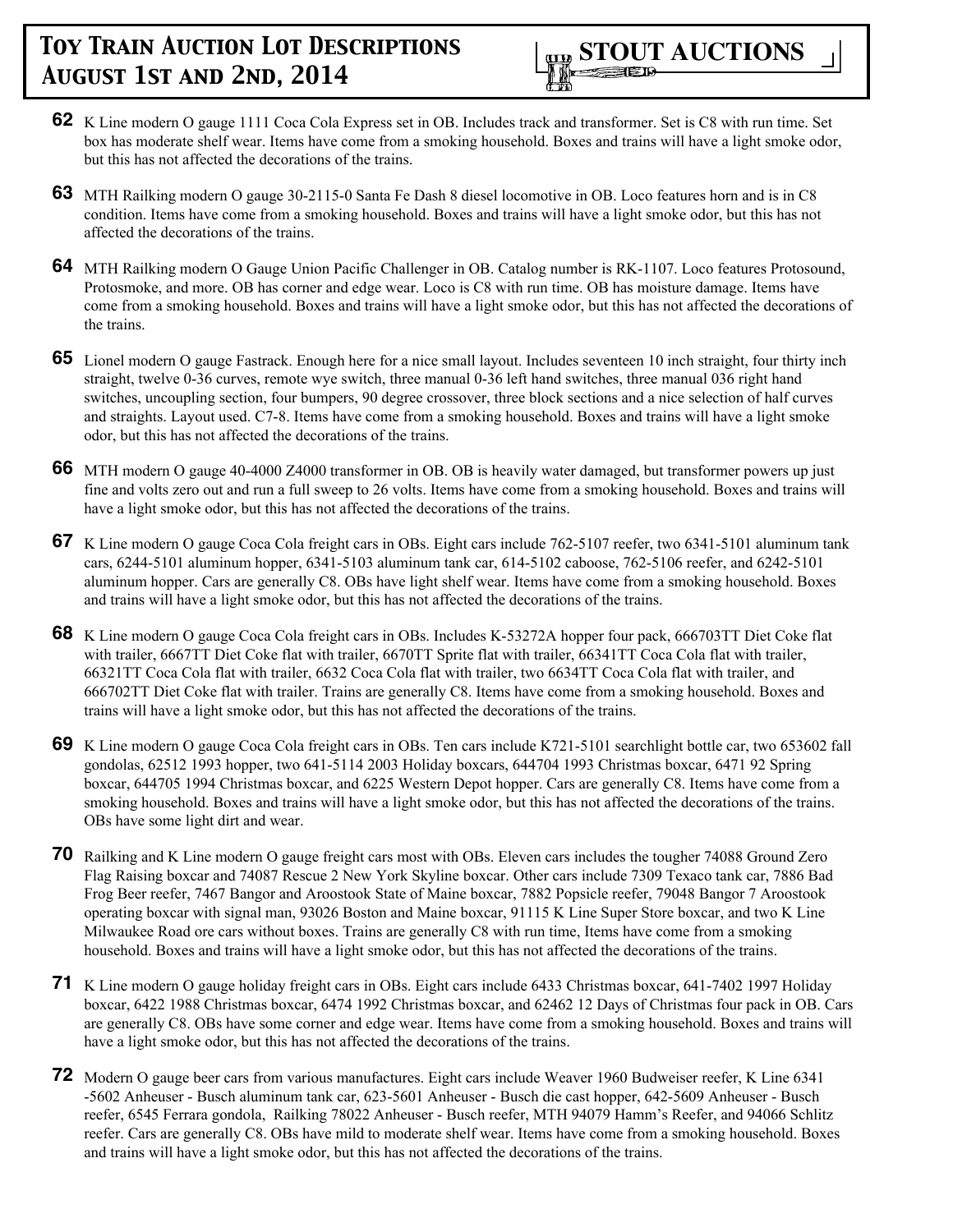**62** K Line modern O gauge 1111 Coca Cola Express set in OB. Includes track and transformer. Set is C8 with run time. Set box has moderate shelf wear. Items have come from a smoking household. Boxes and trains will have a light smoke odor, but this has not affected the decorations of the trains.

**63** MTH Railking modern O gauge 30-2115-0 Santa Fe Dash 8 diesel locomotive in OB. Loco features horn and is in C8 condition. Items have come from a smoking household. Boxes and trains will have a light smoke odor, but this has not affected the decorations of the trains.

**64** MTH Railking modern O Gauge Union Pacific Challenger in OB. Catalog number is RK-1107. Loco features Protosound, Protosmoke, and more. OB has corner and edge wear. Loco is C8 with run time. OB has moisture damage. Items have come from a smoking household. Boxes and trains will have a light smoke odor, but this has not affected the decorations of the trains.

**65** Lionel modern O gauge Fastrack. Enough here for a nice small layout. Includes seventeen 10 inch straight, four thirty inch straight, twelve 0-36 curves, remote wye switch, three manual 0-36 left hand switches, three manual 036 right hand switches, uncoupling section, four bumpers, 90 degree crossover, three block sections and a nice selection of half curves and straights. Layout used. C7-8. Items have come from a smoking household. Boxes and trains will have a light smoke odor, but this has not affected the decorations of the trains.

**66** MTH modern O gauge 40-4000 Z4000 transformer in OB. OB is heavily water damaged, but transformer powers up just fine and volts zero out and run a full sweep to 26 volts. Items have come from a smoking household. Boxes and trains will have a light smoke odor, but this has not affected the decorations of the trains.

**67** K Line modern O gauge Coca Cola freight cars in OBs. Eight cars include 762-5107 reefer, two 6341-5101 aluminum tank cars, 6244-5101 aluminum hopper, 6341-5103 aluminum tank car, 614-5102 caboose, 762-5106 reefer, and 6242-5101 aluminum hopper. Cars are generally C8. OBs have light shelf wear. Items have come from a smoking household. Boxes and trains will have a light smoke odor, but this has not affected the decorations of the trains.

**68** K Line modern O gauge Coca Cola freight cars in OBs. Includes K-53272A hopper four pack, 666703TT Diet Coke flat with trailer, 6667TT Diet Coke flat with trailer, 6670TT Sprite flat with trailer, 66341TT Coca Cola flat with trailer, 66321TT Coca Cola flat with trailer, 6632 Coca Cola flat with trailer, two 6634TT Coca Cola flat with trailer, and 666702TT Diet Coke flat with trailer. Trains are generally C8. Items have come from a smoking household. Boxes and trains will have a light smoke odor, but this has not affected the decorations of the trains.

**69** K Line modern O gauge Coca Cola freight cars in OBs. Ten cars include K721-5101 searchlight bottle car, two 653602 fall gondolas, 62512 1993 hopper, two 641-5114 2003 Holiday boxcars, 644704 1993 Christmas boxcar, 6471 92 Spring boxcar, 644705 1994 Christmas boxcar, and 6225 Western Depot hopper. Cars are generally C8. Items have come from a smoking household. Boxes and trains will have a light smoke odor, but this has not affected the decorations of the trains. OBs have some light dirt and wear.

**70** Railking and K Line modern O gauge freight cars most with OBs. Eleven cars includes the tougher 74088 Ground Zero Flag Raising boxcar and 74087 Rescue 2 New York Skyline boxcar. Other cars include 7309 Texaco tank car, 7886 Bad Frog Beer reefer, 7467 Bangor and Aroostook State of Maine boxcar, 7882 Popsicle reefer, 79048 Bangor 7 Aroostook operating boxcar with signal man, 93026 Boston and Maine boxcar, 91115 K Line Super Store boxcar, and two K Line Milwaukee Road ore cars without boxes. Trains are generally C8 with run time, Items have come from a smoking household. Boxes and trains will have a light smoke odor, but this has not affected the decorations of the trains.

**71** K Line modern O gauge holiday freight cars in OBs. Eight cars include 6433 Christmas boxcar, 641-7402 1997 Holiday boxcar, 6422 1988 Christmas boxcar, 6474 1992 Christmas boxcar, and 62462 12 Days of Christmas four pack in OB. Cars are generally C8. OBs have some corner and edge wear. Items have come from a smoking household. Boxes and trains will have a light smoke odor, but this has not affected the decorations of the trains.

**72** Modern O gauge beer cars from various manufactures. Eight cars include Weaver 1960 Budweiser reefer, K Line 6341 -5602 Anheuser - Busch aluminum tank car, 623-5601 Anheuser - Busch die cast hopper, 642-5609 Anheuser - Busch reefer, 6545 Ferrara gondola, Railking 78022 Anheuser - Busch reefer, MTH 94079 Hamm's Reefer, and 94066 Schlitz reefer. Cars are generally C8. OBs have mild to moderate shelf wear. Items have come from a smoking household. Boxes and trains will have a light smoke odor, but this has not affected the decorations of the trains.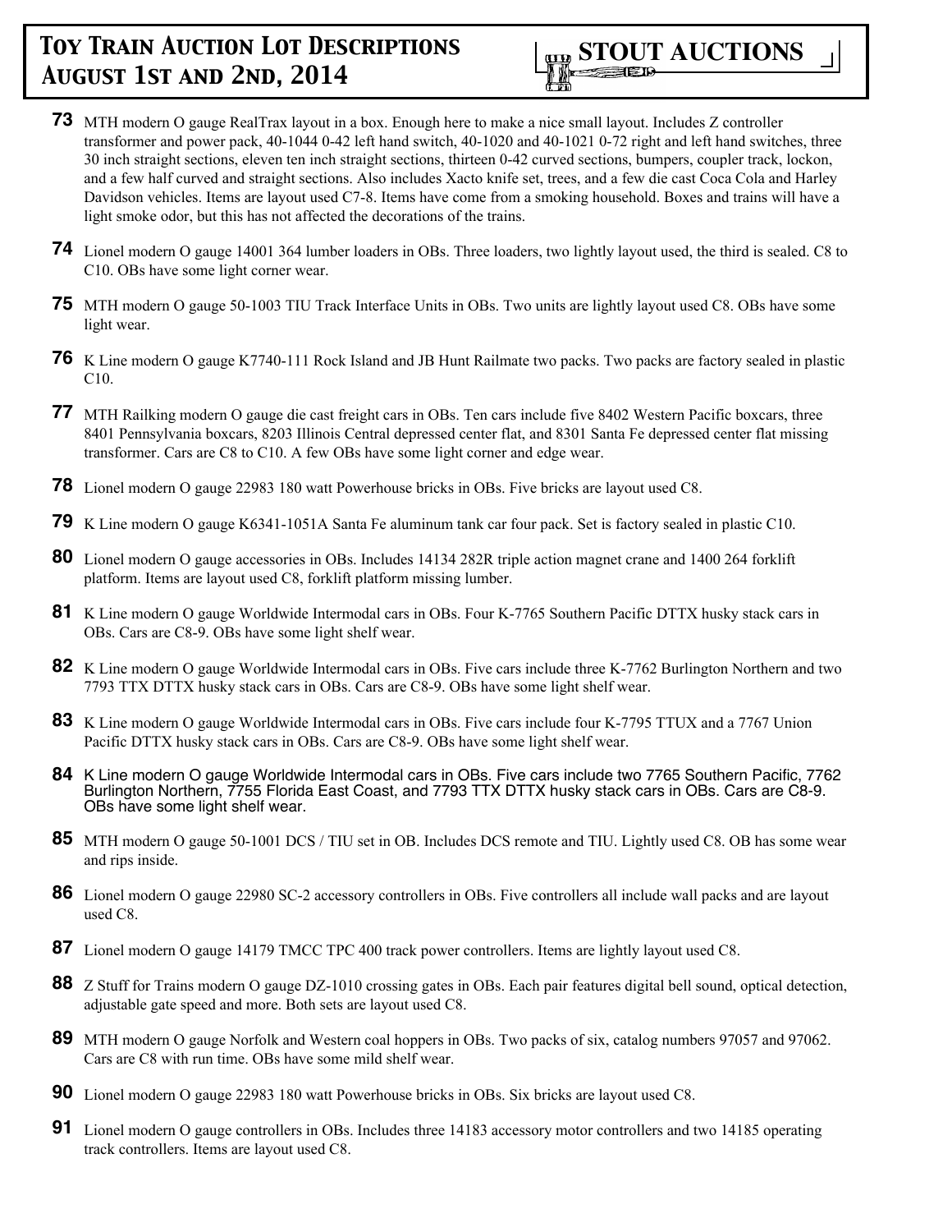**73** MTH modern O gauge RealTrax layout in a box. Enough here to make a nice small layout. Includes Z controller transformer and power pack, 40-1044 0-42 left hand switch, 40-1020 and 40-1021 0-72 right and left hand switches, three 30 inch straight sections, eleven ten inch straight sections, thirteen 0-42 curved sections, bumpers, coupler track, lockon, and a few half curved and straight sections. Also includes Xacto knife set, trees, and a few die cast Coca Cola and Harley Davidson vehicles. Items are layout used C7-8. Items have come from a smoking household. Boxes and trains will have a light smoke odor, but this has not affected the decorations of the trains.

**74** Lionel modern O gauge 14001 364 lumber loaders in OBs. Three loaders, two lightly layout used, the third is sealed. C8 to C10. OBs have some light corner wear.

**75** MTH modern O gauge 50-1003 TIU Track Interface Units in OBs. Two units are lightly layout used C8. OBs have some light wear.

**76** K Line modern O gauge K7740-111 Rock Island and JB Hunt Railmate two packs. Two packs are factory sealed in plastic C10.

**77** MTH Railking modern O gauge die cast freight cars in OBs. Ten cars include five 8402 Western Pacific boxcars, three 8401 Pennsylvania boxcars, 8203 Illinois Central depressed center flat, and 8301 Santa Fe depressed center flat missing transformer. Cars are C8 to C10. A few OBs have some light corner and edge wear.

**78** Lionel modern O gauge 22983 180 watt Powerhouse bricks in OBs. Five bricks are layout used C8.

**79** K Line modern O gauge K6341-1051A Santa Fe aluminum tank car four pack. Set is factory sealed in plastic C10.

**80** Lionel modern O gauge accessories in OBs. Includes 14134 282R triple action magnet crane and 1400 264 forklift platform. Items are layout used C8, forklift platform missing lumber.

**81** K Line modern O gauge Worldwide Intermodal cars in OBs. Four K-7765 Southern Pacific DTTX husky stack cars in OBs. Cars are C8-9. OBs have some light shelf wear.

**82** K Line modern O gauge Worldwide Intermodal cars in OBs. Five cars include three K-7762 Burlington Northern and two 7793 TTX DTTX husky stack cars in OBs. Cars are C8-9. OBs have some light shelf wear.

**83** K Line modern O gauge Worldwide Intermodal cars in OBs. Five cars include four K-7795 TTUX and a 7767 Union Pacific DTTX husky stack cars in OBs. Cars are C8-9. OBs have some light shelf wear.

**84** K Line modern O gauge Worldwide Intermodal cars in OBs. Five cars include two 7765 Southern Pacific, 7762 Burlington Northern, 7755 Florida East Coast, and 7793 TTX DTTX husky stack cars in OBs. Cars are C8-9. OBs have some light shelf wear.

**85** MTH modern O gauge 50-1001 DCS / TIU set in OB. Includes DCS remote and TIU. Lightly used C8. OB has some wear and rips inside.

**86** Lionel modern O gauge 22980 SC-2 accessory controllers in OBs. Five controllers all include wall packs and are layout used C8.

**87** Lionel modern O gauge 14179 TMCC TPC 400 track power controllers. Items are lightly layout used C8.

**88** Z Stuff for Trains modern O gauge DZ-1010 crossing gates in OBs. Each pair features digital bell sound, optical detection, adjustable gate speed and more. Both sets are layout used C8.

**89** MTH modern O gauge Norfolk and Western coal hoppers in OBs. Two packs of six, catalog numbers 97057 and 97062. Cars are C8 with run time. OBs have some mild shelf wear.

**90** Lionel modern O gauge 22983 180 watt Powerhouse bricks in OBs. Six bricks are layout used C8.

**91** Lionel modern O gauge controllers in OBs. Includes three 14183 accessory motor controllers and two 14185 operating track controllers. Items are layout used C8.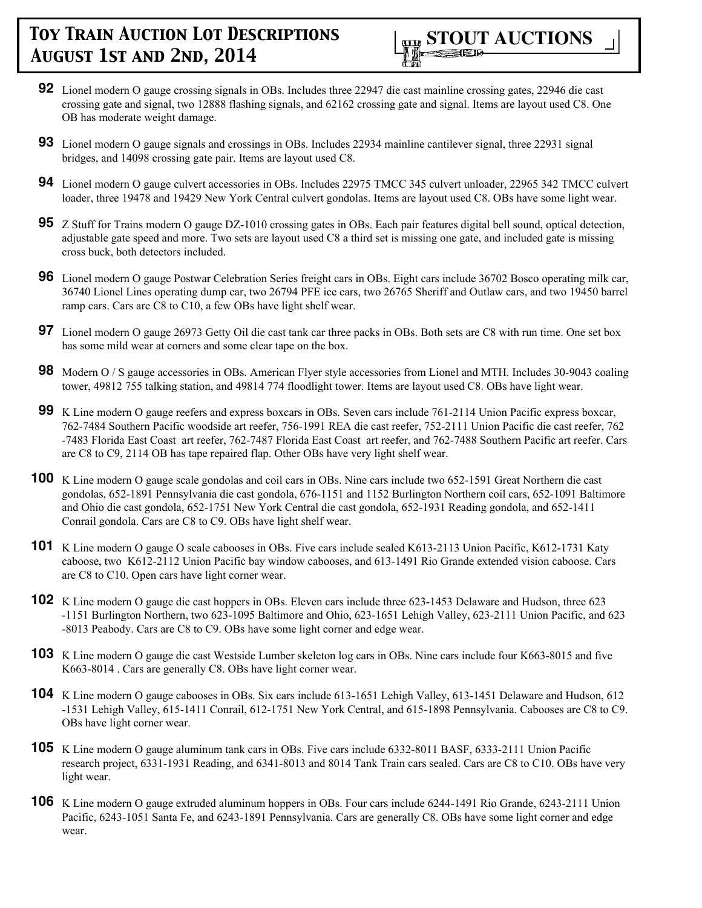**92** Lionel modern O gauge crossing signals in OBs. Includes three 22947 die cast mainline crossing gates, 22946 die cast crossing gate and signal, two 12888 flashing signals, and 62162 crossing gate and signal. Items are layout used C8. One OB has moderate weight damage.

**93** Lionel modern O gauge signals and crossings in OBs. Includes 22934 mainline cantilever signal, three 22931 signal bridges, and 14098 crossing gate pair. Items are layout used C8.

**94** Lionel modern O gauge culvert accessories in OBs. Includes 22975 TMCC 345 culvert unloader, 22965 342 TMCC culvert loader, three 19478 and 19429 New York Central culvert gondolas. Items are layout used C8. OBs have some light wear.

**95** Z Stuff for Trains modern O gauge DZ-1010 crossing gates in OBs. Each pair features digital bell sound, optical detection, adjustable gate speed and more. Two sets are layout used C8 a third set is missing one gate, and included gate is missing cross buck, both detectors included.

**96** Lionel modern O gauge Postwar Celebration Series freight cars in OBs. Eight cars include 36702 Bosco operating milk car, 36740 Lionel Lines operating dump car, two 26794 PFE ice cars, two 26765 Sheriff and Outlaw cars, and two 19450 barrel ramp cars. Cars are C8 to C10, a few OBs have light shelf wear.

**97** Lionel modern O gauge 26973 Getty Oil die cast tank car three packs in OBs. Both sets are C8 with run time. One set box has some mild wear at corners and some clear tape on the box.

**98** Modern O / S gauge accessories in OBs. American Flyer style accessories from Lionel and MTH. Includes 30-9043 coaling tower, 49812 755 talking station, and 49814 774 floodlight tower. Items are layout used C8. OBs have light wear.

**99** K Line modern O gauge reefers and express boxcars in OBs. Seven cars include 761-2114 Union Pacific express boxcar, 762-7484 Southern Pacific woodside art reefer, 756-1991 REA die cast reefer, 752-2111 Union Pacific die cast reefer, 762-7483 Florida East Coast art reefer, 762-7487 Florida East Coast art reefer, and 762-7488 Southern Pacific art reefer. Cars are C8 to C9, 2114 OB has tape repaired flap. Other OBs have very light shelf wear.

**100** K Line modern O gauge scale gondolas and coil cars in OBs. Nine cars include two 652-1591 Great Northern die cast gondolas, 652-1891 Pennsylvania die cast gondola, 676-1151 and 1152 Burlington Northern coil cars, 652-1091 Baltimore and Ohio die cast gondola, 652-1751 New York Central die cast gondola, 652-1931 Reading gondola, and 652-1411 Conrail gondola. Cars are C8 to C9. OBs have light shelf wear.

**101** K Line modern O gauge O scale cabooses in OBs. Five cars include sealed K613-2113 Union Pacific, K612-1731 Katy caboose, two K612-2112 Union Pacific bay window cabooses, and 613-1491 Rio Grande extended vision caboose. Cars are C8 to C10. Open cars have light corner wear.

**102** K Line modern O gauge die cast hoppers in OBs. Eleven cars include three 623-1453 Delaware and Hudson, three 623-1151 Burlington Northern, two 623-1095 Baltimore and Ohio, 623-1651 Lehigh Valley, 623-2111 Union Pacific, and 623-8013 Peabody. Cars are C8 to C9. OBs have some light corner and edge wear.

**103** K Line modern O gauge die cast Westside Lumber skeleton log cars in OBs. Nine cars include four K663-8015 and five K663-8014 . Cars are generally C8. OBs have light corner wear.

**104** K Line modern O gauge cabooses in OBs. Six cars include 613-1651 Lehigh Valley, 613-1451 Delaware and Hudson, 612-1531 Lehigh Valley, 615-1411 Conrail, 612-1751 New York Central, and 615-1898 Pennsylvania. Cabooses are C8 to C9. OBs have light corner wear.

**105** K Line modern O gauge aluminum tank cars in OBs. Five cars include 6332-8011 BASF, 6333-2111 Union Pacific research project, 6331-1931 Reading, and 6341-8013 and 8014 Tank Train cars sealed. Cars are C8 to C10. OBs have very light wear.

**106** K Line modern O gauge extruded aluminum hoppers in OBs. Four cars include 6244-1491 Rio Grande, 6243-2111 Union Pacific, 6243-1051 Santa Fe, and 6243-1891 Pennsylvania. Cars are generally C8. OBs have some light corner and edge wear.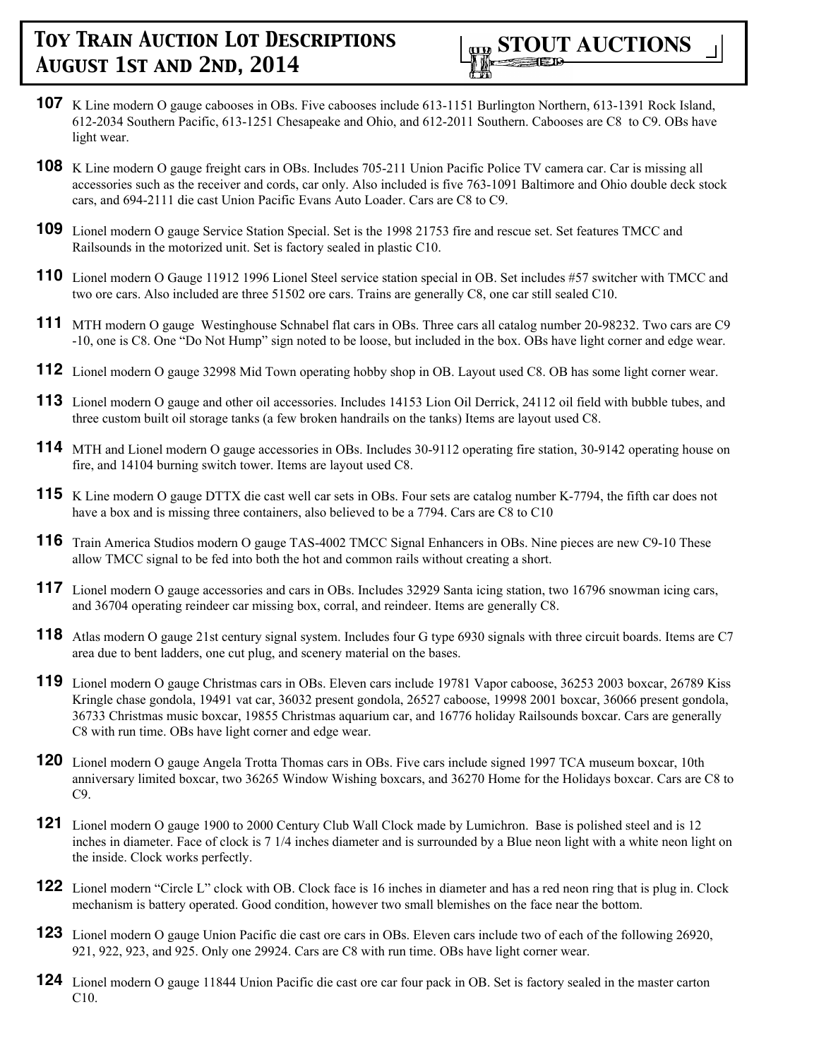**107** K Line modern O gauge cabooses in OBs. Five cabooses include 613-1151 Burlington Northern, 613-1391 Rock Island, 612-2034 Southern Pacific, 613-1251 Chesapeake and Ohio, and 612-2011 Southern. Cabooses are C8 to C9. OBs have light wear.

**108** K Line modern O gauge freight cars in OBs. Includes 705-211 Union Pacific Police TV camera car. Car is missing all accessories such as the receiver and cords, car only. Also included is five 763-1091 Baltimore and Ohio double deck stock cars, and 694-2111 die cast Union Pacific Evans Auto Loader. Cars are C8 to C9.

**109** Lionel modern O gauge Service Station Special. Set is the 1998 21753 fire and rescue set. Set features TMCC and Railsounds in the motorized unit. Set is factory sealed in plastic C10.

**110** Lionel modern O Gauge 11912 1996 Lionel Steel service station special in OB. Set includes #57 switcher with TMCC and two ore cars. Also included are three 51502 ore cars. Trains are generally C8, one car still sealed C10.

**111** MTH modern O gauge Westinghouse Schnabel flat cars in OBs. Three cars all catalog number 20-98232. Two cars are C9 -10, one is C8. One "Do Not Hump" sign noted to be loose, but included in the box. OBs have light corner and edge wear.

**112** Lionel modern O gauge 32998 Mid Town operating hobby shop in OB. Layout used C8. OB has some light corner wear.

**113** Lionel modern O gauge and other oil accessories. Includes 14153 Lion Oil Derrick, 24112 oil field with bubble tubes, and three custom built oil storage tanks (a few broken handrails on the tanks) Items are layout used C8.

**114** MTH and Lionel modern O gauge accessories in OBs. Includes 30-9112 operating fire station, 30-9142 operating house on fire, and 14104 burning switch tower. Items are layout used C8.

**115** K Line modern O gauge DTTX die cast well car sets in OBs. Four sets are catalog number K-7794, the fifth car does not have a box and is missing three containers, also believed to be a 7794. Cars are C8 to C10

**116** Train America Studios modern O gauge TAS-4002 TMCC Signal Enhancers in OBs. Nine pieces are new C9-10 These allow TMCC signal to be fed into both the hot and common rails without creating a short.

**117** Lionel modern O gauge accessories and cars in OBs. Includes 32929 Santa icing station, two 16796 snowman icing cars, and 36704 operating reindeer car missing box, corral, and reindeer. Items are generally C8.

**118** Atlas modern O gauge 21st century signal system. Includes four G type 6930 signals with three circuit boards. Items are C7 area due to bent ladders, one cut plug, and scenery material on the bases.

**119** Lionel modern O gauge Christmas cars in OBs. Eleven cars include 19781 Vapor caboose, 36253 2003 boxcar, 26789 Kiss Kringle chase gondola, 19491 vat car, 36032 present gondola, 26527 caboose, 19998 2001 boxcar, 36066 present gondola, 36733 Christmas music boxcar, 19855 Christmas aquarium car, and 16776 holiday Railsounds boxcar. Cars are generally C8 with run time. OBs have light corner and edge wear.

**120** Lionel modern O gauge Angela Trotta Thomas cars in OBs. Five cars include signed 1997 TCA museum boxcar, 10th anniversary limited boxcar, two 36265 Window Wishing boxcars, and 36270 Home for the Holidays boxcar. Cars are C8 to C9.

**121** Lionel modern O gauge 1900 to 2000 Century Club Wall Clock made by Lumichron. Base is polished steel and is 12 inches in diameter. Face of clock is 7 1/4 inches diameter and is surrounded by a Blue neon light with a white neon light on the inside. Clock works perfectly.

**122** Lionel modern "Circle L" clock with OB. Clock face is 16 inches in diameter and has a red neon ring that is plug in. Clock mechanism is battery operated. Good condition, however two small blemishes on the face near the bottom.

**123** Lionel modern O gauge Union Pacific die cast ore cars in OBs. Eleven cars include two of each of the following 26920, 921, 922, 923, and 925. Only one 29924. Cars are C8 with run time. OBs have light corner wear.

**124** Lionel modern O gauge 11844 Union Pacific die cast ore car four pack in OB. Set is factory sealed in the master carton C10.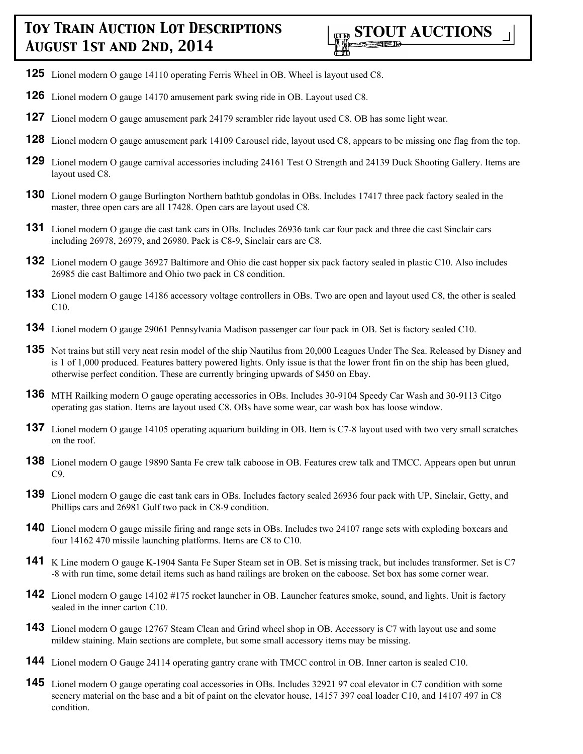**125** Lionel modern O gauge 14110 operating Ferris Wheel in OB. Wheel is layout used C8.

**126** Lionel modern O gauge 14170 amusement park swing ride in OB. Layout used C8.

**127** Lionel modern O gauge amusement park 24179 scrambler ride layout used C8. OB has some light wear.

**128** Lionel modern O gauge amusement park 14109 Carousel ride, layout used C8, appears to be missing one flag from the top.

**129** Lionel modern O gauge carnival accessories including 24161 Test O Strength and 24139 Duck Shooting Gallery. Items are layout used C8.

**130** Lionel modern O gauge Burlington Northern bathtub gondolas in OBs. Includes 17417 three pack factory sealed in the master, three open cars are all 17428. Open cars are layout used C8.

**131** Lionel modern O gauge die cast tank cars in OBs. Includes 26936 tank car four pack and three die cast Sinclair cars including 26978, 26979, and 26980. Pack is C8-9, Sinclair cars are C8.

**132** Lionel modern O gauge 36927 Baltimore and Ohio die cast hopper six pack factory sealed in plastic C10. Also includes 26985 die cast Baltimore and Ohio two pack in C8 condition.

**133** Lionel modern O gauge 14186 accessory voltage controllers in OBs. Two are open and layout used C8, the other is sealed C10.

**134** Lionel modern O gauge 29061 Pennsylvania Madison passenger car four pack in OB. Set is factory sealed C10.

**135** Not trains but still very neat resin model of the ship Nautilus from 20,000 Leagues Under The Sea. Released by Disney and is 1 of 1,000 produced. Features battery powered lights. Only issue is that the lower front fin on the ship has been glued, otherwise perfect condition. These are currently bringing upwards of $450 on Ebay.

**136** MTH Railking modern O gauge operating accessories in OBs. Includes 30-9104 Speedy Car Wash and 30-9113 Citgo operating gas station. Items are layout used C8. OBs have some wear, car wash box has loose window.

**137** Lionel modern O gauge 14105 operating aquarium building in OB. Item is C7-8 layout used with two very small scratches on the roof.

**138** Lionel modern O gauge 19890 Santa Fe crew talk caboose in OB. Features crew talk and TMCC. Appears open but unrun C9.

**139** Lionel modern O gauge die cast tank cars in OBs. Includes factory sealed 26936 four pack with UP, Sinclair, Getty, and Phillips cars and 26981 Gulf two pack in C8-9 condition.

**140** Lionel modern O gauge missile firing and range sets in OBs. Includes two 24107 range sets with exploding boxcars and four 14162 470 missile launching platforms. Items are C8 to C10.

**141** K Line modern O gauge K-1904 Santa Fe Super Steam set in OB. Set is missing track, but includes transformer. Set is C7-8 with run time, some detail items such as hand railings are broken on the caboose. Set box has some corner wear.

**142** Lionel modern O gauge 14102 #175 rocket launcher in OB. Launcher features smoke, sound, and lights. Unit is factory sealed in the inner carton C10.

**143** Lionel modern O gauge 12767 Steam Clean and Grind wheel shop in OB. Accessory is C7 with layout use and some mildew staining. Main sections are complete, but some small accessory items may be missing.

**144** Lionel modern O Gauge 24114 operating gantry crane with TMCC control in OB. Inner carton is sealed C10.

**145** Lionel modern O gauge operating coal accessories in OBs. Includes 32921 97 coal elevator in C7 condition with some scenery material on the base and a bit of paint on the elevator house, 14157 397 coal loader C10, and 14107 497 in C8 condition.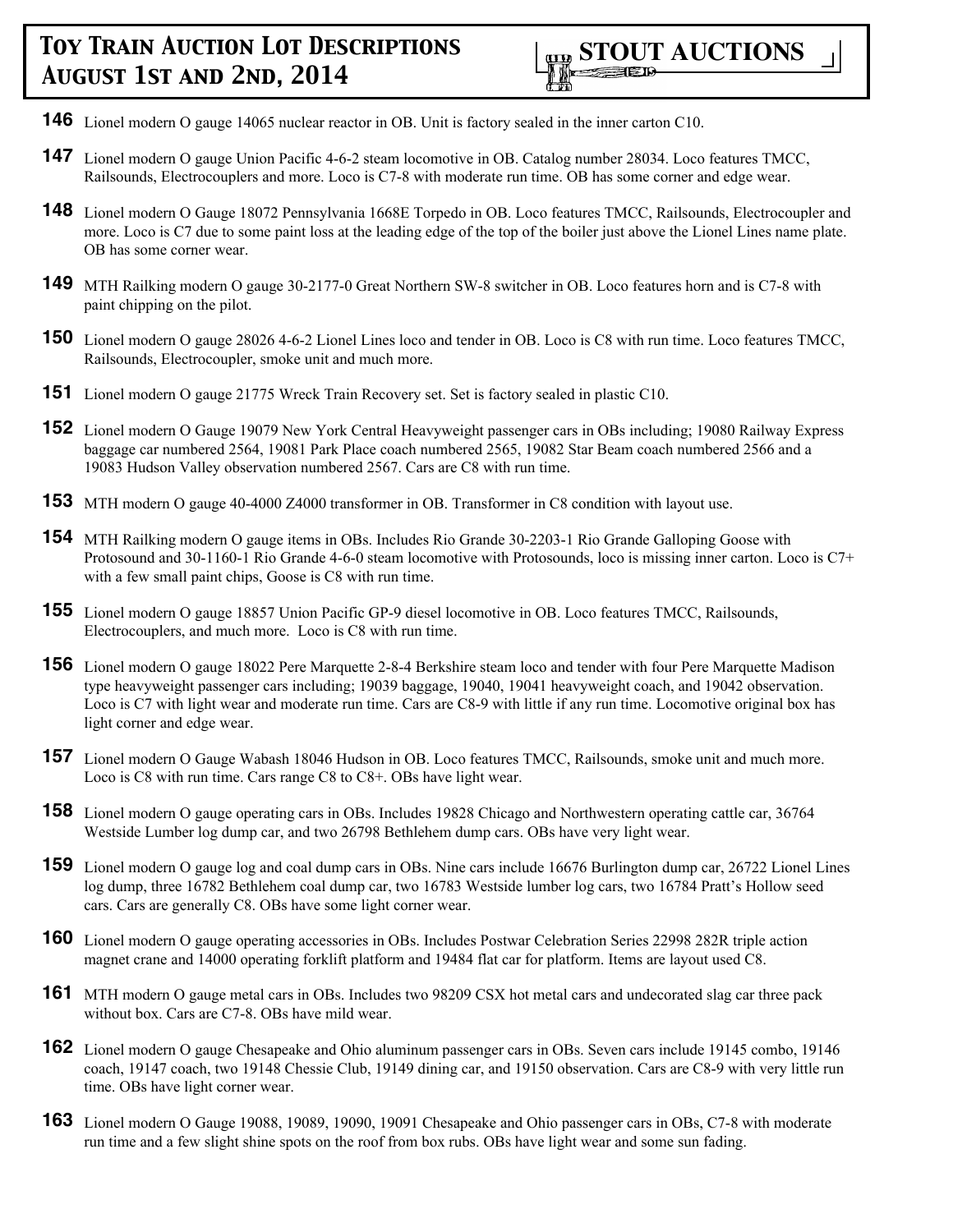**146** Lionel modern O gauge 14065 nuclear reactor in OB. Unit is factory sealed in the inner carton C10.

**147** Lionel modern O gauge Union Pacific 4-6-2 steam locomotive in OB. Catalog number 28034. Loco features TMCC, Railsounds, Electrocouplers and more. Loco is C7-8 with moderate run time. OB has some corner and edge wear.

**148** Lionel modern O Gauge 18072 Pennsylvania 1668E Torpedo in OB. Loco features TMCC, Railsounds, Electrocoupler and more. Loco is C7 due to some paint loss at the leading edge of the top of the boiler just above the Lionel Lines name plate. OB has some corner wear.

**149** MTH Railking modern O gauge 30-2177-0 Great Northern SW-8 switcher in OB. Loco features horn and is C7-8 with paint chipping on the pilot.

**150** Lionel modern O gauge 28026 4-6-2 Lionel Lines loco and tender in OB. Loco is C8 with run time. Loco features TMCC, Railsounds, Electrocoupler, smoke unit and much more.

**151** Lionel modern O gauge 21775 Wreck Train Recovery set. Set is factory sealed in plastic C10.

**152** Lionel modern O Gauge 19079 New York Central Heavyweight passenger cars in OBs including; 19080 Railway Express baggage car numbered 2564, 19081 Park Place coach numbered 2565, 19082 Star Beam coach numbered 2566 and a 19083 Hudson Valley observation numbered 2567. Cars are C8 with run time.

**153** MTH modern O gauge 40-4000 Z4000 transformer in OB. Transformer in C8 condition with layout use.

**154** MTH Railking modern O gauge items in OBs. Includes Rio Grande 30-2203-1 Rio Grande Galloping Goose with Protosound and 30-1160-1 Rio Grande 4-6-0 steam locomotive with Protosounds, loco is missing inner carton. Loco is C7+ with a few small paint chips, Goose is C8 with run time.

**155** Lionel modern O gauge 18857 Union Pacific GP-9 diesel locomotive in OB. Loco features TMCC, Railsounds, Electrocouplers, and much more. Loco is C8 with run time.

**156** Lionel modern O gauge 18022 Pere Marquette 2-8-4 Berkshire steam loco and tender with four Pere Marquette Madison type heavyweight passenger cars including; 19039 baggage, 19040, 19041 heavyweight coach, and 19042 observation. Loco is C7 with light wear and moderate run time. Cars are C8-9 with little if any run time. Locomotive original box has light corner and edge wear.

**157** Lionel modern O Gauge Wabash 18046 Hudson in OB. Loco features TMCC, Railsounds, smoke unit and much more. Loco is C8 with run time. Cars range C8 to C8+. OBs have light wear.

**158** Lionel modern O gauge operating cars in OBs. Includes 19828 Chicago and Northwestern operating cattle car, 36764 Westside Lumber log dump car, and two 26798 Bethlehem dump cars. OBs have very light wear.

**159** Lionel modern O gauge log and coal dump cars in OBs. Nine cars include 16676 Burlington dump car, 26722 Lionel Lines log dump, three 16782 Bethlehem coal dump car, two 16783 Westside lumber log cars, two 16784 Pratt's Hollow seed cars. Cars are generally C8. OBs have some light corner wear.

**160** Lionel modern O gauge operating accessories in OBs. Includes Postwar Celebration Series 22998 282R triple action magnet crane and 14000 operating forklift platform and 19484 flat car for platform. Items are layout used C8.

**161** MTH modern O gauge metal cars in OBs. Includes two 98209 CSX hot metal cars and undecorated slag car three pack without box. Cars are C7-8. OBs have mild wear.

**162** Lionel modern O gauge Chesapeake and Ohio aluminum passenger cars in OBs. Seven cars include 19145 combo, 19146 coach, 19147 coach, two 19148 Chessie Club, 19149 dining car, and 19150 observation. Cars are C8-9 with very little run time. OBs have light corner wear.

**163** Lionel modern O Gauge 19088, 19089, 19090, 19091 Chesapeake and Ohio passenger cars in OBs, C7-8 with moderate run time and a few slight shine spots on the roof from box rubs. OBs have light wear and some sun fading.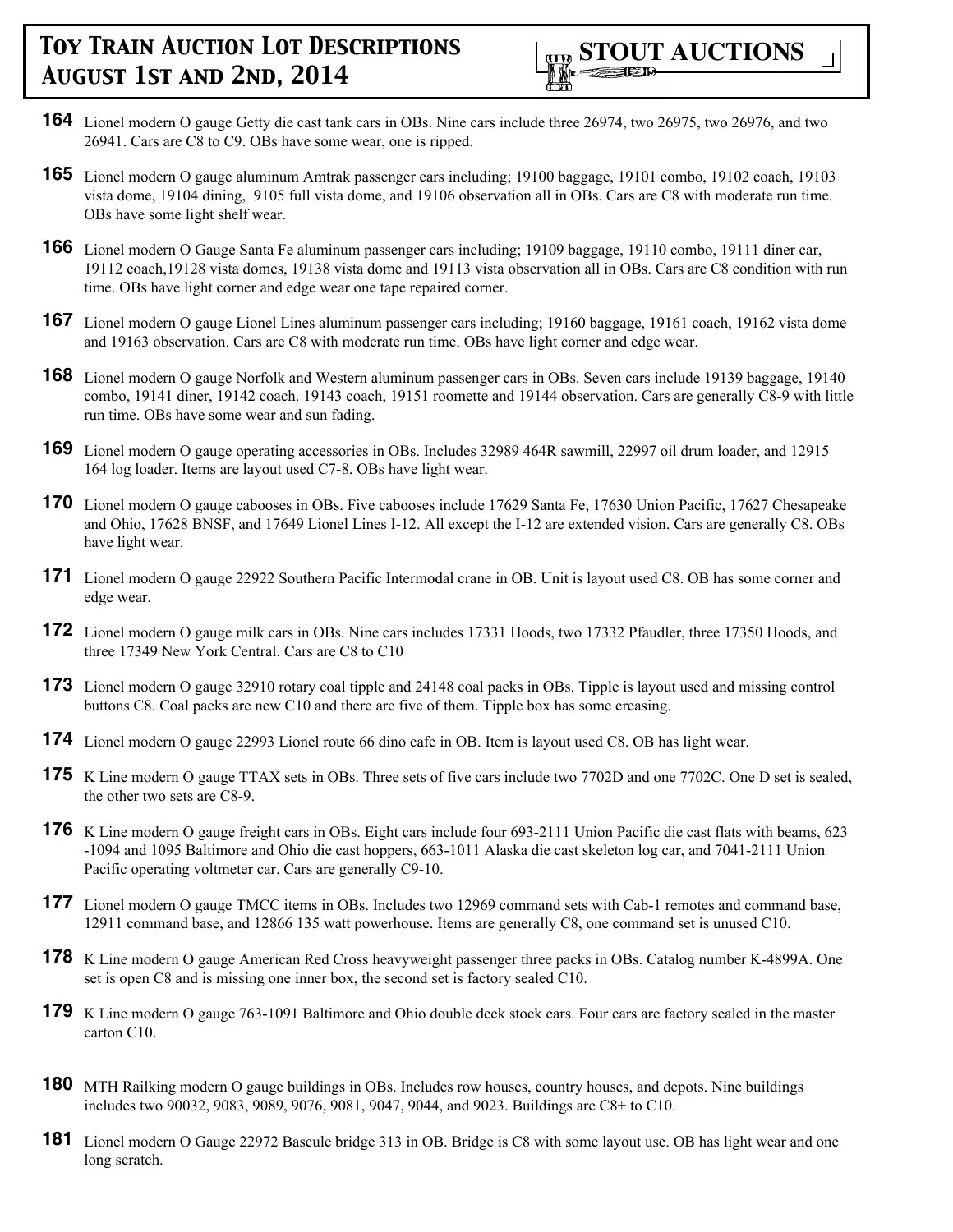**164** Lionel modern O gauge Getty die cast tank cars in OBs. Nine cars include three 26974, two 26975, two 26976, and two 26941. Cars are C8 to C9. OBs have some wear, one is ripped.

**165** Lionel modern O gauge aluminum Amtrak passenger cars including; 19100 baggage, 19101 combo, 19102 coach, 19103 vista dome, 19104 dining, 9105 full vista dome, and 19106 observation all in OBs. Cars are C8 with moderate run time. OBs have some light shelf wear.

**166** Lionel modern O Gauge Santa Fe aluminum passenger cars including; 19109 baggage, 19110 combo, 19111 diner car, 19112 coach,19128 vista domes, 19138 vista dome and 19113 vista observation all in OBs. Cars are C8 condition with run time. OBs have light corner and edge wear one tape repaired corner.

**167** Lionel modern O gauge Lionel Lines aluminum passenger cars including; 19160 baggage, 19161 coach, 19162 vista dome and 19163 observation. Cars are C8 with moderate run time. OBs have light corner and edge wear.

**168** Lionel modern O gauge Norfolk and Western aluminum passenger cars in OBs. Seven cars include 19139 baggage, 19140 combo, 19141 diner, 19142 coach. 19143 coach, 19151 roomette and 19144 observation. Cars are generally C8-9 with little run time. OBs have some wear and sun fading.

**169** Lionel modern O gauge operating accessories in OBs. Includes 32989 464R sawmill, 22997 oil drum loader, and 12915 164 log loader. Items are layout used C7-8. OBs have light wear.

**170** Lionel modern O gauge cabooses in OBs. Five cabooses include 17629 Santa Fe, 17630 Union Pacific, 17627 Chesapeake and Ohio, 17628 BNSF, and 17649 Lionel Lines I-12. All except the I-12 are extended vision. Cars are generally C8. OBs have light wear.

**171** Lionel modern O gauge 22922 Southern Pacific Intermodal crane in OB. Unit is layout used C8. OB has some corner and edge wear.

**172** Lionel modern O gauge milk cars in OBs. Nine cars includes 17331 Hoods, two 17332 Pfaudler, three 17350 Hoods, and three 17349 New York Central. Cars are C8 to C10

**173** Lionel modern O gauge 32910 rotary coal tipple and 24148 coal packs in OBs. Tipple is layout used and missing control buttons C8. Coal packs are new C10 and there are five of them. Tipple box has some creasing.

**174** Lionel modern O gauge 22993 Lionel route 66 dino cafe in OB. Item is layout used C8. OB has light wear.

**175** K Line modern O gauge TTAX sets in OBs. Three sets of five cars include two 7702D and one 7702C. One D set is sealed, the other two sets are C8-9.

**176** K Line modern O gauge freight cars in OBs. Eight cars include four 693-2111 Union Pacific die cast flats with beams, 623 -1094 and 1095 Baltimore and Ohio die cast hoppers, 663-1011 Alaska die cast skeleton log car, and 7041-2111 Union Pacific operating voltmeter car. Cars are generally C9-10.

**177** Lionel modern O gauge TMCC items in OBs. Includes two 12969 command sets with Cab-1 remotes and command base, 12911 command base, and 12866 135 watt powerhouse. Items are generally C8, one command set is unused C10.

**178** K Line modern O gauge American Red Cross heavyweight passenger three packs in OBs. Catalog number K-4899A. One set is open C8 and is missing one inner box, the second set is factory sealed C10.

**179** K Line modern O gauge 763-1091 Baltimore and Ohio double deck stock cars. Four cars are factory sealed in the master carton C10.

**180** MTH Railking modern O gauge buildings in OBs. Includes row houses, country houses, and depots. Nine buildings includes two 90032, 9083, 9089, 9076, 9081, 9047, 9044, and 9023. Buildings are C8+ to C10.

**181** Lionel modern O Gauge 22972 Bascule bridge 313 in OB. Bridge is C8 with some layout use. OB has light wear and one long scratch.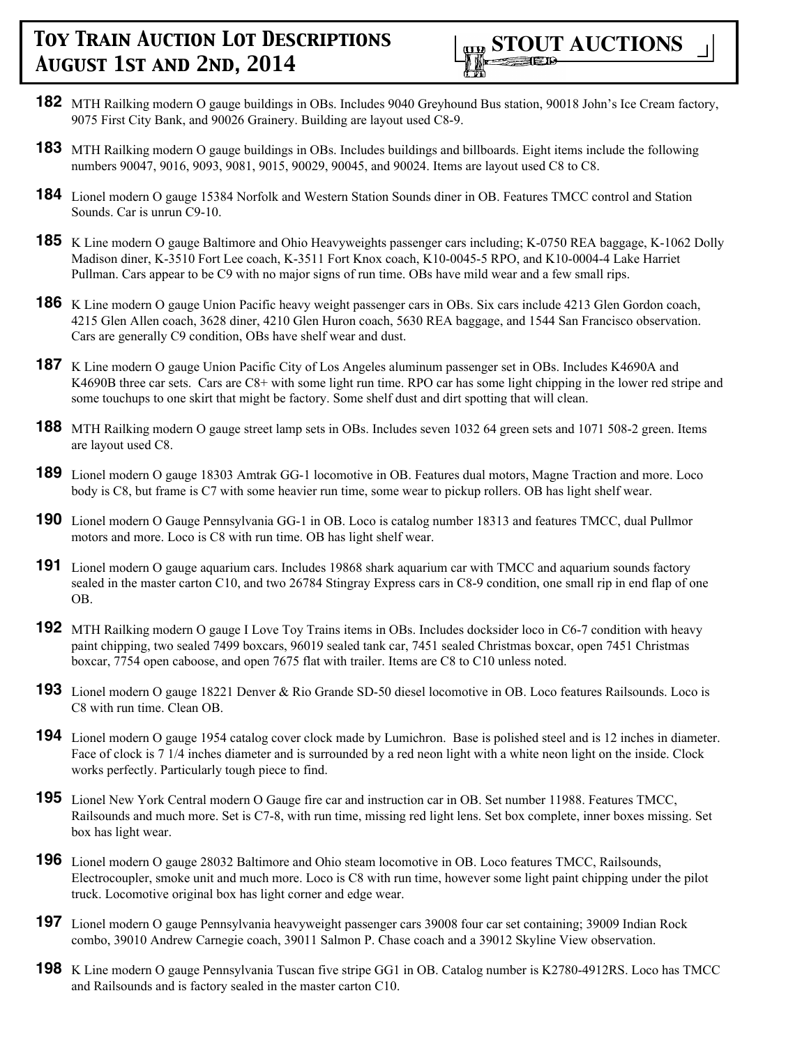**182** MTH Railking modern O gauge buildings in OBs. Includes 9040 Greyhound Bus station, 90018 John's Ice Cream factory, 9075 First City Bank, and 90026 Grainery. Building are layout used C8-9.

**183** MTH Railking modern O gauge buildings in OBs. Includes buildings and billboards. Eight items include the following numbers 90047, 9016, 9093, 9081, 9015, 90029, 90045, and 90024. Items are layout used C8 to C8.

**184** Lionel modern O gauge 15384 Norfolk and Western Station Sounds diner in OB. Features TMCC control and Station Sounds. Car is unrun C9-10.

**185** K Line modern O gauge Baltimore and Ohio Heavyweights passenger cars including; K-0750 REA baggage, K-1062 Dolly Madison diner, K-3510 Fort Lee coach, K-3511 Fort Knox coach, K10-0045-5 RPO, and K10-0004-4 Lake Harriet Pullman. Cars appear to be C9 with no major signs of run time. OBs have mild wear and a few small rips.

**186** K Line modern O gauge Union Pacific heavy weight passenger cars in OBs. Six cars include 4213 Glen Gordon coach, 4215 Glen Allen coach, 3628 diner, 4210 Glen Huron coach, 5630 REA baggage, and 1544 San Francisco observation. Cars are generally C9 condition, OBs have shelf wear and dust.

**187** K Line modern O gauge Union Pacific City of Los Angeles aluminum passenger set in OBs. Includes K4690A and K4690B three car sets. Cars are C8+ with some light run time. RPO car has some light chipping in the lower red stripe and some touchups to one skirt that might be factory. Some shelf dust and dirt spotting that will clean.

**188** MTH Railking modern O gauge street lamp sets in OBs. Includes seven 1032 64 green sets and 1071 508-2 green. Items are layout used C8.

**189** Lionel modern O gauge 18303 Amtrak GG-1 locomotive in OB. Features dual motors, Magne Traction and more. Loco body is C8, but frame is C7 with some heavier run time, some wear to pickup rollers. OB has light shelf wear.

**190** Lionel modern O Gauge Pennsylvania GG-1 in OB. Loco is catalog number 18313 and features TMCC, dual Pullmor motors and more. Loco is C8 with run time. OB has light shelf wear.

**191** Lionel modern O gauge aquarium cars. Includes 19868 shark aquarium car with TMCC and aquarium sounds factory sealed in the master carton C10, and two 26784 Stingray Express cars in C8-9 condition, one small rip in end flap of one OB.

**192** MTH Railking modern O gauge I Love Toy Trains items in OBs. Includes docksider loco in C6-7 condition with heavy paint chipping, two sealed 7499 boxcars, 96019 sealed tank car, 7451 sealed Christmas boxcar, open 7451 Christmas boxcar, 7754 open caboose, and open 7675 flat with trailer. Items are C8 to C10 unless noted.

**193** Lionel modern O gauge 18221 Denver & Rio Grande SD-50 diesel locomotive in OB. Loco features Railsounds. Loco is C8 with run time. Clean OB.

**194** Lionel modern O gauge 1954 catalog cover clock made by Lumichron. Base is polished steel and is 12 inches in diameter. Face of clock is 7 1/4 inches diameter and is surrounded by a red neon light with a white neon light on the inside. Clock works perfectly. Particularly tough piece to find.

**195** Lionel New York Central modern O Gauge fire car and instruction car in OB. Set number 11988. Features TMCC, Railsounds and much more. Set is C7-8, with run time, missing red light lens. Set box complete, inner boxes missing. Set box has light wear.

**196** Lionel modern O gauge 28032 Baltimore and Ohio steam locomotive in OB. Loco features TMCC, Railsounds, Electrocoupler, smoke unit and much more. Loco is C8 with run time, however some light paint chipping under the pilot truck. Locomotive original box has light corner and edge wear.

**197** Lionel modern O gauge Pennsylvania heavyweight passenger cars 39008 four car set containing; 39009 Indian Rock combo, 39010 Andrew Carnegie coach, 39011 Salmon P. Chase coach and a 39012 Skyline View observation.

**198** K Line modern O gauge Pennsylvania Tuscan five stripe GG1 in OB. Catalog number is K2780-4912RS. Loco has TMCC and Railsounds and is factory sealed in the master carton C10.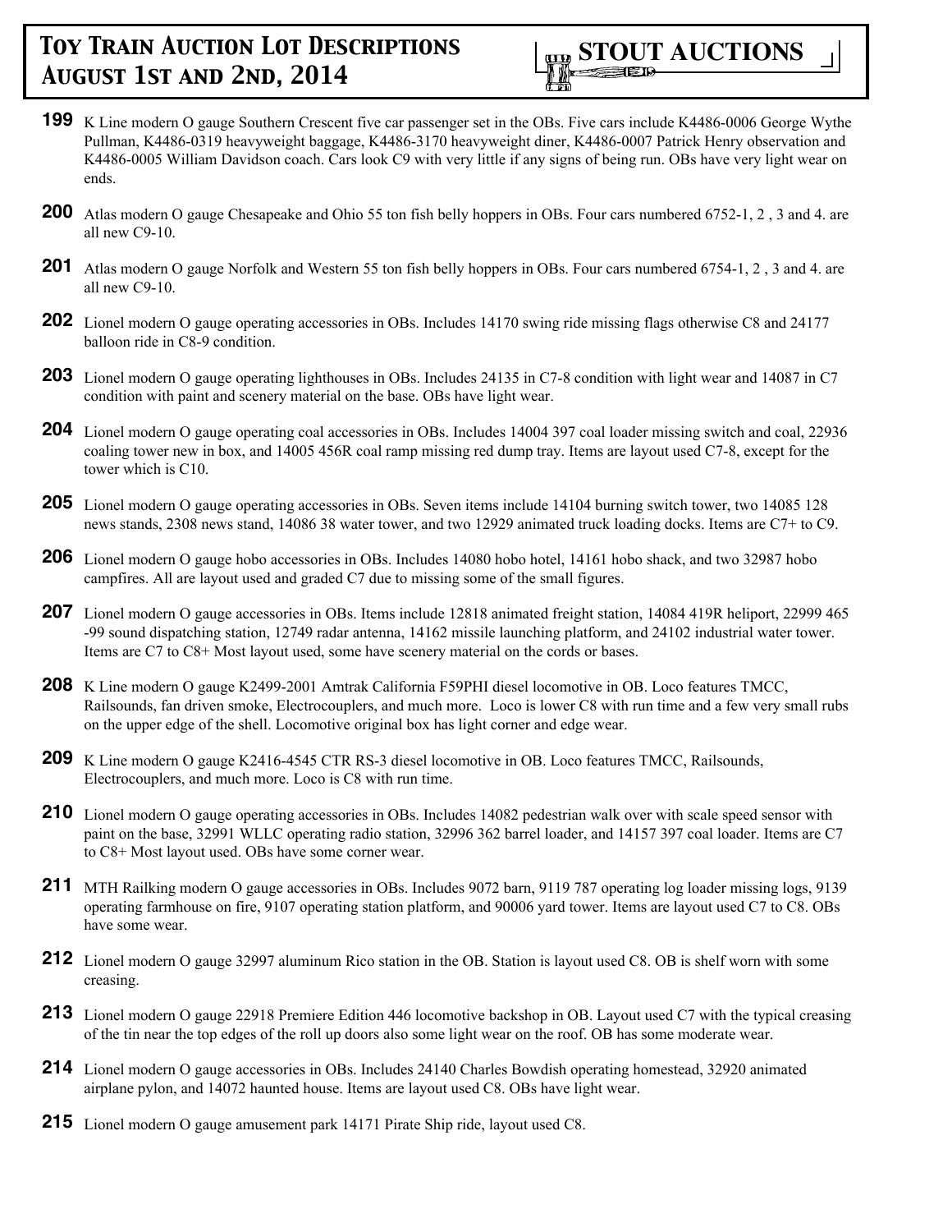**199** K Line modern O gauge Southern Crescent five car passenger set in the OBs. Five cars include K4486-0006 George Wythe Pullman, K4486-0319 heavyweight baggage, K4486-3170 heavyweight diner, K4486-0007 Patrick Henry observation and K4486-0005 William Davidson coach. Cars look C9 with very little if any signs of being run. OBs have very light wear on ends.

**200** Atlas modern O gauge Chesapeake and Ohio 55 ton fish belly hoppers in OBs. Four cars numbered 6752-1, 2 , 3 and 4. are all new C9-10.

**201** Atlas modern O gauge Norfolk and Western 55 ton fish belly hoppers in OBs. Four cars numbered 6754-1, 2 , 3 and 4. are all new C9-10.

**202** Lionel modern O gauge operating accessories in OBs. Includes 14170 swing ride missing flags otherwise C8 and 24177 balloon ride in C8-9 condition.

**203** Lionel modern O gauge operating lighthouses in OBs. Includes 24135 in C7-8 condition with light wear and 14087 in C7 condition with paint and scenery material on the base. OBs have light wear.

**204** Lionel modern O gauge operating coal accessories in OBs. Includes 14004 397 coal loader missing switch and coal, 22936 coaling tower new in box, and 14005 456R coal ramp missing red dump tray. Items are layout used C7-8, except for the tower which is C10.

**205** Lionel modern O gauge operating accessories in OBs. Seven items include 14104 burning switch tower, two 14085 128 news stands, 2308 news stand, 14086 38 water tower, and two 12929 animated truck loading docks. Items are C7+ to C9.

**206** Lionel modern O gauge hobo accessories in OBs. Includes 14080 hobo hotel, 14161 hobo shack, and two 32987 hobo campfires. All are layout used and graded C7 due to missing some of the small figures.

**207** Lionel modern O gauge accessories in OBs. Items include 12818 animated freight station, 14084 419R heliport, 22999 465 -99 sound dispatching station, 12749 radar antenna, 14162 missile launching platform, and 24102 industrial water tower. Items are C7 to C8+ Most layout used, some have scenery material on the cords or bases.

**208** K Line modern O gauge K2499-2001 Amtrak California F59PHI diesel locomotive in OB. Loco features TMCC, Railsounds, fan driven smoke, Electrocouplers, and much more. Loco is lower C8 with run time and a few very small rubs on the upper edge of the shell. Locomotive original box has light corner and edge wear.

**209** K Line modern O gauge K2416-4545 CTR RS-3 diesel locomotive in OB. Loco features TMCC, Railsounds, Electrocouplers, and much more. Loco is C8 with run time.

**210** Lionel modern O gauge operating accessories in OBs. Includes 14082 pedestrian walk over with scale speed sensor with paint on the base, 32991 WLLC operating radio station, 32996 362 barrel loader, and 14157 397 coal loader. Items are C7 to C8+ Most layout used. OBs have some corner wear.

**211** MTH Railking modern O gauge accessories in OBs. Includes 9072 barn, 9119 787 operating log loader missing logs, 9139 operating farmhouse on fire, 9107 operating station platform, and 90006 yard tower. Items are layout used C7 to C8. OBs have some wear.

**212** Lionel modern O gauge 32997 aluminum Rico station in the OB. Station is layout used C8. OB is shelf worn with some creasing.

**213** Lionel modern O gauge 22918 Premiere Edition 446 locomotive backshop in OB. Layout used C7 with the typical creasing of the tin near the top edges of the roll up doors also some light wear on the roof. OB has some moderate wear.

**214** Lionel modern O gauge accessories in OBs. Includes 24140 Charles Bowdish operating homestead, 32920 animated airplane pylon, and 14072 haunted house. Items are layout used C8. OBs have light wear.

**215** Lionel modern O gauge amusement park 14171 Pirate Ship ride, layout used C8.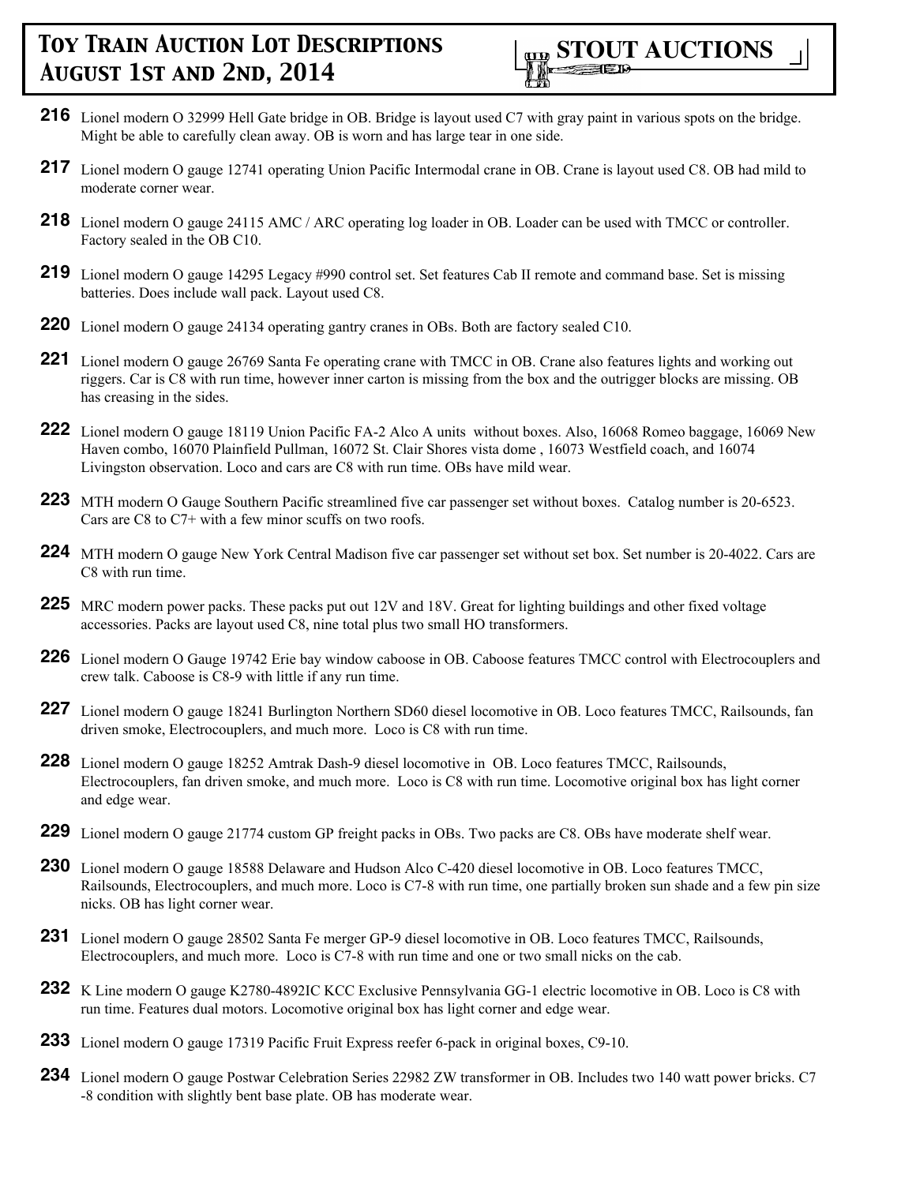**216** Lionel modern O 32999 Hell Gate bridge in OB. Bridge is layout used C7 with gray paint in various spots on the bridge. Might be able to carefully clean away. OB is worn and has large tear in one side.

**217** Lionel modern O gauge 12741 operating Union Pacific Intermodal crane in OB. Crane is layout used C8. OB had mild to moderate corner wear.

**218** Lionel modern O gauge 24115 AMC / ARC operating log loader in OB. Loader can be used with TMCC or controller. Factory sealed in the OB C10.

**219** Lionel modern O gauge 14295 Legacy #990 control set. Set features Cab II remote and command base. Set is missing batteries. Does include wall pack. Layout used C8.

**220** Lionel modern O gauge 24134 operating gantry cranes in OBs. Both are factory sealed C10.

**221** Lionel modern O gauge 26769 Santa Fe operating crane with TMCC in OB. Crane also features lights and working out riggers. Car is C8 with run time, however inner carton is missing from the box and the outrigger blocks are missing. OB has creasing in the sides.

**222** Lionel modern O gauge 18119 Union Pacific FA-2 Alco A units without boxes. Also, 16068 Romeo baggage, 16069 New Haven combo, 16070 Plainfield Pullman, 16072 St. Clair Shores vista dome , 16073 Westfield coach, and 16074 Livingston observation. Loco and cars are C8 with run time. OBs have mild wear.

**223** MTH modern O Gauge Southern Pacific streamlined five car passenger set without boxes. Catalog number is 20-6523. Cars are C8 to C7+ with a few minor scuffs on two roofs.

**224** MTH modern O gauge New York Central Madison five car passenger set without set box. Set number is 20-4022. Cars are C8 with run time.

**225** MRC modern power packs. These packs put out 12V and 18V. Great for lighting buildings and other fixed voltage accessories. Packs are layout used C8, nine total plus two small HO transformers.

**226** Lionel modern O Gauge 19742 Erie bay window caboose in OB. Caboose features TMCC control with Electrocouplers and crew talk. Caboose is C8-9 with little if any run time.

**227** Lionel modern O gauge 18241 Burlington Northern SD60 diesel locomotive in OB. Loco features TMCC, Railsounds, fan driven smoke, Electrocouplers, and much more. Loco is C8 with run time.

**228** Lionel modern O gauge 18252 Amtrak Dash-9 diesel locomotive in OB. Loco features TMCC, Railsounds, Electrocouplers, fan driven smoke, and much more. Loco is C8 with run time. Locomotive original box has light corner and edge wear.

**229** Lionel modern O gauge 21774 custom GP freight packs in OBs. Two packs are C8. OBs have moderate shelf wear.

**230** Lionel modern O gauge 18588 Delaware and Hudson Alco C-420 diesel locomotive in OB. Loco features TMCC, Railsounds, Electrocouplers, and much more. Loco is C7-8 with run time, one partially broken sun shade and a few pin size nicks. OB has light corner wear.

**231** Lionel modern O gauge 28502 Santa Fe merger GP-9 diesel locomotive in OB. Loco features TMCC, Railsounds, Electrocouplers, and much more. Loco is C7-8 with run time and one or two small nicks on the cab.

**232** K Line modern O gauge K2780-4892IC KCC Exclusive Pennsylvania GG-1 electric locomotive in OB. Loco is C8 with run time. Features dual motors. Locomotive original box has light corner and edge wear.

**233** Lionel modern O gauge 17319 Pacific Fruit Express reefer 6-pack in original boxes, C9-10.

**234** Lionel modern O gauge Postwar Celebration Series 22982 ZW transformer in OB. Includes two 140 watt power bricks. C7 -8 condition with slightly bent base plate. OB has moderate wear.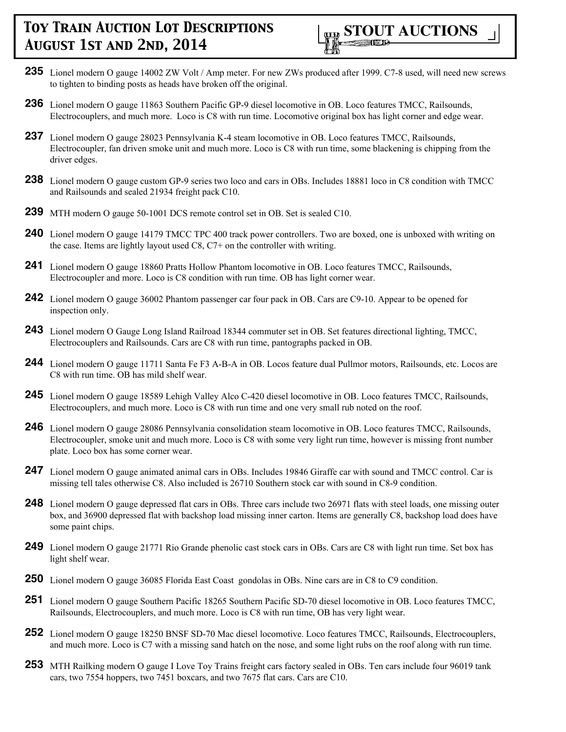**235** Lionel modern O gauge 14002 ZW Volt / Amp meter. For new ZWs produced after 1999. C7-8 used, will need new screws to tighten to binding posts as heads have broken off the original.

**236** Lionel modern O gauge 11863 Southern Pacific GP-9 diesel locomotive in OB. Loco features TMCC, Railsounds, Electrocouplers, and much more. Loco is C8 with run time. Locomotive original box has light corner and edge wear.

**237** Lionel modern O gauge 28023 Pennsylvania K-4 steam locomotive in OB. Loco features TMCC, Railsounds, Electrocoupler, fan driven smoke unit and much more. Loco is C8 with run time, some blackening is chipping from the driver edges.

**238** Lionel modern O gauge custom GP-9 series two loco and cars in OBs. Includes 18881 loco in C8 condition with TMCC and Railsounds and sealed 21934 freight pack C10.

**239** MTH modern O gauge 50-1001 DCS remote control set in OB. Set is sealed C10.

**240** Lionel modern O gauge 14179 TMCC TPC 400 track power controllers. Two are boxed, one is unboxed with writing on the case. Items are lightly layout used C8, C7+ on the controller with writing.

**241** Lionel modern O gauge 18860 Pratts Hollow Phantom locomotive in OB. Loco features TMCC, Railsounds, Electrocoupler and more. Loco is C8 condition with run time. OB has light corner wear.

**242** Lionel modern O gauge 36002 Phantom passenger car four pack in OB. Cars are C9-10. Appear to be opened for inspection only.

**243** Lionel modern O Gauge Long Island Railroad 18344 commuter set in OB. Set features directional lighting, TMCC, Electrocouplers and Railsounds. Cars are C8 with run time, pantographs packed in OB.

**244** Lionel modern O gauge 11711 Santa Fe F3 A-B-A in OB. Locos feature dual Pullmor motors, Railsounds, etc. Locos are C8 with run time. OB has mild shelf wear.

**245** Lionel modern O gauge 18589 Lehigh Valley Alco C-420 diesel locomotive in OB. Loco features TMCC, Railsounds, Electrocouplers, and much more. Loco is C8 with run time and one very small rub noted on the roof.

**246** Lionel modern O gauge 28086 Pennsylvania consolidation steam locomotive in OB. Loco features TMCC, Railsounds, Electrocoupler, smoke unit and much more. Loco is C8 with some very light run time, however is missing front number plate. Loco box has some corner wear.

**247** Lionel modern O gauge animated animal cars in OBs. Includes 19846 Giraffe car with sound and TMCC control. Car is missing tell tales otherwise C8. Also included is 26710 Southern stock car with sound in C8-9 condition.

**248** Lionel modern O gauge depressed flat cars in OBs. Three cars include two 26971 flats with steel loads, one missing outer box, and 36900 depressed flat with backshop load missing inner carton. Items are generally C8, backshop load does have some paint chips.

**249** Lionel modern O gauge 21771 Rio Grande phenolic cast stock cars in OBs. Cars are C8 with light run time. Set box has light shelf wear.

**250** Lionel modern O gauge 36085 Florida East Coast gondolas in OBs. Nine cars are in C8 to C9 condition.

**251** Lionel modern O gauge Southern Pacific 18265 Southern Pacific SD-70 diesel locomotive in OB. Loco features TMCC, Railsounds, Electrocouplers, and much more. Loco is C8 with run time, OB has very light wear.

**252** Lionel modern O gauge 18250 BNSF SD-70 Mac diesel locomotive. Loco features TMCC, Railsounds, Electrocouplers, and much more. Loco is C7 with a missing sand hatch on the nose, and some light rubs on the roof along with run time.

**253** MTH Railking modern O gauge I Love Toy Trains freight cars factory sealed in OBs. Ten cars include four 96019 tank cars, two 7554 hoppers, two 7451 boxcars, and two 7675 flat cars. Cars are C10.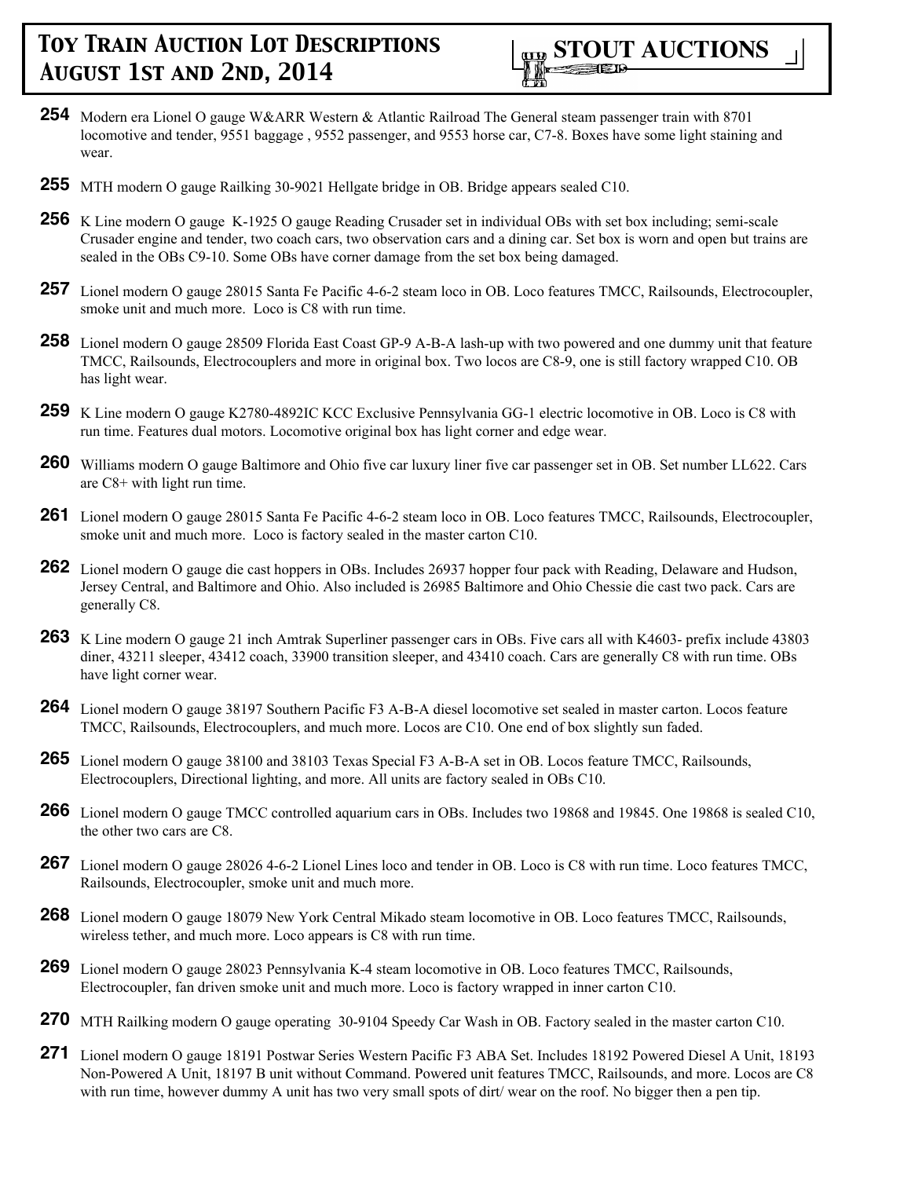**254** Modern era Lionel O gauge W&ARR Western & Atlantic Railroad The General steam passenger train with 8701 locomotive and tender, 9551 baggage , 9552 passenger, and 9553 horse car, C7-8. Boxes have some light staining and wear.

**255** MTH modern O gauge Railking 30-9021 Hellgate bridge in OB. Bridge appears sealed C10.

**256** K Line modern O gauge K-1925 O gauge Reading Crusader set in individual OBs with set box including; semi-scale Crusader engine and tender, two coach cars, two observation cars and a dining car. Set box is worn and open but trains are sealed in the OBs C9-10. Some OBs have corner damage from the set box being damaged.

**257** Lionel modern O gauge 28015 Santa Fe Pacific 4-6-2 steam loco in OB. Loco features TMCC, Railsounds, Electrocoupler, smoke unit and much more. Loco is C8 with run time.

**258** Lionel modern O gauge 28509 Florida East Coast GP-9 A-B-A lash-up with two powered and one dummy unit that feature TMCC, Railsounds, Electrocouplers and more in original box. Two locos are C8-9, one is still factory wrapped C10. OB has light wear.

**259** K Line modern O gauge K2780-4892IC KCC Exclusive Pennsylvania GG-1 electric locomotive in OB. Loco is C8 with run time. Features dual motors. Locomotive original box has light corner and edge wear.

**260** Williams modern O gauge Baltimore and Ohio five car luxury liner five car passenger set in OB. Set number LL622. Cars are C8+ with light run time.

**261** Lionel modern O gauge 28015 Santa Fe Pacific 4-6-2 steam loco in OB. Loco features TMCC, Railsounds, Electrocoupler, smoke unit and much more. Loco is factory sealed in the master carton C10.

**262** Lionel modern O gauge die cast hoppers in OBs. Includes 26937 hopper four pack with Reading, Delaware and Hudson, Jersey Central, and Baltimore and Ohio. Also included is 26985 Baltimore and Ohio Chessie die cast two pack. Cars are generally C8.

**263** K Line modern O gauge 21 inch Amtrak Superliner passenger cars in OBs. Five cars all with K4603- prefix include 43803 diner, 43211 sleeper, 43412 coach, 33900 transition sleeper, and 43410 coach. Cars are generally C8 with run time. OBs have light corner wear.

**264** Lionel modern O gauge 38197 Southern Pacific F3 A-B-A diesel locomotive set sealed in master carton. Locos feature TMCC, Railsounds, Electrocouplers, and much more. Locos are C10. One end of box slightly sun faded.

**265** Lionel modern O gauge 38100 and 38103 Texas Special F3 A-B-A set in OB. Locos feature TMCC, Railsounds, Electrocouplers, Directional lighting, and more. All units are factory sealed in OBs C10.

**266** Lionel modern O gauge TMCC controlled aquarium cars in OBs. Includes two 19868 and 19845. One 19868 is sealed C10, the other two cars are C8.

**267** Lionel modern O gauge 28026 4-6-2 Lionel Lines loco and tender in OB. Loco is C8 with run time. Loco features TMCC, Railsounds, Electrocoupler, smoke unit and much more.

**268** Lionel modern O gauge 18079 New York Central Mikado steam locomotive in OB. Loco features TMCC, Railsounds, wireless tether, and much more. Loco appears is C8 with run time.

**269** Lionel modern O gauge 28023 Pennsylvania K-4 steam locomotive in OB. Loco features TMCC, Railsounds, Electrocoupler, fan driven smoke unit and much more. Loco is factory wrapped in inner carton C10.

**270** MTH Railking modern O gauge operating 30-9104 Speedy Car Wash in OB. Factory sealed in the master carton C10.

**271** Lionel modern O gauge 18191 Postwar Series Western Pacific F3 ABA Set. Includes 18192 Powered Diesel A Unit, 18193 Non-Powered A Unit, 18197 B unit without Command. Powered unit features TMCC, Railsounds, and more. Locos are C8 with run time, however dummy A unit has two very small spots of dirt/ wear on the roof. No bigger then a pen tip.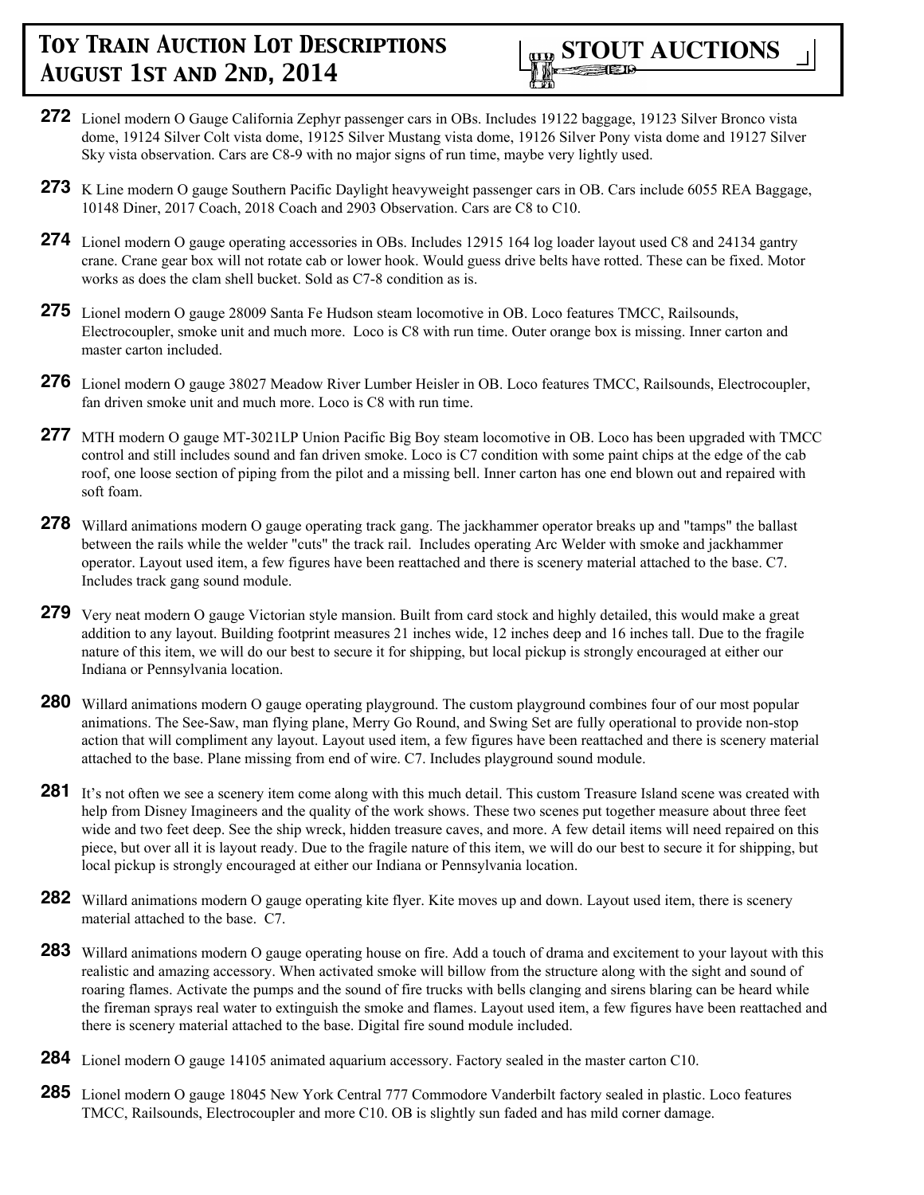# Toy Train Auction Lot Descriptions August 1st and 2nd, 2014

**STOUT AUCTIONS**

**272** Lionel modern O Gauge California Zephyr passenger cars in OBs. Includes 19122 baggage, 19123 Silver Bronco vista dome, 19124 Silver Colt vista dome, 19125 Silver Mustang vista dome, 19126 Silver Pony vista dome and 19127 Silver Sky vista observation. Cars are C8-9 with no major signs of run time, maybe very lightly used.

**273** K Line modern O gauge Southern Pacific Daylight heavyweight passenger cars in OB. Cars include 6055 REA Baggage, 10148 Diner, 2017 Coach, 2018 Coach and 2903 Observation. Cars are C8 to C10.

**274** Lionel modern O gauge operating accessories in OBs. Includes 12915 164 log loader layout used C8 and 24134 gantry crane. Crane gear box will not rotate cab or lower hook. Would guess drive belts have rotted. These can be fixed. Motor works as does the clam shell bucket. Sold as C7-8 condition as is.

**275** Lionel modern O gauge 28009 Santa Fe Hudson steam locomotive in OB. Loco features TMCC, Railsounds, Electrocoupler, smoke unit and much more. Loco is C8 with run time. Outer orange box is missing. Inner carton and master carton included.

**276** Lionel modern O gauge 38027 Meadow River Lumber Heisler in OB. Loco features TMCC, Railsounds, Electrocoupler, fan driven smoke unit and much more. Loco is C8 with run time.

**277** MTH modern O gauge MT-3021LP Union Pacific Big Boy steam locomotive in OB. Loco has been upgraded with TMCC control and still includes sound and fan driven smoke. Loco is C7 condition with some paint chips at the edge of the cab roof, one loose section of piping from the pilot and a missing bell. Inner carton has one end blown out and repaired with soft foam.

**278** Willard animations modern O gauge operating track gang. The jackhammer operator breaks up and "tamps" the ballast between the rails while the welder "cuts" the track rail. Includes operating Arc Welder with smoke and jackhammer operator. Layout used item, a few figures have been reattached and there is scenery material attached to the base. C7. Includes track gang sound module.

**279** Very neat modern O gauge Victorian style mansion. Built from card stock and highly detailed, this would make a great addition to any layout. Building footprint measures 21 inches wide, 12 inches deep and 16 inches tall. Due to the fragile nature of this item, we will do our best to secure it for shipping, but local pickup is strongly encouraged at either our Indiana or Pennsylvania location.

**280** Willard animations modern O gauge operating playground. The custom playground combines four of our most popular animations. The See-Saw, man flying plane, Merry Go Round, and Swing Set are fully operational to provide non-stop action that will compliment any layout. Layout used item, a few figures have been reattached and there is scenery material attached to the base. Plane missing from end of wire. C7. Includes playground sound module.

**281** It's not often we see a scenery item come along with this much detail. This custom Treasure Island scene was created with help from Disney Imagineers and the quality of the work shows. These two scenes put together measure about three feet wide and two feet deep. See the ship wreck, hidden treasure caves, and more. A few detail items will need repaired on this piece, but over all it is layout ready. Due to the fragile nature of this item, we will do our best to secure it for shipping, but local pickup is strongly encouraged at either our Indiana or Pennsylvania location.

**282** Willard animations modern O gauge operating kite flyer. Kite moves up and down. Layout used item, there is scenery material attached to the base. C7.

**283** Willard animations modern O gauge operating house on fire. Add a touch of drama and excitement to your layout with this realistic and amazing accessory. When activated smoke will billow from the structure along with the sight and sound of roaring flames. Activate the pumps and the sound of fire trucks with bells clanging and sirens blaring can be heard while the fireman sprays real water to extinguish the smoke and flames. Layout used item, a few figures have been reattached and there is scenery material attached to the base. Digital fire sound module included.

**284** Lionel modern O gauge 14105 animated aquarium accessory. Factory sealed in the master carton C10.

**285** Lionel modern O gauge 18045 New York Central 777 Commodore Vanderbilt factory sealed in plastic. Loco features TMCC, Railsounds, Electrocoupler and more C10. OB is slightly sun faded and has mild corner damage.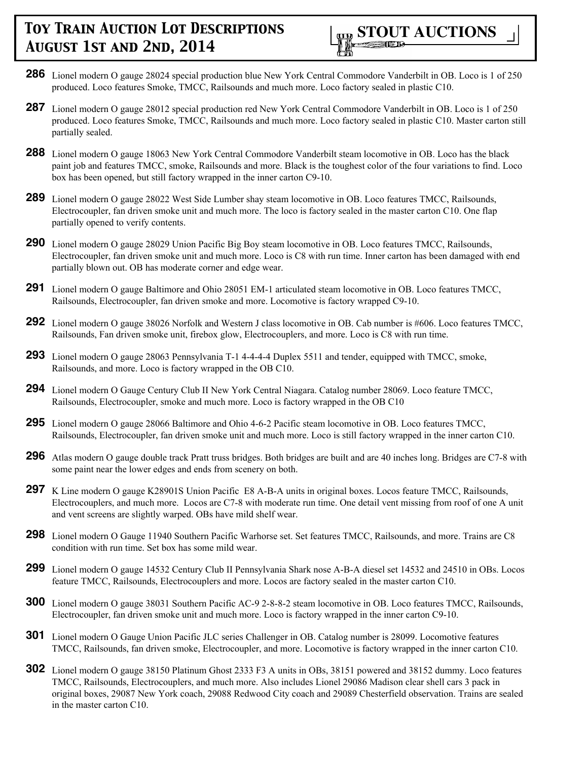**286** Lionel modern O gauge 28024 special production blue New York Central Commodore Vanderbilt in OB. Loco is 1 of 250 produced. Loco features Smoke, TMCC, Railsounds and much more. Loco factory sealed in plastic C10.

**287** Lionel modern O gauge 28012 special production red New York Central Commodore Vanderbilt in OB. Loco is 1 of 250 produced. Loco features Smoke, TMCC, Railsounds and much more. Loco factory sealed in plastic C10. Master carton still partially sealed.

**288** Lionel modern O gauge 18063 New York Central Commodore Vanderbilt steam locomotive in OB. Loco has the black paint job and features TMCC, smoke, Railsounds and more. Black is the toughest color of the four variations to find. Loco box has been opened, but still factory wrapped in the inner carton C9-10.

**289** Lionel modern O gauge 28022 West Side Lumber shay steam locomotive in OB. Loco features TMCC, Railsounds, Electrocoupler, fan driven smoke unit and much more. The loco is factory sealed in the master carton C10. One flap partially opened to verify contents.

**290** Lionel modern O gauge 28029 Union Pacific Big Boy steam locomotive in OB. Loco features TMCC, Railsounds, Electrocoupler, fan driven smoke unit and much more. Loco is C8 with run time. Inner carton has been damaged with end partially blown out. OB has moderate corner and edge wear.

**291** Lionel modern O gauge Baltimore and Ohio 28051 EM-1 articulated steam locomotive in OB. Loco features TMCC, Railsounds, Electrocoupler, fan driven smoke and more. Locomotive is factory wrapped C9-10.

**292** Lionel modern O gauge 38026 Norfolk and Western J class locomotive in OB. Cab number is #606. Loco features TMCC, Railsounds, Fan driven smoke unit, firebox glow, Electrocouplers, and more. Loco is C8 with run time.

**293** Lionel modern O gauge 28063 Pennsylvania T-1 4-4-4-4 Duplex 5511 and tender, equipped with TMCC, smoke, Railsounds, and more. Loco is factory wrapped in the OB C10.

**294** Lionel modern O Gauge Century Club II New York Central Niagara. Catalog number 28069. Loco feature TMCC, Railsounds, Electrocoupler, smoke and much more. Loco is factory wrapped in the OB C10

**295** Lionel modern O gauge 28066 Baltimore and Ohio 4-6-2 Pacific steam locomotive in OB. Loco features TMCC, Railsounds, Electrocoupler, fan driven smoke unit and much more. Loco is still factory wrapped in the inner carton C10.

**296** Atlas modern O gauge double track Pratt truss bridges. Both bridges are built and are 40 inches long. Bridges are C7-8 with some paint near the lower edges and ends from scenery on both.

**297** K Line modern O gauge K28901S Union Pacific E8 A-B-A units in original boxes. Locos feature TMCC, Railsounds, Electrocouplers, and much more. Locos are C7-8 with moderate run time. One detail vent missing from roof of one A unit and vent screens are slightly warped. OBs have mild shelf wear.

**298** Lionel modern O Gauge 11940 Southern Pacific Warhorse set. Set features TMCC, Railsounds, and more. Trains are C8 condition with run time. Set box has some mild wear.

**299** Lionel modern O gauge 14532 Century Club II Pennsylvania Shark nose A-B-A diesel set 14532 and 24510 in OBs. Locos feature TMCC, Railsounds, Electrocouplers and more. Locos are factory sealed in the master carton C10.

**300** Lionel modern O gauge 38031 Southern Pacific AC-9 2-8-8-2 steam locomotive in OB. Loco features TMCC, Railsounds, Electrocoupler, fan driven smoke unit and much more. Loco is factory wrapped in the inner carton C9-10.

**301** Lionel modern O Gauge Union Pacific JLC series Challenger in OB. Catalog number is 28099. Locomotive features TMCC, Railsounds, fan driven smoke, Electrocoupler, and more. Locomotive is factory wrapped in the inner carton C10.

**302** Lionel modern O gauge 38150 Platinum Ghost 2333 F3 A units in OBs, 38151 powered and 38152 dummy. Loco features TMCC, Railsounds, Electrocouplers, and much more. Also includes Lionel 29086 Madison clear shell cars 3 pack in original boxes, 29087 New York coach, 29088 Redwood City coach and 29089 Chesterfield observation. Trains are sealed in the master carton C10.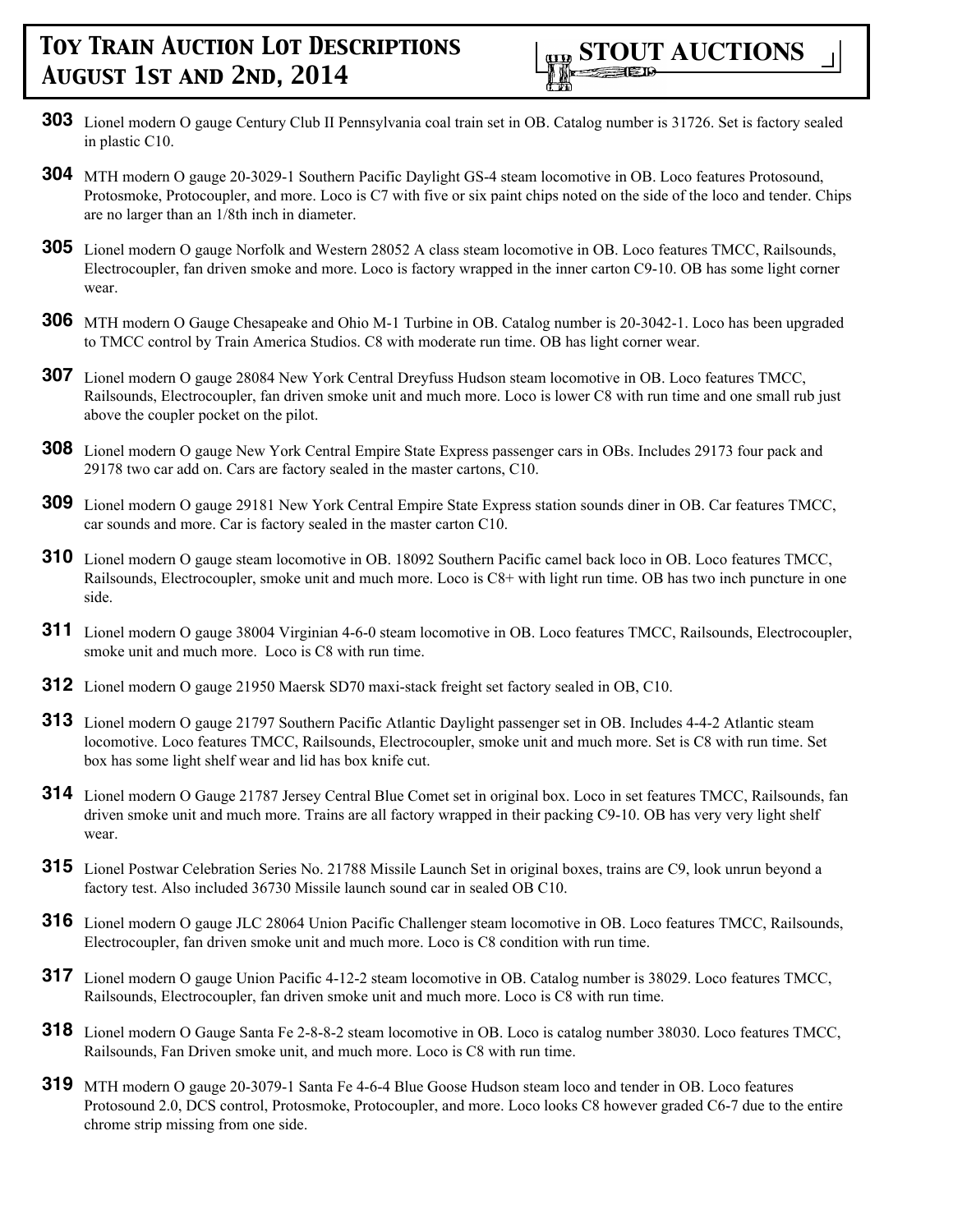**303** Lionel modern O gauge Century Club II Pennsylvania coal train set in OB. Catalog number is 31726. Set is factory sealed in plastic C10.

**304** MTH modern O gauge 20-3029-1 Southern Pacific Daylight GS-4 steam locomotive in OB. Loco features Protosound, Protosmoke, Protocoupler, and more. Loco is C7 with five or six paint chips noted on the side of the loco and tender. Chips are no larger than an 1/8th inch in diameter.

**305** Lionel modern O gauge Norfolk and Western 28052 A class steam locomotive in OB. Loco features TMCC, Railsounds, Electrocoupler, fan driven smoke and more. Loco is factory wrapped in the inner carton C9-10. OB has some light corner wear.

**306** MTH modern O Gauge Chesapeake and Ohio M-1 Turbine in OB. Catalog number is 20-3042-1. Loco has been upgraded to TMCC control by Train America Studios. C8 with moderate run time. OB has light corner wear.

**307** Lionel modern O gauge 28084 New York Central Dreyfuss Hudson steam locomotive in OB. Loco features TMCC, Railsounds, Electrocoupler, fan driven smoke unit and much more. Loco is lower C8 with run time and one small rub just above the coupler pocket on the pilot.

**308** Lionel modern O gauge New York Central Empire State Express passenger cars in OBs. Includes 29173 four pack and 29178 two car add on. Cars are factory sealed in the master cartons, C10.

**309** Lionel modern O gauge 29181 New York Central Empire State Express station sounds diner in OB. Car features TMCC, car sounds and more. Car is factory sealed in the master carton C10.

**310** Lionel modern O gauge steam locomotive in OB. 18092 Southern Pacific camel back loco in OB. Loco features TMCC, Railsounds, Electrocoupler, smoke unit and much more. Loco is C8+ with light run time. OB has two inch puncture in one side.

**311** Lionel modern O gauge 38004 Virginian 4-6-0 steam locomotive in OB. Loco features TMCC, Railsounds, Electrocoupler, smoke unit and much more. Loco is C8 with run time.

**312** Lionel modern O gauge 21950 Maersk SD70 maxi-stack freight set factory sealed in OB, C10.

**313** Lionel modern O gauge 21797 Southern Pacific Atlantic Daylight passenger set in OB. Includes 4-4-2 Atlantic steam locomotive. Loco features TMCC, Railsounds, Electrocoupler, smoke unit and much more. Set is C8 with run time. Set box has some light shelf wear and lid has box knife cut.

**314** Lionel modern O Gauge 21787 Jersey Central Blue Comet set in original box. Loco in set features TMCC, Railsounds, fan driven smoke unit and much more. Trains are all factory wrapped in their packing C9-10. OB has very very light shelf wear.

**315** Lionel Postwar Celebration Series No. 21788 Missile Launch Set in original boxes, trains are C9, look unrun beyond a factory test. Also included 36730 Missile launch sound car in sealed OB C10.

**316** Lionel modern O gauge JLC 28064 Union Pacific Challenger steam locomotive in OB. Loco features TMCC, Railsounds, Electrocoupler, fan driven smoke unit and much more. Loco is C8 condition with run time.

**317** Lionel modern O gauge Union Pacific 4-12-2 steam locomotive in OB. Catalog number is 38029. Loco features TMCC, Railsounds, Electrocoupler, fan driven smoke unit and much more. Loco is C8 with run time.

**318** Lionel modern O Gauge Santa Fe 2-8-8-2 steam locomotive in OB. Loco is catalog number 38030. Loco features TMCC, Railsounds, Fan Driven smoke unit, and much more. Loco is C8 with run time.

**319** MTH modern O gauge 20-3079-1 Santa Fe 4-6-4 Blue Goose Hudson steam loco and tender in OB. Loco features Protosound 2.0, DCS control, Protosmoke, Protocoupler, and more. Loco looks C8 however graded C6-7 due to the entire chrome strip missing from one side.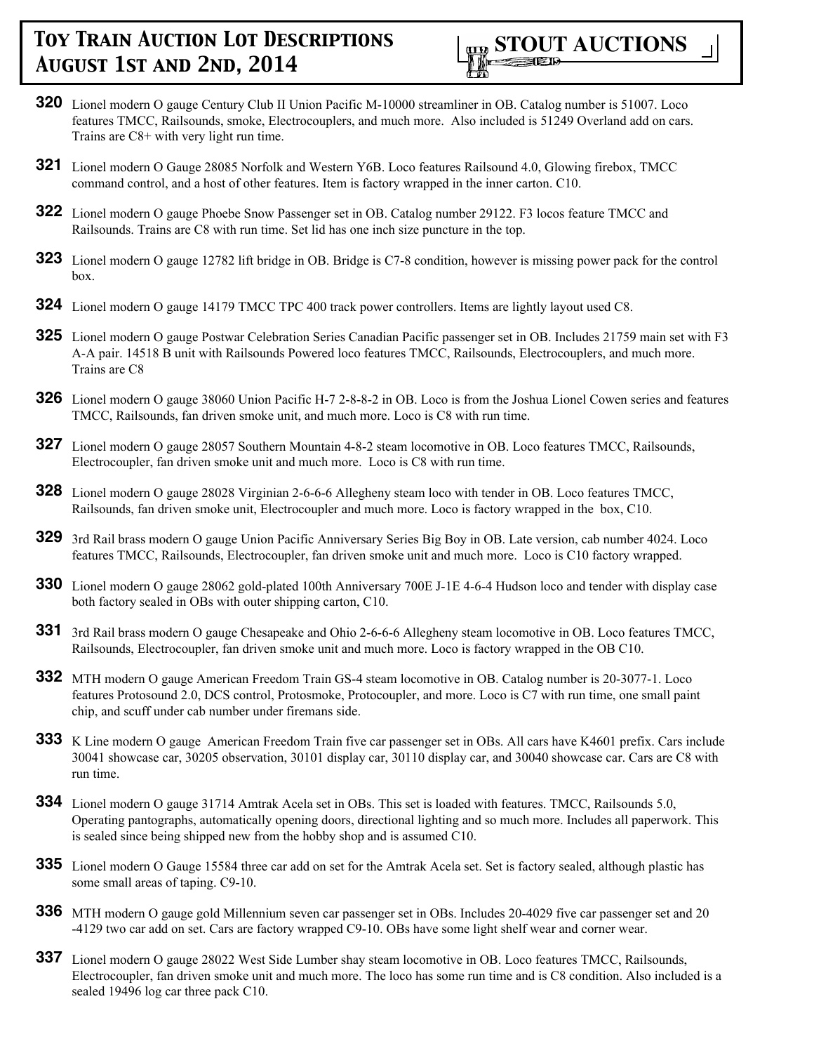**320** Lionel modern O gauge Century Club II Union Pacific M-10000 streamliner in OB. Catalog number is 51007. Loco features TMCC, Railsounds, smoke, Electrocouplers, and much more. Also included is 51249 Overland add on cars. Trains are C8+ with very light run time.

**321** Lionel modern O Gauge 28085 Norfolk and Western Y6B. Loco features Railsound 4.0, Glowing firebox, TMCC command control, and a host of other features. Item is factory wrapped in the inner carton. C10.

**322** Lionel modern O gauge Phoebe Snow Passenger set in OB. Catalog number 29122. F3 locos feature TMCC and Railsounds. Trains are C8 with run time. Set lid has one inch size puncture in the top.

**323** Lionel modern O gauge 12782 lift bridge in OB. Bridge is C7-8 condition, however is missing power pack for the control box.

**324** Lionel modern O gauge 14179 TMCC TPC 400 track power controllers. Items are lightly layout used C8.

**325** Lionel modern O gauge Postwar Celebration Series Canadian Pacific passenger set in OB. Includes 21759 main set with F3 A-A pair. 14518 B unit with Railsounds Powered loco features TMCC, Railsounds, Electrocouplers, and much more. Trains are C8

**326** Lionel modern O gauge 38060 Union Pacific H-7 2-8-8-2 in OB. Loco is from the Joshua Lionel Cowen series and features TMCC, Railsounds, fan driven smoke unit, and much more. Loco is C8 with run time.

**327** Lionel modern O gauge 28057 Southern Mountain 4-8-2 steam locomotive in OB. Loco features TMCC, Railsounds, Electrocoupler, fan driven smoke unit and much more. Loco is C8 with run time.

**328** Lionel modern O gauge 28028 Virginian 2-6-6-6 Allegheny steam loco with tender in OB. Loco features TMCC, Railsounds, fan driven smoke unit, Electrocoupler and much more. Loco is factory wrapped in the box, C10.

**329** 3rd Rail brass modern O gauge Union Pacific Anniversary Series Big Boy in OB. Late version, cab number 4024. Loco features TMCC, Railsounds, Electrocoupler, fan driven smoke unit and much more. Loco is C10 factory wrapped.

**330** Lionel modern O gauge 28062 gold-plated 100th Anniversary 700E J-1E 4-6-4 Hudson loco and tender with display case both factory sealed in OBs with outer shipping carton, C10.

**331** 3rd Rail brass modern O gauge Chesapeake and Ohio 2-6-6-6 Allegheny steam locomotive in OB. Loco features TMCC, Railsounds, Electrocoupler, fan driven smoke unit and much more. Loco is factory wrapped in the OB C10.

**332** MTH modern O gauge American Freedom Train GS-4 steam locomotive in OB. Catalog number is 20-3077-1. Loco features Protosound 2.0, DCS control, Protosmoke, Protocoupler, and more. Loco is C7 with run time, one small paint chip, and scuff under cab number under firemans side.

**333** K Line modern O gauge American Freedom Train five car passenger set in OBs. All cars have K4601 prefix. Cars include 30041 showcase car, 30205 observation, 30101 display car, 30110 display car, and 30040 showcase car. Cars are C8 with run time.

**334** Lionel modern O gauge 31714 Amtrak Acela set in OBs. This set is loaded with features. TMCC, Railsounds 5.0, Operating pantographs, automatically opening doors, directional lighting and so much more. Includes all paperwork. This is sealed since being shipped new from the hobby shop and is assumed C10.

**335** Lionel modern O Gauge 15584 three car add on set for the Amtrak Acela set. Set is factory sealed, although plastic has some small areas of taping. C9-10.

**336** MTH modern O gauge gold Millennium seven car passenger set in OBs. Includes 20-4029 five car passenger set and 20 -4129 two car add on set. Cars are factory wrapped C9-10. OBs have some light shelf wear and corner wear.

**337** Lionel modern O gauge 28022 West Side Lumber shay steam locomotive in OB. Loco features TMCC, Railsounds, Electrocoupler, fan driven smoke unit and much more. The loco has some run time and is C8 condition. Also included is a sealed 19496 log car three pack C10.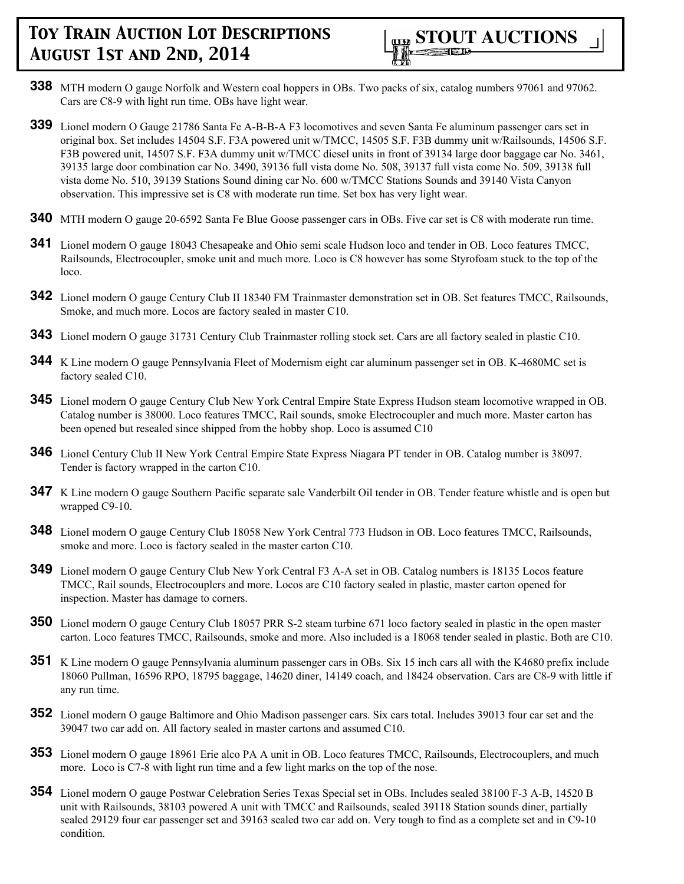**338** MTH modern O gauge Norfolk and Western coal hoppers in OBs. Two packs of six, catalog numbers 97061 and 97062. Cars are C8-9 with light run time. OBs have light wear.

**339** Lionel modern O Gauge 21786 Santa Fe A-B-B-A F3 locomotives and seven Santa Fe aluminum passenger cars set in original box. Set includes 14504 S.F. F3A powered unit w/TMCC, 14505 S.F. F3B dummy unit w/Railsounds, 14506 S.F. F3B powered unit, 14507 S.F. F3A dummy unit w/TMCC diesel units in front of 39134 large door baggage car No. 3461, 39135 large door combination car No. 3490, 39136 full vista dome No. 508, 39137 full vista come No. 509, 39138 full vista dome No. 510, 39139 Stations Sound dining car No. 600 w/TMCC Stations Sounds and 39140 Vista Canyon observation. This impressive set is C8 with moderate run time. Set box has very light wear.

**340** MTH modern O gauge 20-6592 Santa Fe Blue Goose passenger cars in OBs. Five car set is C8 with moderate run time.

**341** Lionel modern O gauge 18043 Chesapeake and Ohio semi scale Hudson loco and tender in OB. Loco features TMCC, Railsounds, Electrocoupler, smoke unit and much more. Loco is C8 however has some Styrofoam stuck to the top of the loco.

**342** Lionel modern O gauge Century Club II 18340 FM Trainmaster demonstration set in OB. Set features TMCC, Railsounds, Smoke, and much more. Locos are factory sealed in master C10.

**343** Lionel modern O gauge 31731 Century Club Trainmaster rolling stock set. Cars are all factory sealed in plastic C10.

**344** K Line modern O gauge Pennsylvania Fleet of Modernism eight car aluminum passenger set in OB. K-4680MC set is factory sealed C10.

**345** Lionel modern O gauge Century Club New York Central Empire State Express Hudson steam locomotive wrapped in OB. Catalog number is 38000. Loco features TMCC, Rail sounds, smoke Electrocoupler and much more. Master carton has been opened but resealed since shipped from the hobby shop. Loco is assumed C10

**346** Lionel Century Club II New York Central Empire State Express Niagara PT tender in OB. Catalog number is 38097. Tender is factory wrapped in the carton C10.

**347** K Line modern O gauge Southern Pacific separate sale Vanderbilt Oil tender in OB. Tender feature whistle and is open but wrapped C9-10.

**348** Lionel modern O gauge Century Club 18058 New York Central 773 Hudson in OB. Loco features TMCC, Railsounds, smoke and more. Loco is factory sealed in the master carton C10.

**349** Lionel modern O gauge Century Club New York Central F3 A-A set in OB. Catalog numbers is 18135 Locos feature TMCC, Rail sounds, Electrocouplers and more. Locos are C10 factory sealed in plastic, master carton opened for inspection. Master has damage to corners.

**350** Lionel modern O gauge Century Club 18057 PRR S-2 steam turbine 671 loco factory sealed in plastic in the open master carton. Loco features TMCC, Railsounds, smoke and more. Also included is a 18068 tender sealed in plastic. Both are C10.

**351** K Line modern O gauge Pennsylvania aluminum passenger cars in OBs. Six 15 inch cars all with the K4680 prefix include 18060 Pullman, 16596 RPO, 18795 baggage, 14620 diner, 14149 coach, and 18424 observation. Cars are C8-9 with little if any run time.

**352** Lionel modern O gauge Baltimore and Ohio Madison passenger cars. Six cars total. Includes 39013 four car set and the 39047 two car add on. All factory sealed in master cartons and assumed C10.

**353** Lionel modern O gauge 18961 Erie alco PA A unit in OB. Loco features TMCC, Railsounds, Electrocouplers, and much more. Loco is C7-8 with light run time and a few light marks on the top of the nose.

**354** Lionel modern O gauge Postwar Celebration Series Texas Special set in OBs. Includes sealed 38100 F-3 A-B, 14520 B unit with Railsounds, 38103 powered A unit with TMCC and Railsounds, sealed 39118 Station sounds diner, partially sealed 29129 four car passenger set and 39163 sealed two car add on. Very tough to find as a complete set and in C9-10 condition.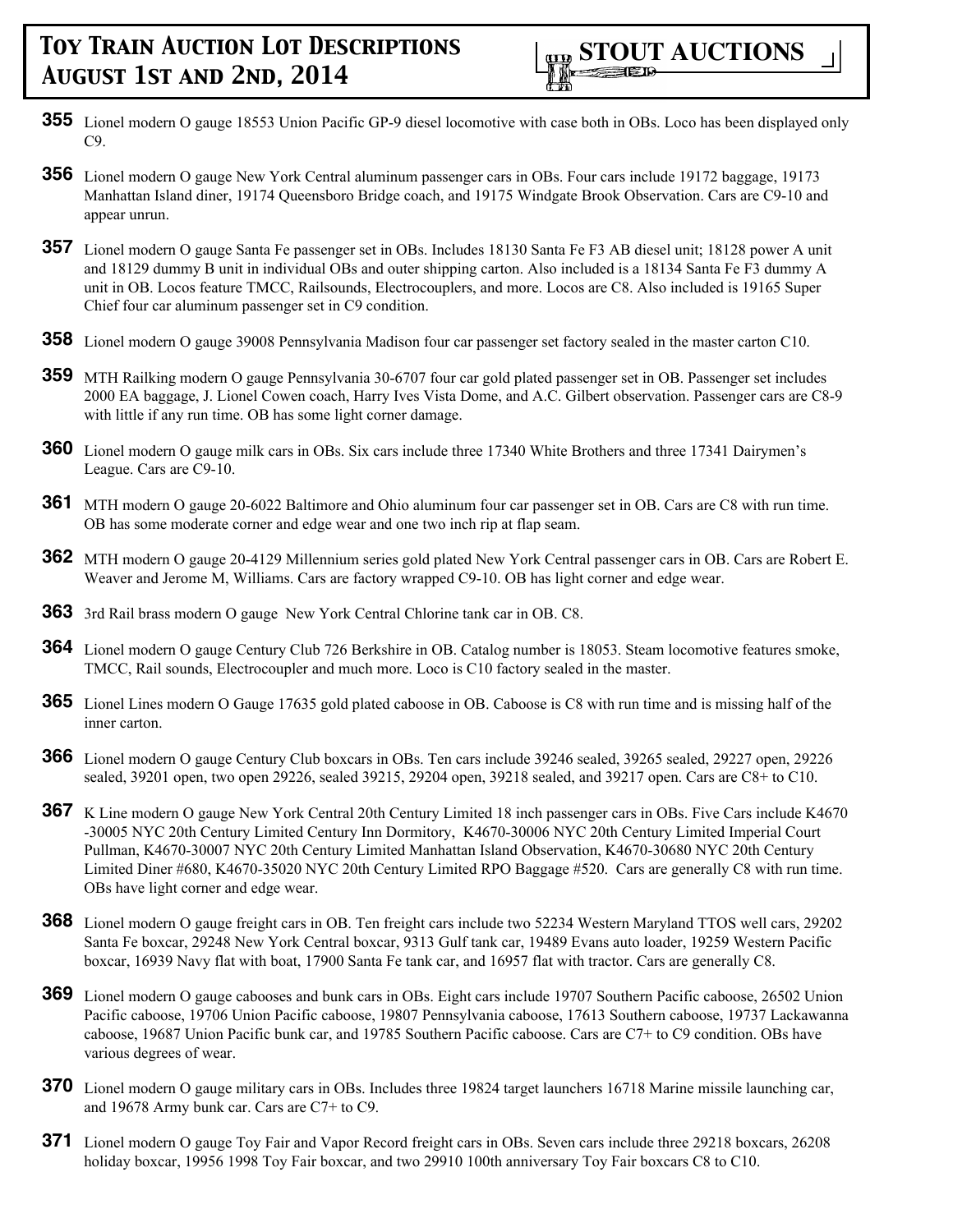**355** Lionel modern O gauge 18553 Union Pacific GP-9 diesel locomotive with case both in OBs. Loco has been displayed only C9.

**356** Lionel modern O gauge New York Central aluminum passenger cars in OBs. Four cars include 19172 baggage, 19173 Manhattan Island diner, 19174 Queensboro Bridge coach, and 19175 Windgate Brook Observation. Cars are C9-10 and appear unrun.

**357** Lionel modern O gauge Santa Fe passenger set in OBs. Includes 18130 Santa Fe F3 AB diesel unit; 18128 power A unit and 18129 dummy B unit in individual OBs and outer shipping carton. Also included is a 18134 Santa Fe F3 dummy A unit in OB. Locos feature TMCC, Railsounds, Electrocouplers, and more. Locos are C8. Also included is 19165 Super Chief four car aluminum passenger set in C9 condition.

**358** Lionel modern O gauge 39008 Pennsylvania Madison four car passenger set factory sealed in the master carton C10.

**359** MTH Railking modern O gauge Pennsylvania 30-6707 four car gold plated passenger set in OB. Passenger set includes 2000 EA baggage, J. Lionel Cowen coach, Harry Ives Vista Dome, and A.C. Gilbert observation. Passenger cars are C8-9 with little if any run time. OB has some light corner damage.

**360** Lionel modern O gauge milk cars in OBs. Six cars include three 17340 White Brothers and three 17341 Dairymen's League. Cars are C9-10.

**361** MTH modern O gauge 20-6022 Baltimore and Ohio aluminum four car passenger set in OB. Cars are C8 with run time. OB has some moderate corner and edge wear and one two inch rip at flap seam.

**362** MTH modern O gauge 20-4129 Millennium series gold plated New York Central passenger cars in OB. Cars are Robert E. Weaver and Jerome M, Williams. Cars are factory wrapped C9-10. OB has light corner and edge wear.

**363** 3rd Rail brass modern O gauge New York Central Chlorine tank car in OB. C8.

**364** Lionel modern O gauge Century Club 726 Berkshire in OB. Catalog number is 18053. Steam locomotive features smoke, TMCC, Rail sounds, Electrocoupler and much more. Loco is C10 factory sealed in the master.

**365** Lionel Lines modern O Gauge 17635 gold plated caboose in OB. Caboose is C8 with run time and is missing half of the inner carton.

**366** Lionel modern O gauge Century Club boxcars in OBs. Ten cars include 39246 sealed, 39265 sealed, 29227 open, 29226 sealed, 39201 open, two open 29226, sealed 39215, 29204 open, 39218 sealed, and 39217 open. Cars are C8+ to C10.

**367** K Line modern O gauge New York Central 20th Century Limited 18 inch passenger cars in OBs. Five Cars include K4670 -30005 NYC 20th Century Limited Century Inn Dormitory, K4670-30006 NYC 20th Century Limited Imperial Court Pullman, K4670-30007 NYC 20th Century Limited Manhattan Island Observation, K4670-30680 NYC 20th Century Limited Diner #680, K4670-35020 NYC 20th Century Limited RPO Baggage #520. Cars are generally C8 with run time. OBs have light corner and edge wear.

**368** Lionel modern O gauge freight cars in OB. Ten freight cars include two 52234 Western Maryland TTOS well cars, 29202 Santa Fe boxcar, 29248 New York Central boxcar, 9313 Gulf tank car, 19489 Evans auto loader, 19259 Western Pacific boxcar, 16939 Navy flat with boat, 17900 Santa Fe tank car, and 16957 flat with tractor. Cars are generally C8.

**369** Lionel modern O gauge cabooses and bunk cars in OBs. Eight cars include 19707 Southern Pacific caboose, 26502 Union Pacific caboose, 19706 Union Pacific caboose, 19807 Pennsylvania caboose, 17613 Southern caboose, 19737 Lackawanna caboose, 19687 Union Pacific bunk car, and 19785 Southern Pacific caboose. Cars are C7+ to C9 condition. OBs have various degrees of wear.

**370** Lionel modern O gauge military cars in OBs. Includes three 19824 target launchers 16718 Marine missile launching car, and 19678 Army bunk car. Cars are C7+ to C9.

**371** Lionel modern O gauge Toy Fair and Vapor Record freight cars in OBs. Seven cars include three 29218 boxcars, 26208 holiday boxcar, 19956 1998 Toy Fair boxcar, and two 29910 100th anniversary Toy Fair boxcars C8 to C10.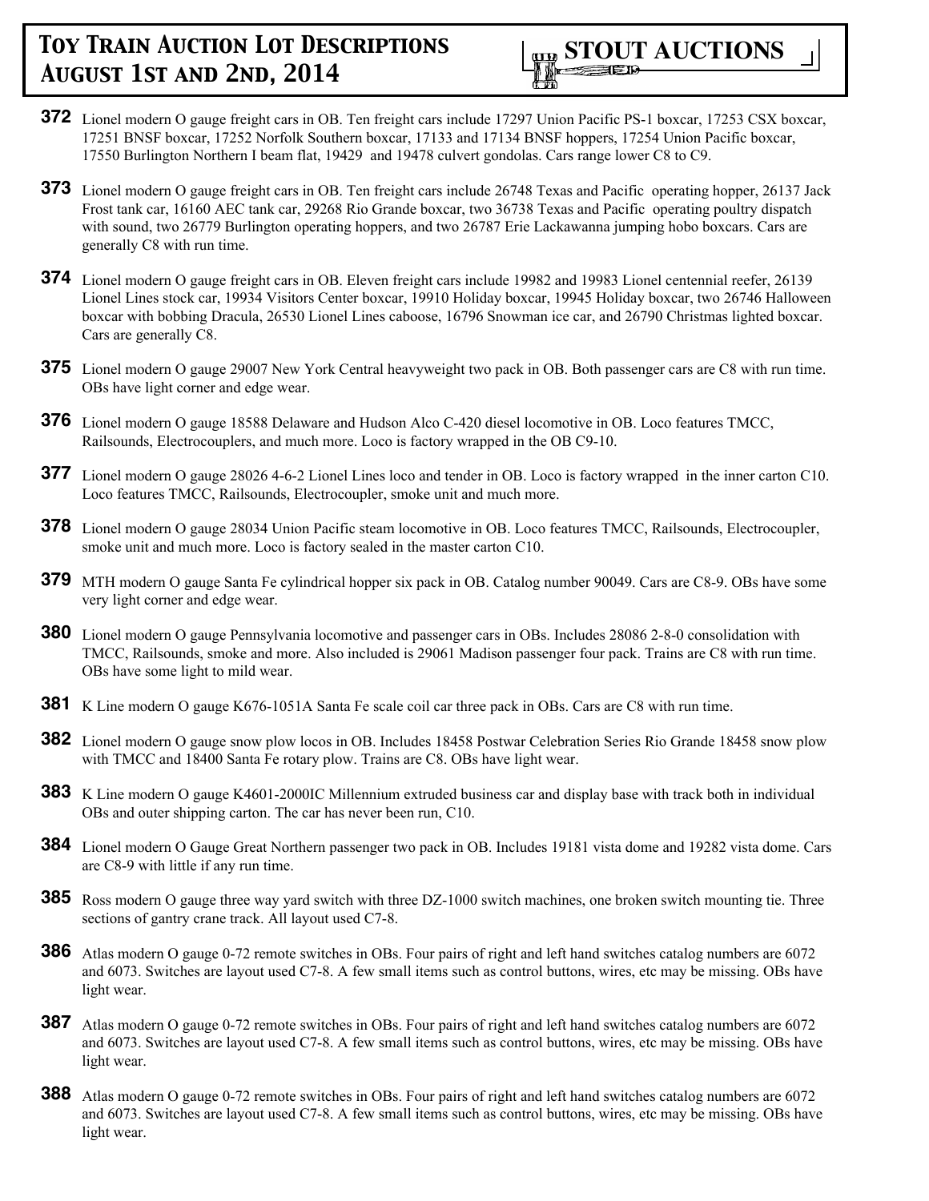**372** Lionel modern O gauge freight cars in OB. Ten freight cars include 17297 Union Pacific PS-1 boxcar, 17253 CSX boxcar, 17251 BNSF boxcar, 17252 Norfolk Southern boxcar, 17133 and 17134 BNSF hoppers, 17254 Union Pacific boxcar, 17550 Burlington Northern I beam flat, 19429 and 19478 culvert gondolas. Cars range lower C8 to C9.

**373** Lionel modern O gauge freight cars in OB. Ten freight cars include 26748 Texas and Pacific operating hopper, 26137 Jack Frost tank car, 16160 AEC tank car, 29268 Rio Grande boxcar, two 36738 Texas and Pacific operating poultry dispatch with sound, two 26779 Burlington operating hoppers, and two 26787 Erie Lackawanna jumping hobo boxcars. Cars are generally C8 with run time.

**374** Lionel modern O gauge freight cars in OB. Eleven freight cars include 19982 and 19983 Lionel centennial reefer, 26139 Lionel Lines stock car, 19934 Visitors Center boxcar, 19910 Holiday boxcar, 19945 Holiday boxcar, two 26746 Halloween boxcar with bobbing Dracula, 26530 Lionel Lines caboose, 16796 Snowman ice car, and 26790 Christmas lighted boxcar. Cars are generally C8.

**375** Lionel modern O gauge 29007 New York Central heavyweight two pack in OB. Both passenger cars are C8 with run time. OBs have light corner and edge wear.

**376** Lionel modern O gauge 18588 Delaware and Hudson Alco C-420 diesel locomotive in OB. Loco features TMCC, Railsounds, Electrocouplers, and much more. Loco is factory wrapped in the OB C9-10.

**377** Lionel modern O gauge 28026 4-6-2 Lionel Lines loco and tender in OB. Loco is factory wrapped in the inner carton C10. Loco features TMCC, Railsounds, Electrocoupler, smoke unit and much more.

**378** Lionel modern O gauge 28034 Union Pacific steam locomotive in OB. Loco features TMCC, Railsounds, Electrocoupler, smoke unit and much more. Loco is factory sealed in the master carton C10.

**379** MTH modern O gauge Santa Fe cylindrical hopper six pack in OB. Catalog number 90049. Cars are C8-9. OBs have some very light corner and edge wear.

**380** Lionel modern O gauge Pennsylvania locomotive and passenger cars in OBs. Includes 28086 2-8-0 consolidation with TMCC, Railsounds, smoke and more. Also included is 29061 Madison passenger four pack. Trains are C8 with run time. OBs have some light to mild wear.

**381** K Line modern O gauge K676-1051A Santa Fe scale coil car three pack in OBs. Cars are C8 with run time.

**382** Lionel modern O gauge snow plow locos in OB. Includes 18458 Postwar Celebration Series Rio Grande 18458 snow plow with TMCC and 18400 Santa Fe rotary plow. Trains are C8. OBs have light wear.

**383** K Line modern O gauge K4601-2000IC Millennium extruded business car and display base with track both in individual OBs and outer shipping carton. The car has never been run, C10.

**384** Lionel modern O Gauge Great Northern passenger two pack in OB. Includes 19181 vista dome and 19282 vista dome. Cars are C8-9 with little if any run time.

**385** Ross modern O gauge three way yard switch with three DZ-1000 switch machines, one broken switch mounting tie. Three sections of gantry crane track. All layout used C7-8.

**386** Atlas modern O gauge 0-72 remote switches in OBs. Four pairs of right and left hand switches catalog numbers are 6072 and 6073. Switches are layout used C7-8. A few small items such as control buttons, wires, etc may be missing. OBs have light wear.

**387** Atlas modern O gauge 0-72 remote switches in OBs. Four pairs of right and left hand switches catalog numbers are 6072 and 6073. Switches are layout used C7-8. A few small items such as control buttons, wires, etc may be missing. OBs have light wear.

**388** Atlas modern O gauge 0-72 remote switches in OBs. Four pairs of right and left hand switches catalog numbers are 6072 and 6073. Switches are layout used C7-8. A few small items such as control buttons, wires, etc may be missing. OBs have light wear.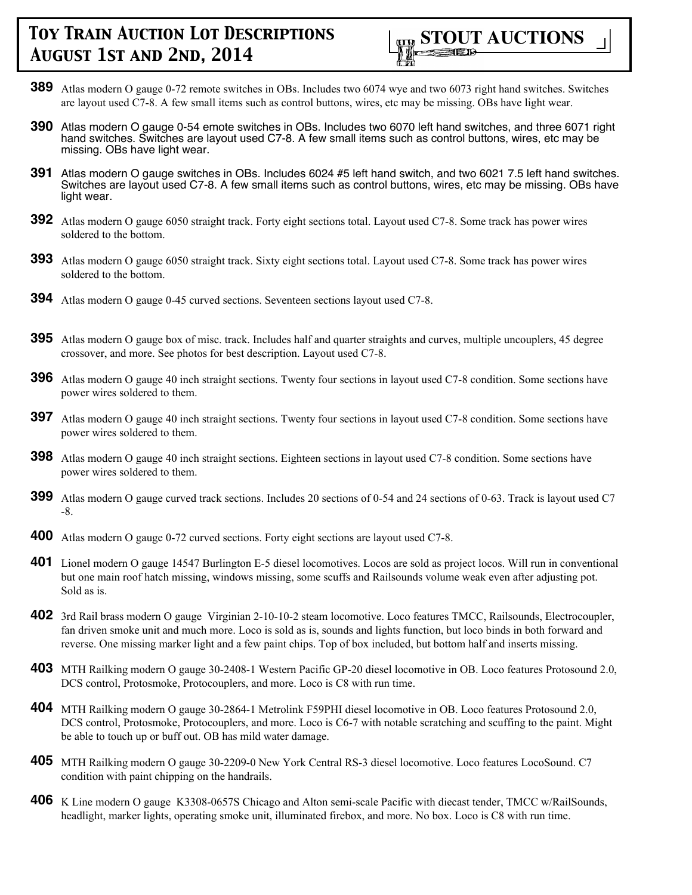**389** Atlas modern O gauge 0-72 remote switches in OBs. Includes two 6074 wye and two 6073 right hand switches. Switches are layout used C7-8. A few small items such as control buttons, wires, etc may be missing. OBs have light wear.

**390** Atlas modern O gauge 0-54 emote switches in OBs. Includes two 6070 left hand switches, and three 6071 right hand switches. Switches are layout used C7-8. A few small items such as control buttons, wires, etc may be missing. OBs have light wear.

**391** Atlas modern O gauge switches in OBs. Includes 6024 #5 left hand switch, and two 6021 7.5 left hand switches. Switches are layout used C7-8. A few small items such as control buttons, wires, etc may be missing. OBs have light wear.

**392** Atlas modern O gauge 6050 straight track. Forty eight sections total. Layout used C7-8. Some track has power wires soldered to the bottom.

**393** Atlas modern O gauge 6050 straight track. Sixty eight sections total. Layout used C7-8. Some track has power wires soldered to the bottom.

**394** Atlas modern O gauge 0-45 curved sections. Seventeen sections layout used C7-8.

**395** Atlas modern O gauge box of misc. track. Includes half and quarter straights and curves, multiple uncouplers, 45 degree crossover, and more. See photos for best description. Layout used C7-8.

**396** Atlas modern O gauge 40 inch straight sections. Twenty four sections in layout used C7-8 condition. Some sections have power wires soldered to them.

**397** Atlas modern O gauge 40 inch straight sections. Twenty four sections in layout used C7-8 condition. Some sections have power wires soldered to them.

**398** Atlas modern O gauge 40 inch straight sections. Eighteen sections in layout used C7-8 condition. Some sections have power wires soldered to them.

**399** Atlas modern O gauge curved track sections. Includes 20 sections of 0-54 and 24 sections of 0-63. Track is layout used C7-8.

**400** Atlas modern O gauge 0-72 curved sections. Forty eight sections are layout used C7-8.

**401** Lionel modern O gauge 14547 Burlington E-5 diesel locomotives. Locos are sold as project locos. Will run in conventional but one main roof hatch missing, windows missing, some scuffs and Railsounds volume weak even after adjusting pot. Sold as is.

**402** 3rd Rail brass modern O gauge Virginian 2-10-10-2 steam locomotive. Loco features TMCC, Railsounds, Electrocoupler, fan driven smoke unit and much more. Loco is sold as is, sounds and lights function, but loco binds in both forward and reverse. One missing marker light and a few paint chips. Top of box included, but bottom half and inserts missing.

**403** MTH Railking modern O gauge 30-2408-1 Western Pacific GP-20 diesel locomotive in OB. Loco features Protosound 2.0, DCS control, Protosmoke, Protocouplers, and more. Loco is C8 with run time.

**404** MTH Railking modern O gauge 30-2864-1 Metrolink F59PHI diesel locomotive in OB. Loco features Protosound 2.0, DCS control, Protosmoke, Protocouplers, and more. Loco is C6-7 with notable scratching and scuffing to the paint. Might be able to touch up or buff out. OB has mild water damage.

**405** MTH Railking modern O gauge 30-2209-0 New York Central RS-3 diesel locomotive. Loco features LocoSound. C7 condition with paint chipping on the handrails.

**406** K Line modern O gauge K3308-0657S Chicago and Alton semi-scale Pacific with diecast tender, TMCC w/RailSounds, headlight, marker lights, operating smoke unit, illuminated firebox, and more. No box. Loco is C8 with run time.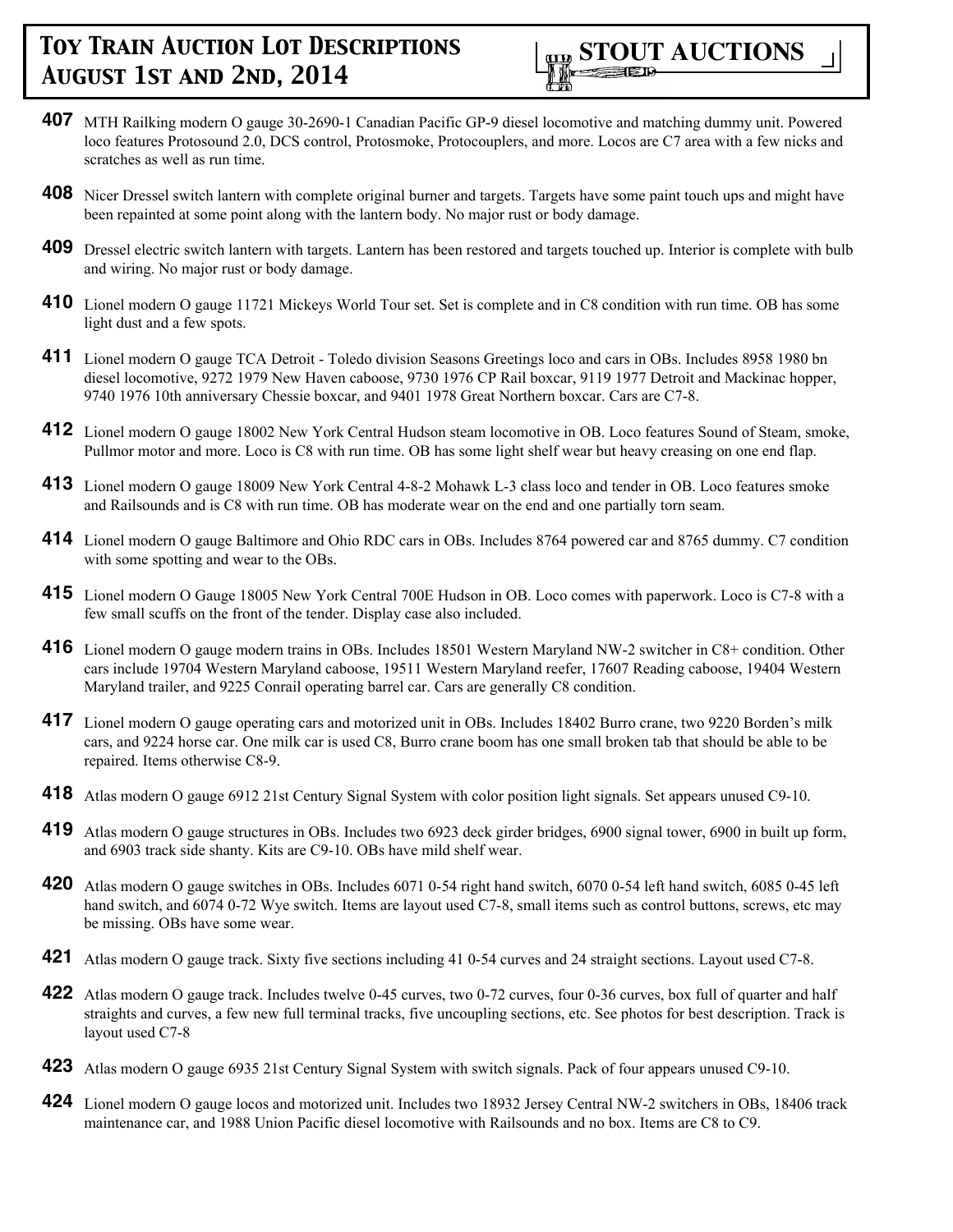**407** MTH Railking modern O gauge 30-2690-1 Canadian Pacific GP-9 diesel locomotive and matching dummy unit. Powered loco features Protosound 2.0, DCS control, Protosmoke, Protocouplers, and more. Locos are C7 area with a few nicks and scratches as well as run time.

**408** Nicer Dressel switch lantern with complete original burner and targets. Targets have some paint touch ups and might have been repainted at some point along with the lantern body. No major rust or body damage.

**409** Dressel electric switch lantern with targets. Lantern has been restored and targets touched up. Interior is complete with bulb and wiring. No major rust or body damage.

**410** Lionel modern O gauge 11721 Mickeys World Tour set. Set is complete and in C8 condition with run time. OB has some light dust and a few spots.

**411** Lionel modern O gauge TCA Detroit - Toledo division Seasons Greetings loco and cars in OBs. Includes 8958 1980 bn diesel locomotive, 9272 1979 New Haven caboose, 9730 1976 CP Rail boxcar, 9119 1977 Detroit and Mackinac hopper, 9740 1976 10th anniversary Chessie boxcar, and 9401 1978 Great Northern boxcar. Cars are C7-8.

**412** Lionel modern O gauge 18002 New York Central Hudson steam locomotive in OB. Loco features Sound of Steam, smoke, Pullmor motor and more. Loco is C8 with run time. OB has some light shelf wear but heavy creasing on one end flap.

**413** Lionel modern O gauge 18009 New York Central 4-8-2 Mohawk L-3 class loco and tender in OB. Loco features smoke and Railsounds and is C8 with run time. OB has moderate wear on the end and one partially torn seam.

**414** Lionel modern O gauge Baltimore and Ohio RDC cars in OBs. Includes 8764 powered car and 8765 dummy. C7 condition with some spotting and wear to the OBs.

**415** Lionel modern O Gauge 18005 New York Central 700E Hudson in OB. Loco comes with paperwork. Loco is C7-8 with a few small scuffs on the front of the tender. Display case also included.

**416** Lionel modern O gauge modern trains in OBs. Includes 18501 Western Maryland NW-2 switcher in C8+ condition. Other cars include 19704 Western Maryland caboose, 19511 Western Maryland reefer, 17607 Reading caboose, 19404 Western Maryland trailer, and 9225 Conrail operating barrel car. Cars are generally C8 condition.

**417** Lionel modern O gauge operating cars and motorized unit in OBs. Includes 18402 Burro crane, two 9220 Borden's milk cars, and 9224 horse car. One milk car is used C8, Burro crane boom has one small broken tab that should be able to be repaired. Items otherwise C8-9.

**418** Atlas modern O gauge 6912 21st Century Signal System with color position light signals. Set appears unused C9-10.

**419** Atlas modern O gauge structures in OBs. Includes two 6923 deck girder bridges, 6900 signal tower, 6900 in built up form, and 6903 track side shanty. Kits are C9-10. OBs have mild shelf wear.

**420** Atlas modern O gauge switches in OBs. Includes 6071 0-54 right hand switch, 6070 0-54 left hand switch, 6085 0-45 left hand switch, and 6074 0-72 Wye switch. Items are layout used C7-8, small items such as control buttons, screws, etc may be missing. OBs have some wear.

**421** Atlas modern O gauge track. Sixty five sections including 41 0-54 curves and 24 straight sections. Layout used C7-8.

**422** Atlas modern O gauge track. Includes twelve 0-45 curves, two 0-72 curves, four 0-36 curves, box full of quarter and half straights and curves, a few new full terminal tracks, five uncoupling sections, etc. See photos for best description. Track is layout used C7-8

**423** Atlas modern O gauge 6935 21st Century Signal System with switch signals. Pack of four appears unused C9-10.

**424** Lionel modern O gauge locos and motorized unit. Includes two 18932 Jersey Central NW-2 switchers in OBs, 18406 track maintenance car, and 1988 Union Pacific diesel locomotive with Railsounds and no box. Items are C8 to C9.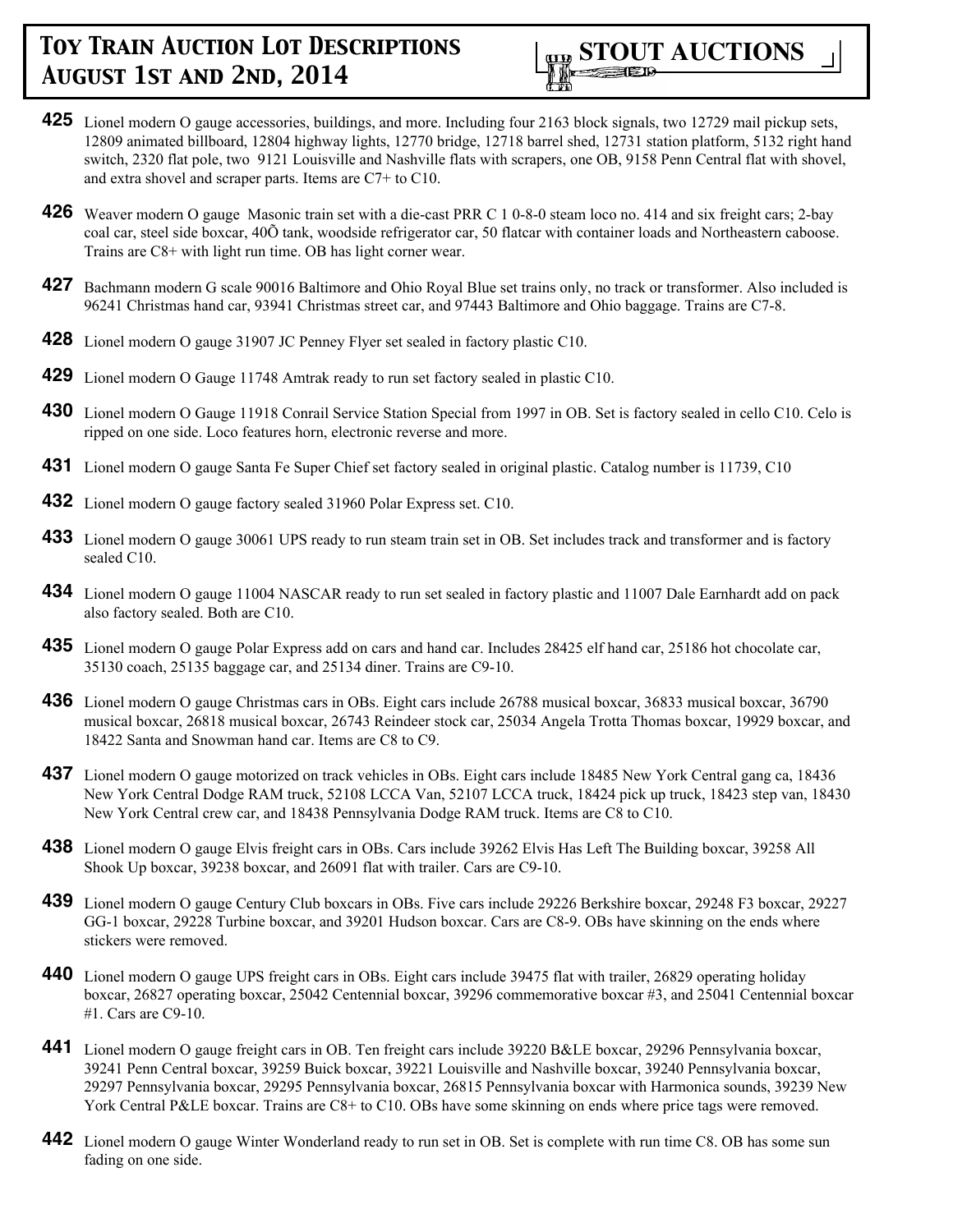**425** Lionel modern O gauge accessories, buildings, and more. Including four 2163 block signals, two 12729 mail pickup sets, 12809 animated billboard, 12804 highway lights, 12770 bridge, 12718 barrel shed, 12731 station platform, 5132 right hand switch, 2320 flat pole, two 9121 Louisville and Nashville flats with scrapers, one OB, 9158 Penn Central flat with shovel, and extra shovel and scraper parts. Items are C7+ to C10.

**426** Weaver modern O gauge Masonic train set with a die-cast PRR C 1 0-8-0 steam loco no. 414 and six freight cars; 2-bay coal car, steel side boxcar, 40Õ tank, woodside refrigerator car, 50 flatcar with container loads and Northeastern caboose. Trains are C8+ with light run time. OB has light corner wear.

**427** Bachmann modern G scale 90016 Baltimore and Ohio Royal Blue set trains only, no track or transformer. Also included is 96241 Christmas hand car, 93941 Christmas street car, and 97443 Baltimore and Ohio baggage. Trains are C7-8.

**428** Lionel modern O gauge 31907 JC Penney Flyer set sealed in factory plastic C10.

**429** Lionel modern O Gauge 11748 Amtrak ready to run set factory sealed in plastic C10.

**430** Lionel modern O Gauge 11918 Conrail Service Station Special from 1997 in OB. Set is factory sealed in cello C10. Celo is ripped on one side. Loco features horn, electronic reverse and more.

**431** Lionel modern O gauge Santa Fe Super Chief set factory sealed in original plastic. Catalog number is 11739, C10

**432** Lionel modern O gauge factory sealed 31960 Polar Express set. C10.

**433** Lionel modern O gauge 30061 UPS ready to run steam train set in OB. Set includes track and transformer and is factory sealed C10.

**434** Lionel modern O gauge 11004 NASCAR ready to run set sealed in factory plastic and 11007 Dale Earnhardt add on pack also factory sealed. Both are C10.

**435** Lionel modern O gauge Polar Express add on cars and hand car. Includes 28425 elf hand car, 25186 hot chocolate car, 35130 coach, 25135 baggage car, and 25134 diner. Trains are C9-10.

**436** Lionel modern O gauge Christmas cars in OBs. Eight cars include 26788 musical boxcar, 36833 musical boxcar, 36790 musical boxcar, 26818 musical boxcar, 26743 Reindeer stock car, 25034 Angela Trotta Thomas boxcar, 19929 boxcar, and 18422 Santa and Snowman hand car. Items are C8 to C9.

**437** Lionel modern O gauge motorized on track vehicles in OBs. Eight cars include 18485 New York Central gang ca, 18436 New York Central Dodge RAM truck, 52108 LCCA Van, 52107 LCCA truck, 18424 pick up truck, 18423 step van, 18430 New York Central crew car, and 18438 Pennsylvania Dodge RAM truck. Items are C8 to C10.

**438** Lionel modern O gauge Elvis freight cars in OBs. Cars include 39262 Elvis Has Left The Building boxcar, 39258 All Shook Up boxcar, 39238 boxcar, and 26091 flat with trailer. Cars are C9-10.

**439** Lionel modern O gauge Century Club boxcars in OBs. Five cars include 29226 Berkshire boxcar, 29248 F3 boxcar, 29227 GG-1 boxcar, 29228 Turbine boxcar, and 39201 Hudson boxcar. Cars are C8-9. OBs have skinning on the ends where stickers were removed.

**440** Lionel modern O gauge UPS freight cars in OBs. Eight cars include 39475 flat with trailer, 26829 operating holiday boxcar, 26827 operating boxcar, 25042 Centennial boxcar, 39296 commemorative boxcar #3, and 25041 Centennial boxcar #1. Cars are C9-10.

**441** Lionel modern O gauge freight cars in OB. Ten freight cars include 39220 B&LE boxcar, 29296 Pennsylvania boxcar, 39241 Penn Central boxcar, 39259 Buick boxcar, 39221 Louisville and Nashville boxcar, 39240 Pennsylvania boxcar, 29297 Pennsylvania boxcar, 29295 Pennsylvania boxcar, 26815 Pennsylvania boxcar with Harmonica sounds, 39239 New York Central P&LE boxcar. Trains are C8+ to C10. OBs have some skinning on ends where price tags were removed.

**442** Lionel modern O gauge Winter Wonderland ready to run set in OB. Set is complete with run time C8. OB has some sun fading on one side.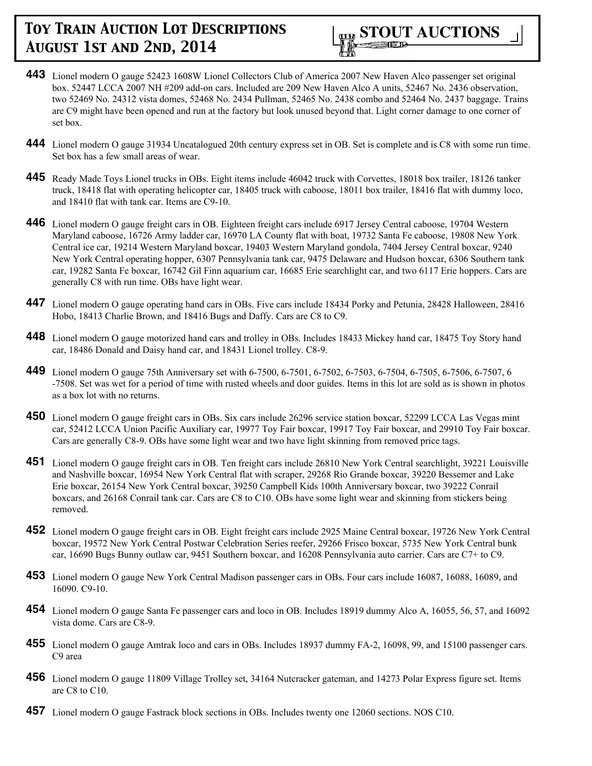**443** Lionel modern O gauge 52423 1608W Lionel Collectors Club of America 2007 New Haven Alco passenger set original box. 52447 LCCA 2007 NH #209 add-on cars. Included are 209 New Haven Alco A units, 52467 No. 2436 observation, two 52469 No. 24312 vista domes, 52468 No. 2434 Pullman, 52465 No. 2438 combo and 52464 No. 2437 baggage. Trains are C9 might have been opened and run at the factory but look unused beyond that. Light corner damage to one corner of set box.

**444** Lionel modern O gauge 31934 Uncatalogued 20th century express set in OB. Set is complete and is C8 with some run time. Set box has a few small areas of wear.

**445** Ready Made Toys Lionel trucks in OBs. Eight items include 46042 truck with Corvettes, 18018 box trailer, 18126 tanker truck, 18418 flat with operating helicopter car, 18405 truck with caboose, 18011 box trailer, 18416 flat with dummy loco, and 18410 flat with tank car. Items are C9-10.

**446** Lionel modern O gauge freight cars in OB. Eighteen freight cars include 6917 Jersey Central caboose, 19704 Western Maryland caboose, 16726 Army ladder car, 16970 LA County flat with boat, 19732 Santa Fe caboose, 19808 New York Central ice car, 19214 Western Maryland boxcar, 19403 Western Maryland gondola, 7404 Jersey Central boxcar, 9240 New York Central operating hopper, 6307 Pennsylvania tank car, 9475 Delaware and Hudson boxcar, 6306 Southern tank car, 19282 Santa Fe boxcar, 16742 Gil Finn aquarium car, 16685 Erie searchlight car, and two 6117 Erie hoppers. Cars are generally C8 with run time. OBs have light wear.

**447** Lionel modern O gauge operating hand cars in OBs. Five cars include 18434 Porky and Petunia, 28428 Halloween, 28416 Hobo, 18413 Charlie Brown, and 18416 Bugs and Daffy. Cars are C8 to C9.

**448** Lionel modern O gauge motorized hand cars and trolley in OBs. Includes 18433 Mickey hand car, 18475 Toy Story hand car, 18486 Donald and Daisy hand car, and 18431 Lionel trolley. C8-9.

**449** Lionel modern O gauge 75th Anniversary set with 6-7500, 6-7501, 6-7502, 6-7503, 6-7504, 6-7505, 6-7506, 6-7507, 6 -7508. Set was wet for a period of time with rusted wheels and door guides. Items in this lot are sold as is shown in photos as a box lot with no returns.

**450** Lionel modern O gauge freight cars in OBs. Six cars include 26296 service station boxcar, 52299 LCCA Las Vegas mint car, 52412 LCCA Union Pacific Auxiliary car, 19977 Toy Fair boxcar, 19917 Toy Fair boxcar, and 29910 Toy Fair boxcar. Cars are generally C8-9. OBs have some light wear and two have light skinning from removed price tags.

**451** Lionel modern O gauge freight cars in OB. Ten freight cars include 26810 New York Central searchlight, 39221 Louisville and Nashville boxcar, 16954 New York Central flat with scraper, 29268 Rio Grande boxcar, 39220 Bessemer and Lake Erie boxcar, 26154 New York Central boxcar, 39250 Campbell Kids 100th Anniversary boxcar, two 39222 Conrail boxcars, and 26168 Conrail tank car. Cars are C8 to C10. OBs have some light wear and skinning from stickers being removed.

**452** Lionel modern O gauge freight cars in OB. Eight freight cars include 2925 Maine Central boxcar, 19726 New York Central boxcar, 19572 New York Central Postwar Celebration Series reefer, 29266 Frisco boxcar, 5735 New York Central bunk car, 16690 Bugs Bunny outlaw car, 9451 Southern boxcar, and 16208 Pennsylvania auto carrier. Cars are C7+ to C9.

**453** Lionel modern O gauge New York Central Madison passenger cars in OBs. Four cars include 16087, 16088, 16089, and 16090. C9-10.

**454** Lionel modern O gauge Santa Fe passenger cars and loco in OB. Includes 18919 dummy Alco A, 16055, 56, 57, and 16092 vista dome. Cars are C8-9.

**455** Lionel modern O gauge Amtrak loco and cars in OBs. Includes 18937 dummy FA-2, 16098, 99, and 15100 passenger cars. C9 area

**456** Lionel modern O gauge 11809 Village Trolley set, 34164 Nutcracker gateman, and 14273 Polar Express figure set. Items are C8 to C10.

**457** Lionel modern O gauge Fastrack block sections in OBs. Includes twenty one 12060 sections. NOS C10.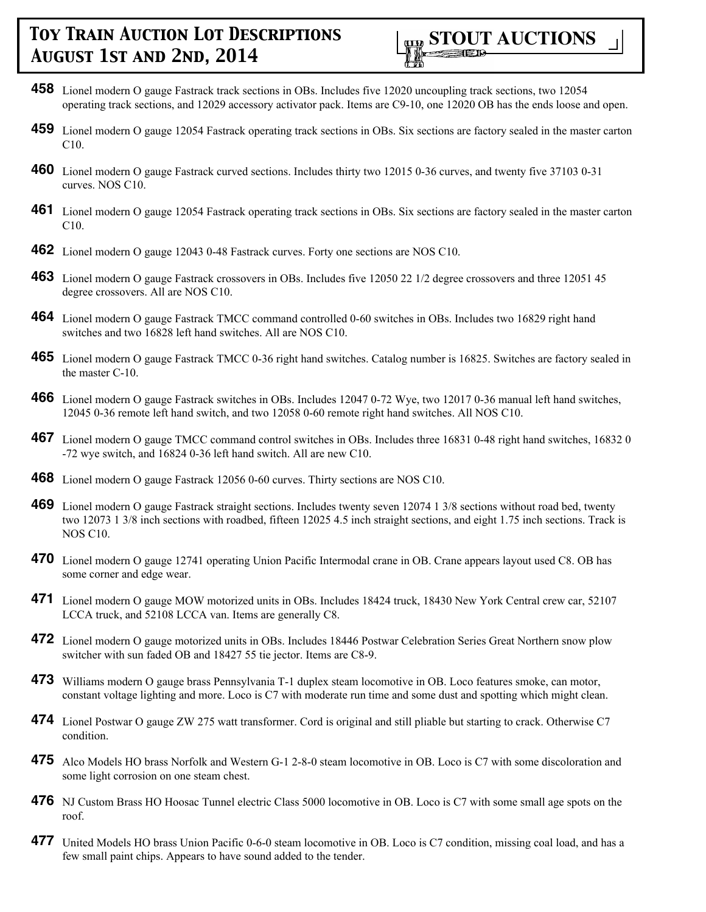**458** Lionel modern O gauge Fastrack track sections in OBs. Includes five 12020 uncoupling track sections, two 12054 operating track sections, and 12029 accessory activator pack. Items are C9-10, one 12020 OB has the ends loose and open.

**459** Lionel modern O gauge 12054 Fastrack operating track sections in OBs. Six sections are factory sealed in the master carton C10.

**460** Lionel modern O gauge Fastrack curved sections. Includes thirty two 12015 0-36 curves, and twenty five 37103 0-31 curves. NOS C10.

**461** Lionel modern O gauge 12054 Fastrack operating track sections in OBs. Six sections are factory sealed in the master carton C10.

**462** Lionel modern O gauge 12043 0-48 Fastrack curves. Forty one sections are NOS C10.

**463** Lionel modern O gauge Fastrack crossovers in OBs. Includes five 12050 22 1/2 degree crossovers and three 12051 45 degree crossovers. All are NOS C10.

**464** Lionel modern O gauge Fastrack TMCC command controlled 0-60 switches in OBs. Includes two 16829 right hand switches and two 16828 left hand switches. All are NOS C10.

**465** Lionel modern O gauge Fastrack TMCC 0-36 right hand switches. Catalog number is 16825. Switches are factory sealed in the master C-10.

**466** Lionel modern O gauge Fastrack switches in OBs. Includes 12047 0-72 Wye, two 12017 0-36 manual left hand switches, 12045 0-36 remote left hand switch, and two 12058 0-60 remote right hand switches. All NOS C10.

**467** Lionel modern O gauge TMCC command control switches in OBs. Includes three 16831 0-48 right hand switches, 16832 0 -72 wye switch, and 16824 0-36 left hand switch. All are new C10.

**468** Lionel modern O gauge Fastrack 12056 0-60 curves. Thirty sections are NOS C10.

**469** Lionel modern O gauge Fastrack straight sections. Includes twenty seven 12074 1 3/8 sections without road bed, twenty two 12073 1 3/8 inch sections with roadbed, fifteen 12025 4.5 inch straight sections, and eight 1.75 inch sections. Track is NOS C10.

**470** Lionel modern O gauge 12741 operating Union Pacific Intermodal crane in OB. Crane appears layout used C8. OB has some corner and edge wear.

**471** Lionel modern O gauge MOW motorized units in OBs. Includes 18424 truck, 18430 New York Central crew car, 52107 LCCA truck, and 52108 LCCA van. Items are generally C8.

**472** Lionel modern O gauge motorized units in OBs. Includes 18446 Postwar Celebration Series Great Northern snow plow switcher with sun faded OB and 18427 55 tie jector. Items are C8-9.

**473** Williams modern O gauge brass Pennsylvania T-1 duplex steam locomotive in OB. Loco features smoke, can motor, constant voltage lighting and more. Loco is C7 with moderate run time and some dust and spotting which might clean.

**474** Lionel Postwar O gauge ZW 275 watt transformer. Cord is original and still pliable but starting to crack. Otherwise C7 condition.

**475** Alco Models HO brass Norfolk and Western G-1 2-8-0 steam locomotive in OB. Loco is C7 with some discoloration and some light corrosion on one steam chest.

**476** NJ Custom Brass HO Hoosac Tunnel electric Class 5000 locomotive in OB. Loco is C7 with some small age spots on the roof.

**477** United Models HO brass Union Pacific 0-6-0 steam locomotive in OB. Loco is C7 condition, missing coal load, and has a few small paint chips. Appears to have sound added to the tender.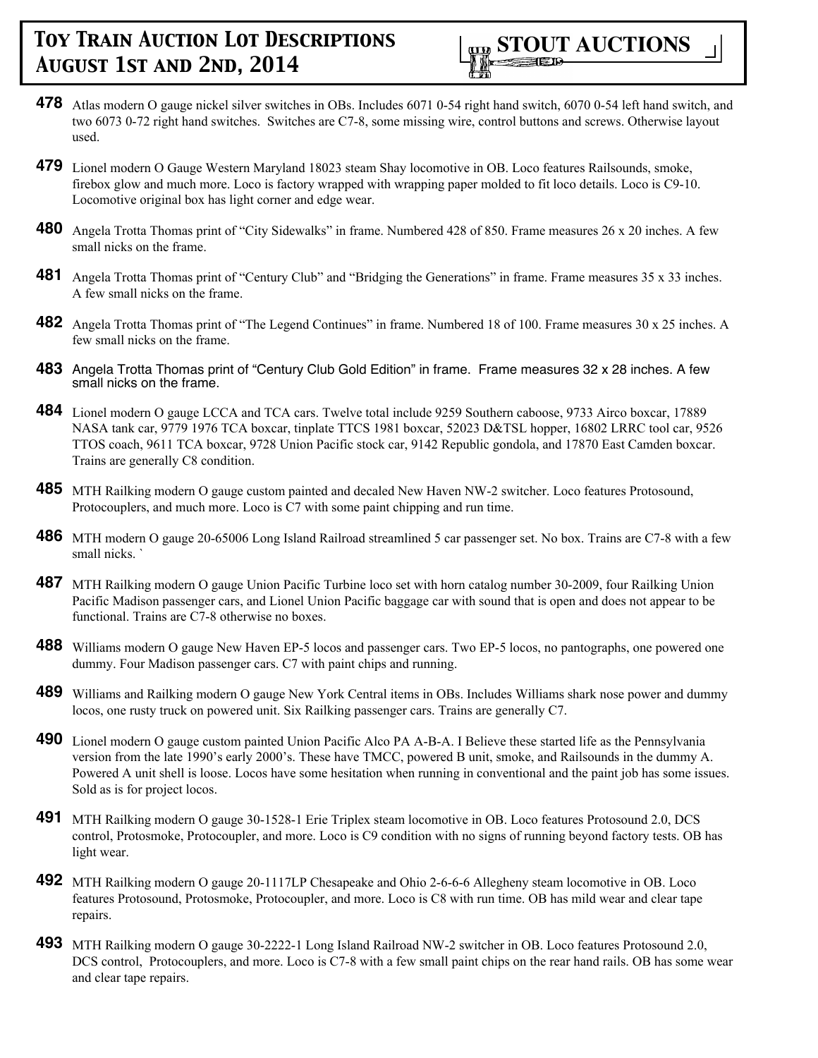**478** Atlas modern O gauge nickel silver switches in OBs. Includes 6071 0-54 right hand switch, 6070 0-54 left hand switch, and two 6073 0-72 right hand switches. Switches are C7-8, some missing wire, control buttons and screws. Otherwise layout used.

**479** Lionel modern O Gauge Western Maryland 18023 steam Shay locomotive in OB. Loco features Railsounds, smoke, firebox glow and much more. Loco is factory wrapped with wrapping paper molded to fit loco details. Loco is C9-10. Locomotive original box has light corner and edge wear.

**480** Angela Trotta Thomas print of "City Sidewalks" in frame. Numbered 428 of 850. Frame measures 26 x 20 inches. A few small nicks on the frame.

**481** Angela Trotta Thomas print of "Century Club" and "Bridging the Generations" in frame. Frame measures 35 x 33 inches. A few small nicks on the frame.

**482** Angela Trotta Thomas print of "The Legend Continues" in frame. Numbered 18 of 100. Frame measures 30 x 25 inches. A few small nicks on the frame.

**483** Angela Trotta Thomas print of "Century Club Gold Edition" in frame. Frame measures 32 x 28 inches. A few small nicks on the frame.

**484** Lionel modern O gauge LCCA and TCA cars. Twelve total include 9259 Southern caboose, 9733 Airco boxcar, 17889 NASA tank car, 9779 1976 TCA boxcar, tinplate TTCS 1981 boxcar, 52023 D&TSL hopper, 16802 LRRC tool car, 9526 TTOS coach, 9611 TCA boxcar, 9728 Union Pacific stock car, 9142 Republic gondola, and 17870 East Camden boxcar. Trains are generally C8 condition.

**485** MTH Railking modern O gauge custom painted and decaled New Haven NW-2 switcher. Loco features Protosound, Protocouplers, and much more. Loco is C7 with some paint chipping and run time.

**486** MTH modern O gauge 20-65006 Long Island Railroad streamlined 5 car passenger set. No box. Trains are C7-8 with a few small nicks. `

**487** MTH Railking modern O gauge Union Pacific Turbine loco set with horn catalog number 30-2009, four Railking Union Pacific Madison passenger cars, and Lionel Union Pacific baggage car with sound that is open and does not appear to be functional. Trains are C7-8 otherwise no boxes.

**488** Williams modern O gauge New Haven EP-5 locos and passenger cars. Two EP-5 locos, no pantographs, one powered one dummy. Four Madison passenger cars. C7 with paint chips and running.

**489** Williams and Railking modern O gauge New York Central items in OBs. Includes Williams shark nose power and dummy locos, one rusty truck on powered unit. Six Railking passenger cars. Trains are generally C7.

**490** Lionel modern O gauge custom painted Union Pacific Alco PA A-B-A. I Believe these started life as the Pennsylvania version from the late 1990's early 2000's. These have TMCC, powered B unit, smoke, and Railsounds in the dummy A. Powered A unit shell is loose. Locos have some hesitation when running in conventional and the paint job has some issues. Sold as is for project locos.

**491** MTH Railking modern O gauge 30-1528-1 Erie Triplex steam locomotive in OB. Loco features Protosound 2.0, DCS control, Protosmoke, Protocoupler, and more. Loco is C9 condition with no signs of running beyond factory tests. OB has light wear.

**492** MTH Railking modern O gauge 20-1117LP Chesapeake and Ohio 2-6-6-6 Allegheny steam locomotive in OB. Loco features Protosound, Protosmoke, Protocoupler, and more. Loco is C8 with run time. OB has mild wear and clear tape repairs.

**493** MTH Railking modern O gauge 30-2222-1 Long Island Railroad NW-2 switcher in OB. Loco features Protosound 2.0, DCS control, Protocouplers, and more. Loco is C7-8 with a few small paint chips on the rear hand rails. OB has some wear and clear tape repairs.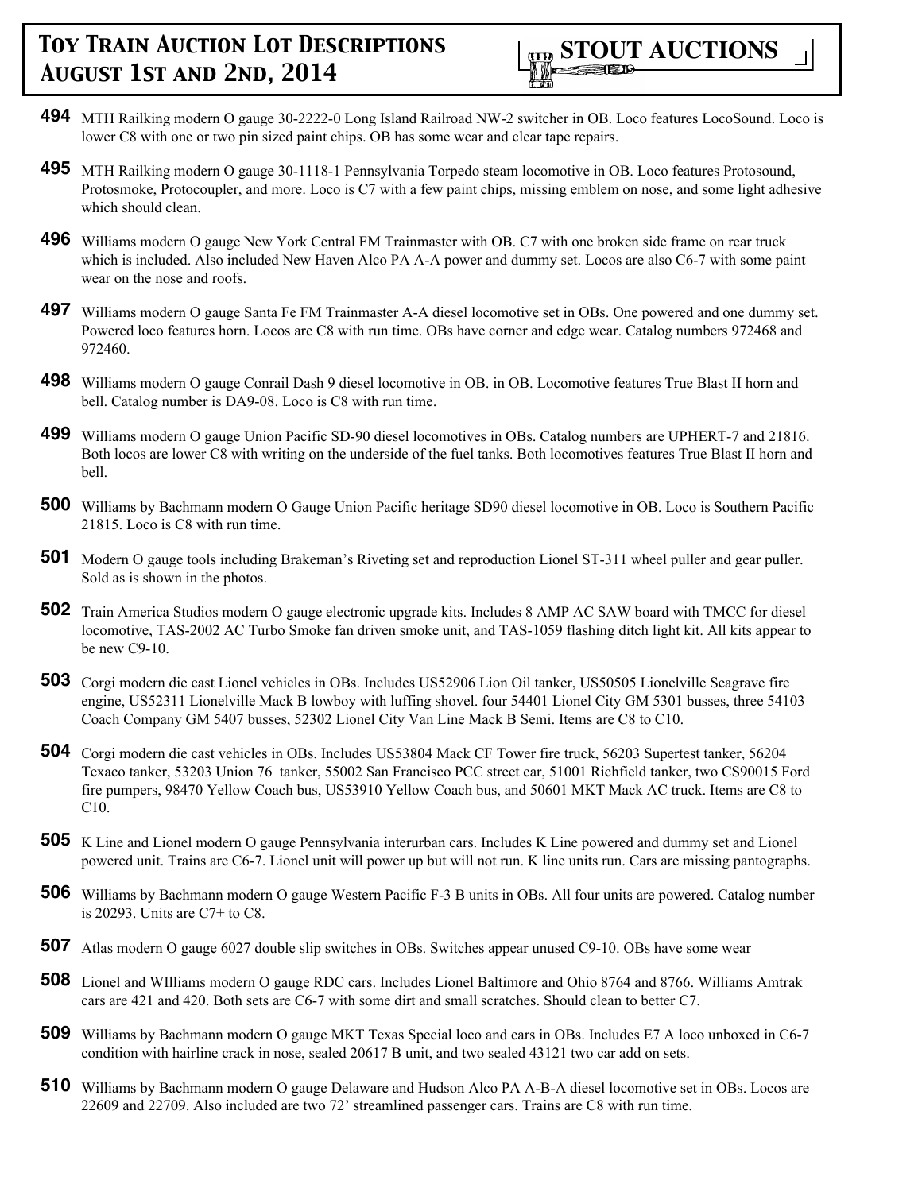**494** MTH Railking modern O gauge 30-2222-0 Long Island Railroad NW-2 switcher in OB. Loco features LocoSound. Loco is lower C8 with one or two pin sized paint chips. OB has some wear and clear tape repairs.

**495** MTH Railking modern O gauge 30-1118-1 Pennsylvania Torpedo steam locomotive in OB. Loco features Protosound, Protosmoke, Protocoupler, and more. Loco is C7 with a few paint chips, missing emblem on nose, and some light adhesive which should clean.

**496** Williams modern O gauge New York Central FM Trainmaster with OB. C7 with one broken side frame on rear truck which is included. Also included New Haven Alco PA A-A power and dummy set. Locos are also C6-7 with some paint wear on the nose and roofs.

**497** Williams modern O gauge Santa Fe FM Trainmaster A-A diesel locomotive set in OBs. One powered and one dummy set. Powered loco features horn. Locos are C8 with run time. OBs have corner and edge wear. Catalog numbers 972468 and 972460.

**498** Williams modern O gauge Conrail Dash 9 diesel locomotive in OB. in OB. Locomotive features True Blast II horn and bell. Catalog number is DA9-08. Loco is C8 with run time.

**499** Williams modern O gauge Union Pacific SD-90 diesel locomotives in OBs. Catalog numbers are UPHERT-7 and 21816. Both locos are lower C8 with writing on the underside of the fuel tanks. Both locomotives features True Blast II horn and bell.

**500** Williams by Bachmann modern O Gauge Union Pacific heritage SD90 diesel locomotive in OB. Loco is Southern Pacific 21815. Loco is C8 with run time.

**501** Modern O gauge tools including Brakeman's Riveting set and reproduction Lionel ST-311 wheel puller and gear puller. Sold as is shown in the photos.

**502** Train America Studios modern O gauge electronic upgrade kits. Includes 8 AMP AC SAW board with TMCC for diesel locomotive, TAS-2002 AC Turbo Smoke fan driven smoke unit, and TAS-1059 flashing ditch light kit. All kits appear to be new C9-10.

**503** Corgi modern die cast Lionel vehicles in OBs. Includes US52906 Lion Oil tanker, US50505 Lionelville Seagrave fire engine, US52311 Lionelville Mack B lowboy with luffing shovel. four 54401 Lionel City GM 5301 busses, three 54103 Coach Company GM 5407 busses, 52302 Lionel City Van Line Mack B Semi. Items are C8 to C10.

**504** Corgi modern die cast vehicles in OBs. Includes US53804 Mack CF Tower fire truck, 56203 Supertest tanker, 56204 Texaco tanker, 53203 Union 76 tanker, 55002 San Francisco PCC street car, 51001 Richfield tanker, two CS90015 Ford fire pumpers, 98470 Yellow Coach bus, US53910 Yellow Coach bus, and 50601 MKT Mack AC truck. Items are C8 to C10.

**505** K Line and Lionel modern O gauge Pennsylvania interurban cars. Includes K Line powered and dummy set and Lionel powered unit. Trains are C6-7. Lionel unit will power up but will not run. K line units run. Cars are missing pantographs.

**506** Williams by Bachmann modern O gauge Western Pacific F-3 B units in OBs. All four units are powered. Catalog number is 20293. Units are C7+ to C8.

**507** Atlas modern O gauge 6027 double slip switches in OBs. Switches appear unused C9-10. OBs have some wear

**508** Lionel and WIlliams modern O gauge RDC cars. Includes Lionel Baltimore and Ohio 8764 and 8766. Williams Amtrak cars are 421 and 420. Both sets are C6-7 with some dirt and small scratches. Should clean to better C7.

**509** Williams by Bachmann modern O gauge MKT Texas Special loco and cars in OBs. Includes E7 A loco unboxed in C6-7 condition with hairline crack in nose, sealed 20617 B unit, and two sealed 43121 two car add on sets.

**510** Williams by Bachmann modern O gauge Delaware and Hudson Alco PA A-B-A diesel locomotive set in OBs. Locos are 22609 and 22709. Also included are two 72' streamlined passenger cars. Trains are C8 with run time.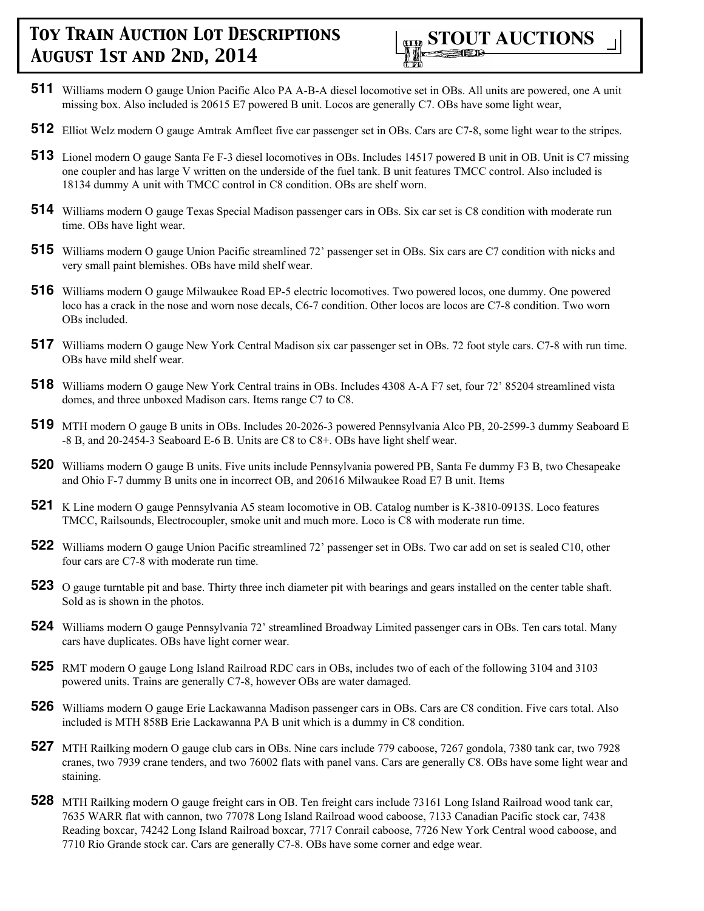**511** Williams modern O gauge Union Pacific Alco PA A-B-A diesel locomotive set in OBs. All units are powered, one A unit missing box. Also included is 20615 E7 powered B unit. Locos are generally C7. OBs have some light wear,

**512** Elliot Welz modern O gauge Amtrak Amfleet five car passenger set in OBs. Cars are C7-8, some light wear to the stripes.

**513** Lionel modern O gauge Santa Fe F-3 diesel locomotives in OBs. Includes 14517 powered B unit in OB. Unit is C7 missing one coupler and has large V written on the underside of the fuel tank. B unit features TMCC control. Also included is 18134 dummy A unit with TMCC control in C8 condition. OBs are shelf worn.

**514** Williams modern O gauge Texas Special Madison passenger cars in OBs. Six car set is C8 condition with moderate run time. OBs have light wear.

**515** Williams modern O gauge Union Pacific streamlined 72' passenger set in OBs. Six cars are C7 condition with nicks and very small paint blemishes. OBs have mild shelf wear.

**516** Williams modern O gauge Milwaukee Road EP-5 electric locomotives. Two powered locos, one dummy. One powered loco has a crack in the nose and worn nose decals, C6-7 condition. Other locos are locos are C7-8 condition. Two worn OBs included.

**517** Williams modern O gauge New York Central Madison six car passenger set in OBs. 72 foot style cars. C7-8 with run time. OBs have mild shelf wear.

**518** Williams modern O gauge New York Central trains in OBs. Includes 4308 A-A F7 set, four 72' 85204 streamlined vista domes, and three unboxed Madison cars. Items range C7 to C8.

**519** MTH modern O gauge B units in OBs. Includes 20-2026-3 powered Pennsylvania Alco PB, 20-2599-3 dummy Seaboard E -8 B, and 20-2454-3 Seaboard E-6 B. Units are C8 to C8+. OBs have light shelf wear.

**520** Williams modern O gauge B units. Five units include Pennsylvania powered PB, Santa Fe dummy F3 B, two Chesapeake and Ohio F-7 dummy B units one in incorrect OB, and 20616 Milwaukee Road E7 B unit. Items

**521** K Line modern O gauge Pennsylvania A5 steam locomotive in OB. Catalog number is K-3810-0913S. Loco features TMCC, Railsounds, Electrocoupler, smoke unit and much more. Loco is C8 with moderate run time.

**522** Williams modern O gauge Union Pacific streamlined 72' passenger set in OBs. Two car add on set is sealed C10, other four cars are C7-8 with moderate run time.

**523** O gauge turntable pit and base. Thirty three inch diameter pit with bearings and gears installed on the center table shaft. Sold as is shown in the photos.

**524** Williams modern O gauge Pennsylvania 72' streamlined Broadway Limited passenger cars in OBs. Ten cars total. Many cars have duplicates. OBs have light corner wear.

**525** RMT modern O gauge Long Island Railroad RDC cars in OBs, includes two of each of the following 3104 and 3103 powered units. Trains are generally C7-8, however OBs are water damaged.

**526** Williams modern O gauge Erie Lackawanna Madison passenger cars in OBs. Cars are C8 condition. Five cars total. Also included is MTH 858B Erie Lackawanna PA B unit which is a dummy in C8 condition.

**527** MTH Railking modern O gauge club cars in OBs. Nine cars include 779 caboose, 7267 gondola, 7380 tank car, two 7928 cranes, two 7939 crane tenders, and two 76002 flats with panel vans. Cars are generally C8. OBs have some light wear and staining.

**528** MTH Railking modern O gauge freight cars in OB. Ten freight cars include 73161 Long Island Railroad wood tank car, 7635 WARR flat with cannon, two 77078 Long Island Railroad wood caboose, 7133 Canadian Pacific stock car, 7438 Reading boxcar, 74242 Long Island Railroad boxcar, 7717 Conrail caboose, 7726 New York Central wood caboose, and 7710 Rio Grande stock car. Cars are generally C7-8. OBs have some corner and edge wear.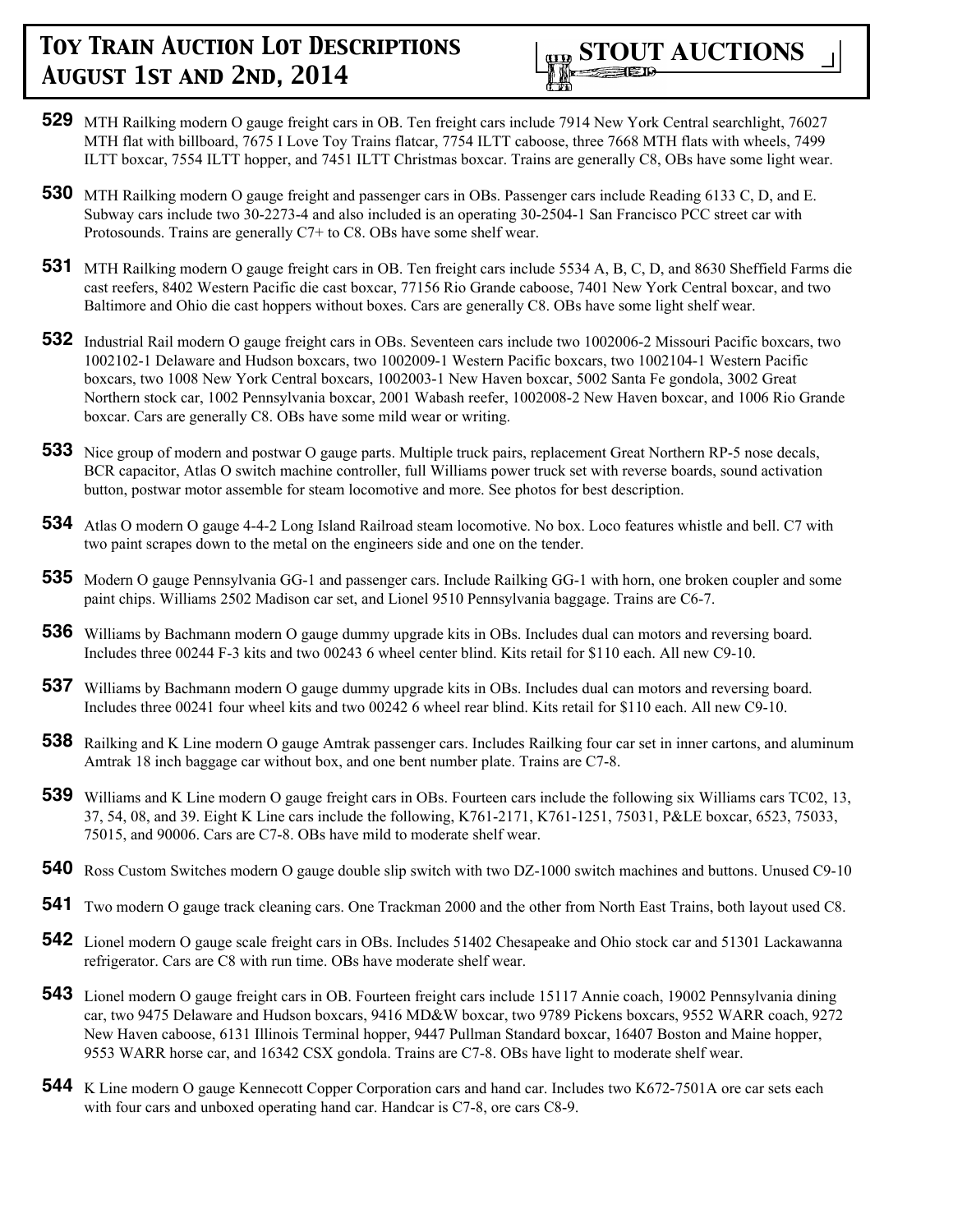**529** MTH Railking modern O gauge freight cars in OB. Ten freight cars include 7914 New York Central searchlight, 76027 MTH flat with billboard, 7675 I Love Toy Trains flatcar, 7754 ILTT caboose, three 7668 MTH flats with wheels, 7499 ILTT boxcar, 7554 ILTT hopper, and 7451 ILTT Christmas boxcar. Trains are generally C8, OBs have some light wear.

**530** MTH Railking modern O gauge freight and passenger cars in OBs. Passenger cars include Reading 6133 C, D, and E. Subway cars include two 30-2273-4 and also included is an operating 30-2504-1 San Francisco PCC street car with Protosounds. Trains are generally C7+ to C8. OBs have some shelf wear.

**531** MTH Railking modern O gauge freight cars in OB. Ten freight cars include 5534 A, B, C, D, and 8630 Sheffield Farms die cast reefers, 8402 Western Pacific die cast boxcar, 77156 Rio Grande caboose, 7401 New York Central boxcar, and two Baltimore and Ohio die cast hoppers without boxes. Cars are generally C8. OBs have some light shelf wear.

**532** Industrial Rail modern O gauge freight cars in OBs. Seventeen cars include two 1002006-2 Missouri Pacific boxcars, two 1002102-1 Delaware and Hudson boxcars, two 1002009-1 Western Pacific boxcars, two 1002104-1 Western Pacific boxcars, two 1008 New York Central boxcars, 1002003-1 New Haven boxcar, 5002 Santa Fe gondola, 3002 Great Northern stock car, 1002 Pennsylvania boxcar, 2001 Wabash reefer, 1002008-2 New Haven boxcar, and 1006 Rio Grande boxcar. Cars are generally C8. OBs have some mild wear or writing.

**533** Nice group of modern and postwar O gauge parts. Multiple truck pairs, replacement Great Northern RP-5 nose decals, BCR capacitor, Atlas O switch machine controller, full Williams power truck set with reverse boards, sound activation button, postwar motor assemble for steam locomotive and more. See photos for best description.

**534** Atlas O modern O gauge 4-4-2 Long Island Railroad steam locomotive. No box. Loco features whistle and bell. C7 with two paint scrapes down to the metal on the engineers side and one on the tender.

**535** Modern O gauge Pennsylvania GG-1 and passenger cars. Include Railking GG-1 with horn, one broken coupler and some paint chips. Williams 2502 Madison car set, and Lionel 9510 Pennsylvania baggage. Trains are C6-7.

**536** Williams by Bachmann modern O gauge dummy upgrade kits in OBs. Includes dual can motors and reversing board. Includes three 00244 F-3 kits and two 00243 6 wheel center blind. Kits retail for $110 each. All new C9-10.

**537** Williams by Bachmann modern O gauge dummy upgrade kits in OBs. Includes dual can motors and reversing board. Includes three 00241 four wheel kits and two 00242 6 wheel rear blind. Kits retail for $110 each. All new C9-10.

**538** Railking and K Line modern O gauge Amtrak passenger cars. Includes Railking four car set in inner cartons, and aluminum Amtrak 18 inch baggage car without box, and one bent number plate. Trains are C7-8.

**539** Williams and K Line modern O gauge freight cars in OBs. Fourteen cars include the following six Williams cars TC02, 13, 37, 54, 08, and 39. Eight K Line cars include the following, K761-2171, K761-1251, 75031, P&LE boxcar, 6523, 75033, 75015, and 90006. Cars are C7-8. OBs have mild to moderate shelf wear.

**540** Ross Custom Switches modern O gauge double slip switch with two DZ-1000 switch machines and buttons. Unused C9-10

**541** Two modern O gauge track cleaning cars. One Trackman 2000 and the other from North East Trains, both layout used C8.

**542** Lionel modern O gauge scale freight cars in OBs. Includes 51402 Chesapeake and Ohio stock car and 51301 Lackawanna refrigerator. Cars are C8 with run time. OBs have moderate shelf wear.

**543** Lionel modern O gauge freight cars in OB. Fourteen freight cars include 15117 Annie coach, 19002 Pennsylvania dining car, two 9475 Delaware and Hudson boxcars, 9416 MD&W boxcar, two 9789 Pickens boxcars, 9552 WARR coach, 9272 New Haven caboose, 6131 Illinois Terminal hopper, 9447 Pullman Standard boxcar, 16407 Boston and Maine hopper, 9553 WARR horse car, and 16342 CSX gondola. Trains are C7-8. OBs have light to moderate shelf wear.

**544** K Line modern O gauge Kennecott Copper Corporation cars and hand car. Includes two K672-7501A ore car sets each with four cars and unboxed operating hand car. Handcar is C7-8, ore cars C8-9.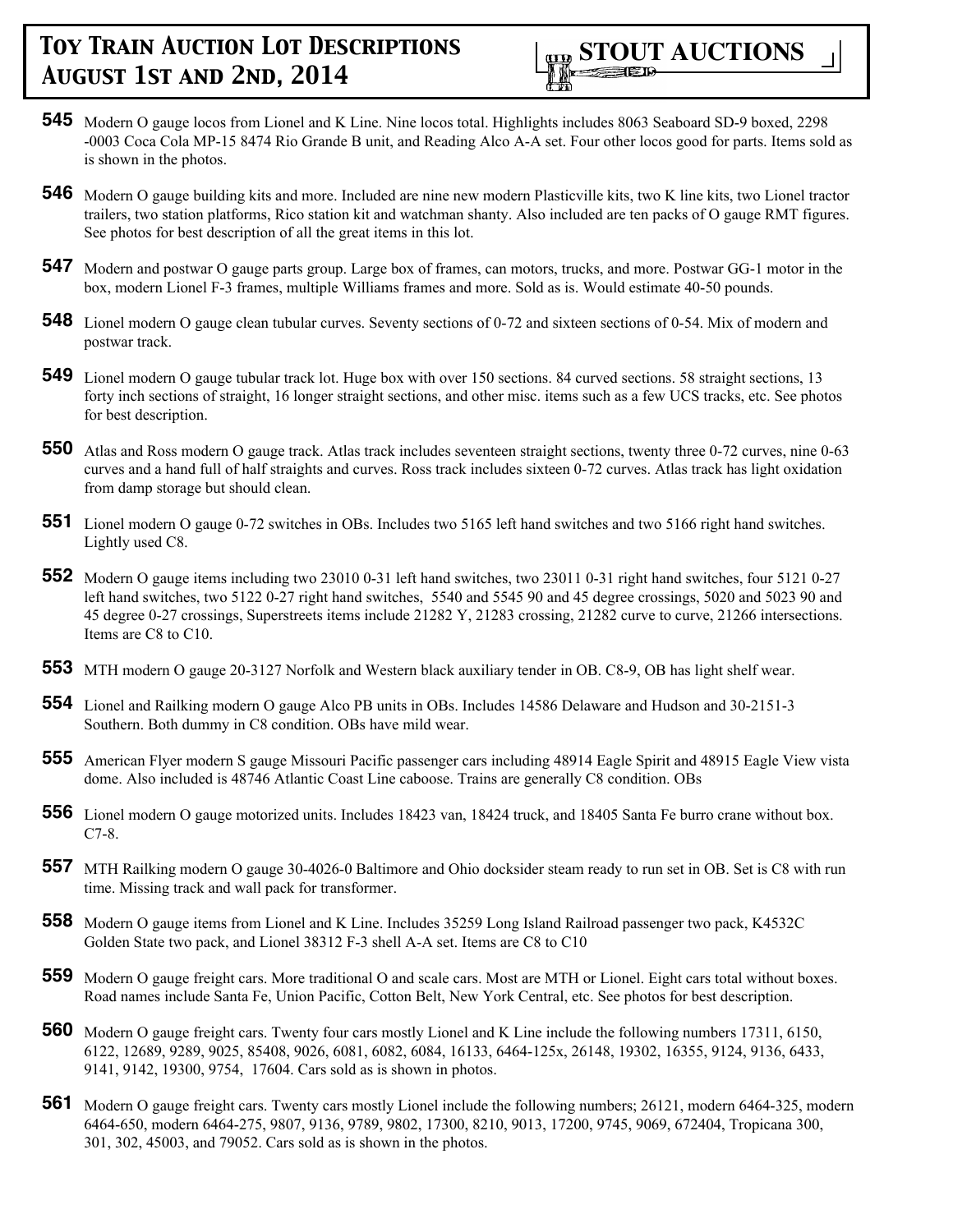**545** Modern O gauge locos from Lionel and K Line. Nine locos total. Highlights includes 8063 Seaboard SD-9 boxed, 2298 -0003 Coca Cola MP-15 8474 Rio Grande B unit, and Reading Alco A-A set. Four other locos good for parts. Items sold as is shown in the photos.

**546** Modern O gauge building kits and more. Included are nine new modern Plasticville kits, two K line kits, two Lionel tractor trailers, two station platforms, Rico station kit and watchman shanty. Also included are ten packs of O gauge RMT figures. See photos for best description of all the great items in this lot.

**547** Modern and postwar O gauge parts group. Large box of frames, can motors, trucks, and more. Postwar GG-1 motor in the box, modern Lionel F-3 frames, multiple Williams frames and more. Sold as is. Would estimate 40-50 pounds.

**548** Lionel modern O gauge clean tubular curves. Seventy sections of 0-72 and sixteen sections of 0-54. Mix of modern and postwar track.

**549** Lionel modern O gauge tubular track lot. Huge box with over 150 sections. 84 curved sections. 58 straight sections, 13 forty inch sections of straight, 16 longer straight sections, and other misc. items such as a few UCS tracks, etc. See photos for best description.

**550** Atlas and Ross modern O gauge track. Atlas track includes seventeen straight sections, twenty three 0-72 curves, nine 0-63 curves and a hand full of half straights and curves. Ross track includes sixteen 0-72 curves. Atlas track has light oxidation from damp storage but should clean.

**551** Lionel modern O gauge 0-72 switches in OBs. Includes two 5165 left hand switches and two 5166 right hand switches. Lightly used C8.

**552** Modern O gauge items including two 23010 0-31 left hand switches, two 23011 0-31 right hand switches, four 5121 0-27 left hand switches, two 5122 0-27 right hand switches, 5540 and 5545 90 and 45 degree crossings, 5020 and 5023 90 and 45 degree 0-27 crossings, Superstreets items include 21282 Y, 21283 crossing, 21282 curve to curve, 21266 intersections. Items are C8 to C10.

**553** MTH modern O gauge 20-3127 Norfolk and Western black auxiliary tender in OB. C8-9, OB has light shelf wear.

**554** Lionel and Railking modern O gauge Alco PB units in OBs. Includes 14586 Delaware and Hudson and 30-2151-3 Southern. Both dummy in C8 condition. OBs have mild wear.

**555** American Flyer modern S gauge Missouri Pacific passenger cars including 48914 Eagle Spirit and 48915 Eagle View vista dome. Also included is 48746 Atlantic Coast Line caboose. Trains are generally C8 condition. OBs

**556** Lionel modern O gauge motorized units. Includes 18423 van, 18424 truck, and 18405 Santa Fe burro crane without box. C7-8.

**557** MTH Railking modern O gauge 30-4026-0 Baltimore and Ohio docksider steam ready to run set in OB. Set is C8 with run time. Missing track and wall pack for transformer.

**558** Modern O gauge items from Lionel and K Line. Includes 35259 Long Island Railroad passenger two pack, K4532C Golden State two pack, and Lionel 38312 F-3 shell A-A set. Items are C8 to C10

**559** Modern O gauge freight cars. More traditional O and scale cars. Most are MTH or Lionel. Eight cars total without boxes. Road names include Santa Fe, Union Pacific, Cotton Belt, New York Central, etc. See photos for best description.

**560** Modern O gauge freight cars. Twenty four cars mostly Lionel and K Line include the following numbers 17311, 6150, 6122, 12689, 9289, 9025, 85408, 9026, 6081, 6082, 6084, 16133, 6464-125x, 26148, 19302, 16355, 9124, 9136, 6433, 9141, 9142, 19300, 9754, 17604. Cars sold as is shown in photos.

**561** Modern O gauge freight cars. Twenty cars mostly Lionel include the following numbers; 26121, modern 6464-325, modern 6464-650, modern 6464-275, 9807, 9136, 9789, 9802, 17300, 8210, 9013, 17200, 9745, 9069, 672404, Tropicana 300, 301, 302, 45003, and 79052. Cars sold as is shown in the photos.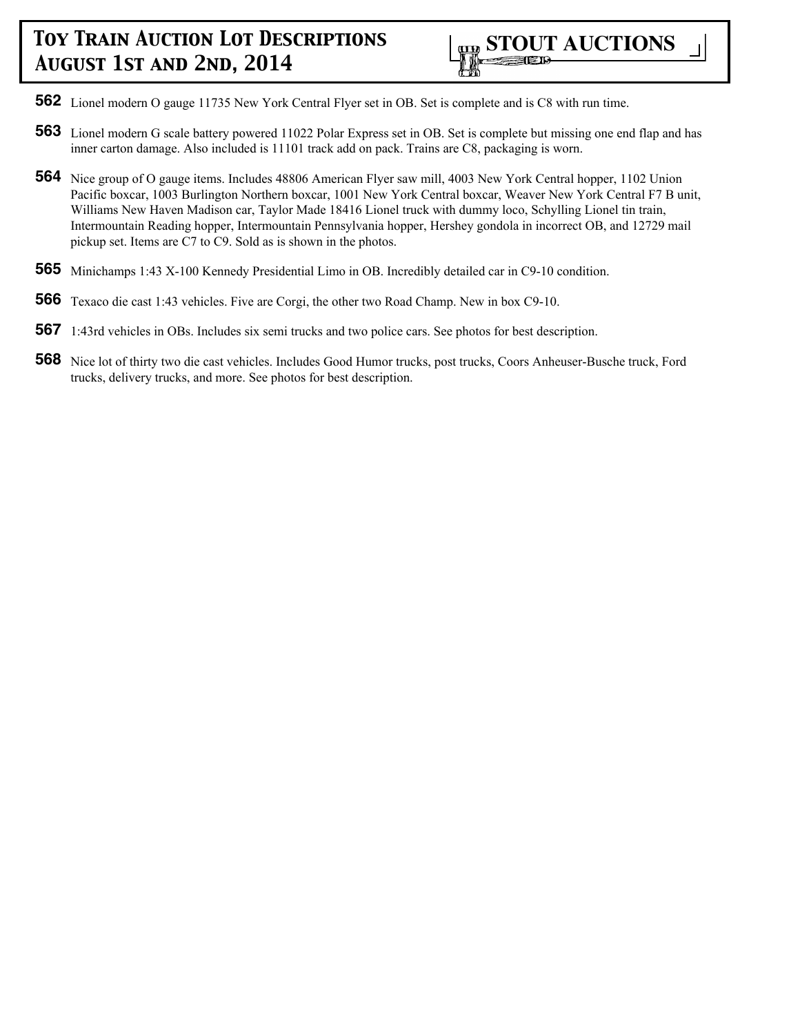**562** Lionel modern O gauge 11735 New York Central Flyer set in OB. Set is complete and is C8 with run time.

**563** Lionel modern G scale battery powered 11022 Polar Express set in OB. Set is complete but missing one end flap and has inner carton damage. Also included is 11101 track add on pack. Trains are C8, packaging is worn.

**564** Nice group of O gauge items. Includes 48806 American Flyer saw mill, 4003 New York Central hopper, 1102 Union Pacific boxcar, 1003 Burlington Northern boxcar, 1001 New York Central boxcar, Weaver New York Central F7 B unit, Williams New Haven Madison car, Taylor Made 18416 Lionel truck with dummy loco, Schylling Lionel tin train, Intermountain Reading hopper, Intermountain Pennsylvania hopper, Hershey gondola in incorrect OB, and 12729 mail pickup set. Items are C7 to C9. Sold as is shown in the photos.

**565** Minichamps 1:43 X-100 Kennedy Presidential Limo in OB. Incredibly detailed car in C9-10 condition.

**566** Texaco die cast 1:43 vehicles. Five are Corgi, the other two Road Champ. New in box C9-10.

**567** 1:43rd vehicles in OBs. Includes six semi trucks and two police cars. See photos for best description.

**568** Nice lot of thirty two die cast vehicles. Includes Good Humor trucks, post trucks, Coors Anheuser-Busche truck, Ford trucks, delivery trucks, and more. See photos for best description.